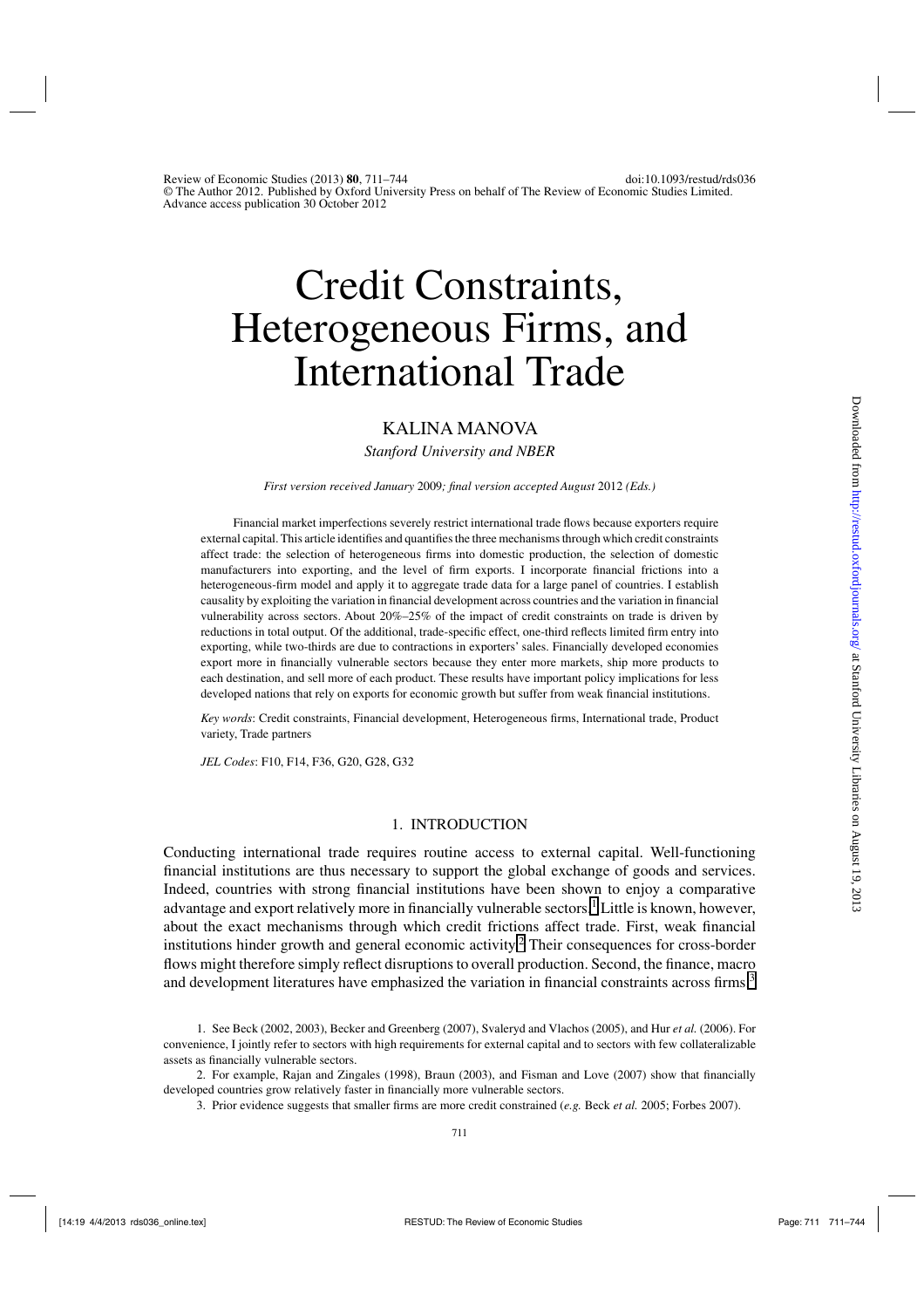Review of Economic Studies (2013) **80**, 711–744 doi:10.1093/restud/rds036
© The Author 2012. Published by Oxford University Press on behalf of The Review of Economic Studies Limited.
Advance access publication 30 October 2012

# Credit Constraints, Heterogeneous Firms, and International Trade

## KALINA MANOVA

*Stanford University and NBER*

*First version received January* 2009*; final version accepted August* 2012 *(Eds.)*

Financial market imperfections severely restrict international trade flows because exporters require external capital. This article identifies and quantifies the three mechanisms through which credit constraints affect trade: the selection of heterogeneous firms into domestic production, the selection of domestic manufacturers into exporting, and the level of firm exports. I incorporate financial frictions into a heterogeneous-firm model and apply it to aggregate trade data for a large panel of countries. I establish causality by exploiting the variation in financial development across countries and the variation in financial vulnerability across sectors. About 20%–25% of the impact of credit constraints on trade is driven by reductions in total output. Of the additional, trade-specific effect, one-third reflects limited firm entry into exporting, while two-thirds are due to contractions in exporters' sales. Financially developed economies export more in financially vulnerable sectors because they enter more markets, ship more products to each destination, and sell more of each product. These results have important policy implications for less developed nations that rely on exports for economic growth but suffer from weak financial institutions.

*Key words*: Credit constraints, Financial development, Heterogeneous firms, International trade, Product variety, Trade partners

*JEL Codes*: F10, F14, F36, G20, G28, G32

## 1. INTRODUCTION

Conducting international trade requires routine access to external capital. Well-functioning financial institutions are thus necessary to support the global exchange of goods and services. Indeed, countries with strong financial institutions have been shown to enjoy a comparative advantage and export relatively more in financially vulnerable sectors.[1] Little is known, however, about the exact mechanisms through which credit frictions affect trade. First, weak financial institutions hinder growth and general economic activity.[2] Their consequences for cross-border flows might therefore simply reflect disruptions to overall production. Second, the finance, macro and development literatures have emphasized the variation in financial constraints across firms.[3]

1. See Beck (2002, 2003), Becker and Greenberg (2007), Svaleryd and Vlachos (2005), and Hur *et al.* (2006). For convenience, I jointly refer to sectors with high requirements for external capital and to sectors with few collateralizable assets as financially vulnerable sectors.

2. For example, Rajan and Zingales (1998), Braun (2003), and Fisman and Love (2007) show that financially developed countries grow relatively faster in financially more vulnerable sectors.

3. Prior evidence suggests that smaller firms are more credit constrained (*e.g.* Beck *et al.* 2005; Forbes 2007).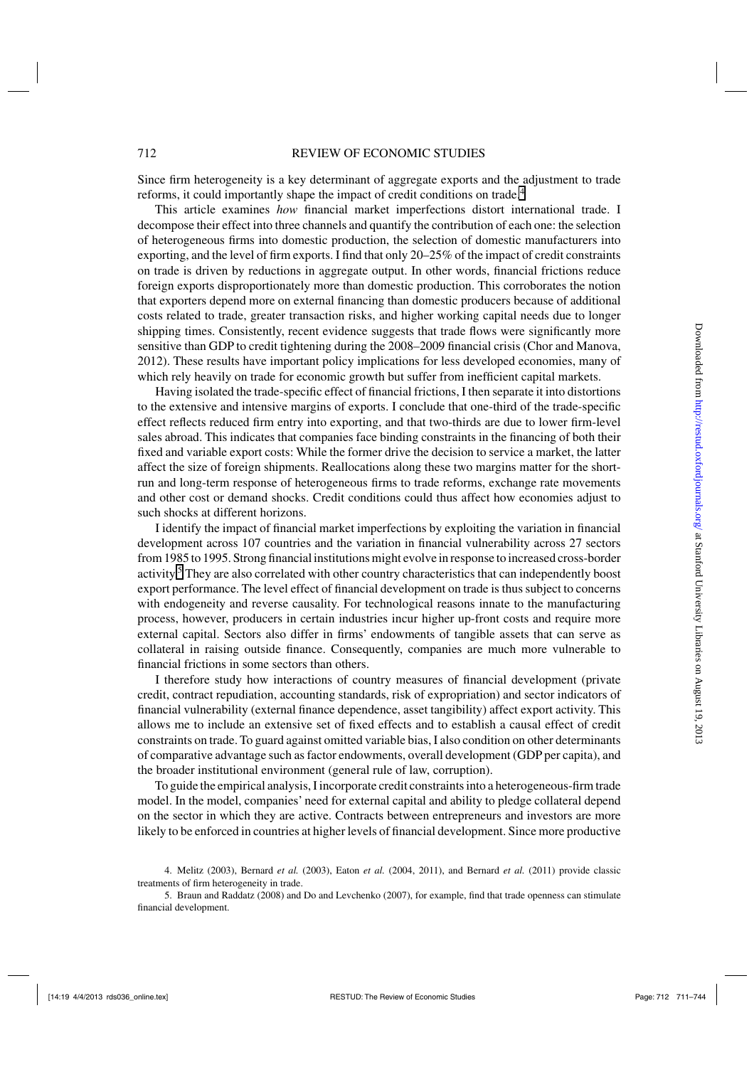Since firm heterogeneity is a key determinant of aggregate exports and the adjustment to trade reforms, it could importantly shape the impact of credit conditions on trade.[4]

This article examines *how* financial market imperfections distort international trade. I decompose their effect into three channels and quantify the contribution of each one: the selection of heterogeneous firms into domestic production, the selection of domestic manufacturers into exporting, and the level of firm exports. I find that only 20–25% of the impact of credit constraints on trade is driven by reductions in aggregate output. In other words, financial frictions reduce foreign exports disproportionately more than domestic production. This corroborates the notion that exporters depend more on external financing than domestic producers because of additional costs related to trade, greater transaction risks, and higher working capital needs due to longer shipping times. Consistently, recent evidence suggests that trade flows were significantly more sensitive than GDP to credit tightening during the 2008–2009 financial crisis (Chor and Manova, 2012). These results have important policy implications for less developed economies, many of which rely heavily on trade for economic growth but suffer from inefficient capital markets.

Having isolated the trade-specific effect of financial frictions, I then separate it into distortions to the extensive and intensive margins of exports. I conclude that one-third of the trade-specific effect reflects reduced firm entry into exporting, and that two-thirds are due to lower firm-level sales abroad. This indicates that companies face binding constraints in the financing of both their fixed and variable export costs: While the former drive the decision to service a market, the latter affect the size of foreign shipments. Reallocations along these two margins matter for the short-run and long-term response of heterogeneous firms to trade reforms, exchange rate movements and other cost or demand shocks. Credit conditions could thus affect how economies adjust to such shocks at different horizons.

I identify the impact of financial market imperfections by exploiting the variation in financial development across 107 countries and the variation in financial vulnerability across 27 sectors from 1985 to 1995. Strong financial institutions might evolve in response to increased cross-border activity.[5] They are also correlated with other country characteristics that can independently boost export performance. The level effect of financial development on trade is thus subject to concerns with endogeneity and reverse causality. For technological reasons innate to the manufacturing process, however, producers in certain industries incur higher up-front costs and require more external capital. Sectors also differ in firms' endowments of tangible assets that can serve as collateral in raising outside finance. Consequently, companies are much more vulnerable to financial frictions in some sectors than others.

I therefore study how interactions of country measures of financial development (private credit, contract repudiation, accounting standards, risk of expropriation) and sector indicators of financial vulnerability (external finance dependence, asset tangibility) affect export activity. This allows me to include an extensive set of fixed effects and to establish a causal effect of credit constraints on trade. To guard against omitted variable bias, I also condition on other determinants of comparative advantage such as factor endowments, overall development (GDP per capita), and the broader institutional environment (general rule of law, corruption).

To guide the empirical analysis, I incorporate credit constraints into a heterogeneous-firm trade model. In the model, companies' need for external capital and ability to pledge collateral depend on the sector in which they are active. Contracts between entrepreneurs and investors are more likely to be enforced in countries at higher levels of financial development. Since more productive

4. Melitz (2003), Bernard *et al.* (2003), Eaton *et al.* (2004, 2011), and Bernard *et al.* (2011) provide classic treatments of firm heterogeneity in trade.

5. Braun and Raddatz (2008) and Do and Levchenko (2007), for example, find that trade openness can stimulate financial development.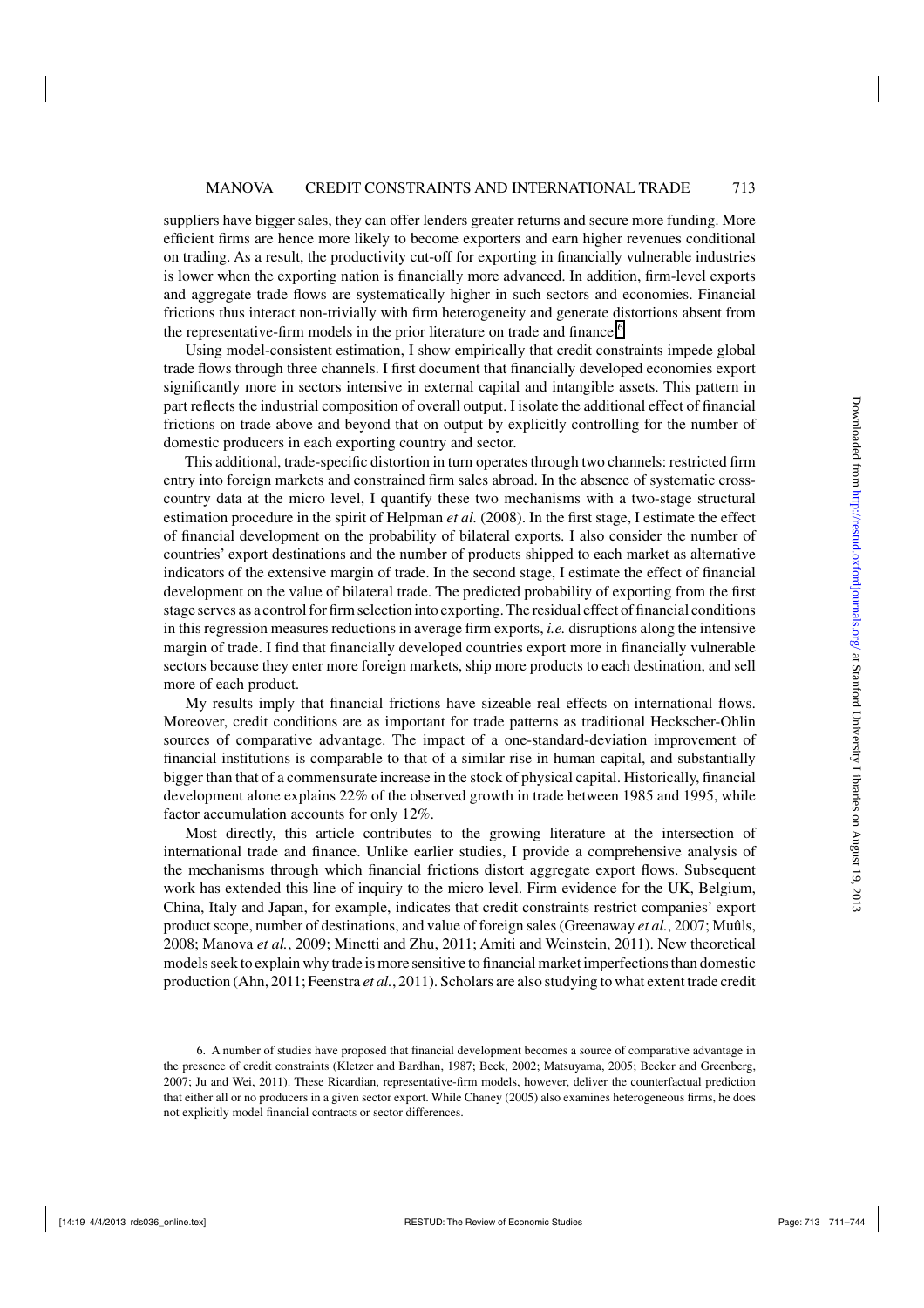suppliers have bigger sales, they can offer lenders greater returns and secure more funding. More efficient firms are hence more likely to become exporters and earn higher revenues conditional on trading. As a result, the productivity cut-off for exporting in financially vulnerable industries is lower when the exporting nation is financially more advanced. In addition, firm-level exports and aggregate trade flows are systematically higher in such sectors and economies. Financial frictions thus interact non-trivially with firm heterogeneity and generate distortions absent from the representative-firm models in the prior literature on trade and finance.[6]

Using model-consistent estimation, I show empirically that credit constraints impede global trade flows through three channels. I first document that financially developed economies export significantly more in sectors intensive in external capital and intangible assets. This pattern in part reflects the industrial composition of overall output. I isolate the additional effect of financial frictions on trade above and beyond that on output by explicitly controlling for the number of domestic producers in each exporting country and sector.

This additional, trade-specific distortion in turn operates through two channels: restricted firm entry into foreign markets and constrained firm sales abroad. In the absence of systematic cross-country data at the micro level, I quantify these two mechanisms with a two-stage structural estimation procedure in the spirit of Helpman *et al.* (2008). In the first stage, I estimate the effect of financial development on the probability of bilateral exports. I also consider the number of countries' export destinations and the number of products shipped to each market as alternative indicators of the extensive margin of trade. In the second stage, I estimate the effect of financial development on the value of bilateral trade. The predicted probability of exporting from the first stage serves as a control for firm selection into exporting. The residual effect of financial conditions in this regression measures reductions in average firm exports, *i.e.* disruptions along the intensive margin of trade. I find that financially developed countries export more in financially vulnerable sectors because they enter more foreign markets, ship more products to each destination, and sell more of each product.

My results imply that financial frictions have sizeable real effects on international flows. Moreover, credit conditions are as important for trade patterns as traditional Heckscher-Ohlin sources of comparative advantage. The impact of a one-standard-deviation improvement of financial institutions is comparable to that of a similar rise in human capital, and substantially bigger than that of a commensurate increase in the stock of physical capital. Historically, financial development alone explains 22% of the observed growth in trade between 1985 and 1995, while factor accumulation accounts for only 12%.

Most directly, this article contributes to the growing literature at the intersection of international trade and finance. Unlike earlier studies, I provide a comprehensive analysis of the mechanisms through which financial frictions distort aggregate export flows. Subsequent work has extended this line of inquiry to the micro level. Firm evidence for the UK, Belgium, China, Italy and Japan, for example, indicates that credit constraints restrict companies' export product scope, number of destinations, and value of foreign sales (Greenaway *et al.*, 2007; Muûls, 2008; Manova *et al.*, 2009; Minetti and Zhu, 2011; Amiti and Weinstein, 2011). New theoretical models seek to explain why trade is more sensitive to financial market imperfections than domestic production (Ahn, 2011; Feenstra *et al.*, 2011). Scholars are also studying to what extent trade credit

6. A number of studies have proposed that financial development becomes a source of comparative advantage in the presence of credit constraints (Kletzer and Bardhan, 1987; Beck, 2002; Matsuyama, 2005; Becker and Greenberg, 2007; Ju and Wei, 2011). These Ricardian, representative-firm models, however, deliver the counterfactual prediction that either all or no producers in a given sector export. While Chaney (2005) also examines heterogeneous firms, he does not explicitly model financial contracts or sector differences.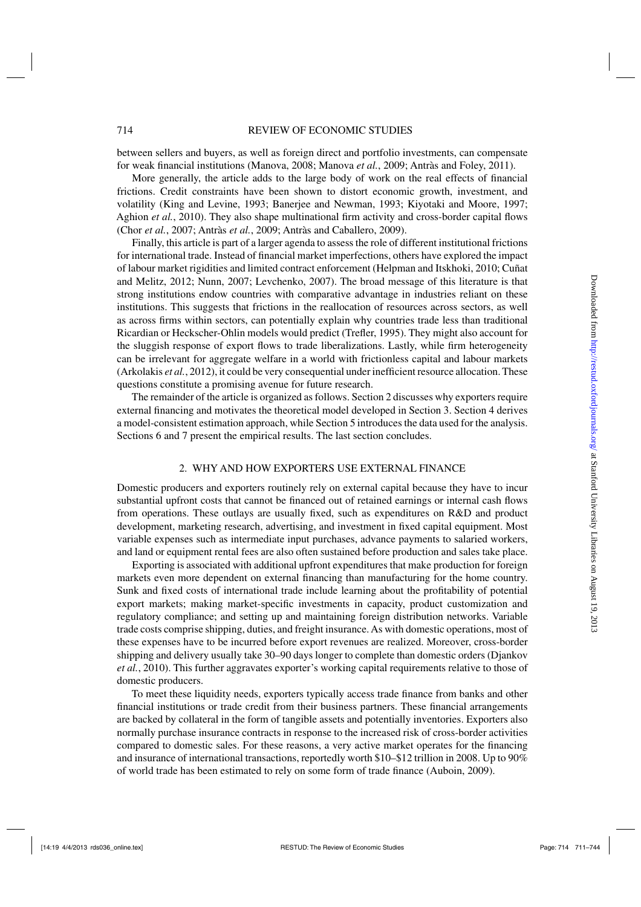between sellers and buyers, as well as foreign direct and portfolio investments, can compensate for weak financial institutions (Manova, 2008; Manova *et al.*, 2009; Antràs and Foley, 2011).

More generally, the article adds to the large body of work on the real effects of financial frictions. Credit constraints have been shown to distort economic growth, investment, and volatility (King and Levine, 1993; Banerjee and Newman, 1993; Kiyotaki and Moore, 1997; Aghion *et al.*, 2010). They also shape multinational firm activity and cross-border capital flows (Chor *et al.*, 2007; Antràs *et al.*, 2009; Antràs and Caballero, 2009).

Finally, this article is part of a larger agenda to assess the role of different institutional frictions for international trade. Instead of financial market imperfections, others have explored the impact of labour market rigidities and limited contract enforcement (Helpman and Itskhoki, 2010; Cuñat and Melitz, 2012; Nunn, 2007; Levchenko, 2007). The broad message of this literature is that strong institutions endow countries with comparative advantage in industries reliant on these institutions. This suggests that frictions in the reallocation of resources across sectors, as well as across firms within sectors, can potentially explain why countries trade less than traditional Ricardian or Heckscher-Ohlin models would predict (Trefler, 1995). They might also account for the sluggish response of export flows to trade liberalizations. Lastly, while firm heterogeneity can be irrelevant for aggregate welfare in a world with frictionless capital and labour markets (Arkolakis *et al.*, 2012), it could be very consequential under inefficient resource allocation. These questions constitute a promising avenue for future research.

The remainder of the article is organized as follows. Section 2 discusses why exporters require external financing and motivates the theoretical model developed in Section 3. Section 4 derives a model-consistent estimation approach, while Section 5 introduces the data used for the analysis. Sections 6 and 7 present the empirical results. The last section concludes.

## 2. WHY AND HOW EXPORTERS USE EXTERNAL FINANCE

Domestic producers and exporters routinely rely on external capital because they have to incur substantial upfront costs that cannot be financed out of retained earnings or internal cash flows from operations. These outlays are usually fixed, such as expenditures on R&D and product development, marketing research, advertising, and investment in fixed capital equipment. Most variable expenses such as intermediate input purchases, advance payments to salaried workers, and land or equipment rental fees are also often sustained before production and sales take place.

Exporting is associated with additional upfront expenditures that make production for foreign markets even more dependent on external financing than manufacturing for the home country. Sunk and fixed costs of international trade include learning about the profitability of potential export markets; making market-specific investments in capacity, product customization and regulatory compliance; and setting up and maintaining foreign distribution networks. Variable trade costs comprise shipping, duties, and freight insurance. As with domestic operations, most of these expenses have to be incurred before export revenues are realized. Moreover, cross-border shipping and delivery usually take 30–90 days longer to complete than domestic orders (Djankov *et al.*, 2010). This further aggravates exporter's working capital requirements relative to those of domestic producers.

To meet these liquidity needs, exporters typically access trade finance from banks and other financial institutions or trade credit from their business partners. These financial arrangements are backed by collateral in the form of tangible assets and potentially inventories. Exporters also normally purchase insurance contracts in response to the increased risk of cross-border activities compared to domestic sales. For these reasons, a very active market operates for the financing and insurance of international transactions, reportedly worth \$10–\$12 trillion in 2008. Up to 90% of world trade has been estimated to rely on some form of trade finance (Auboin, 2009).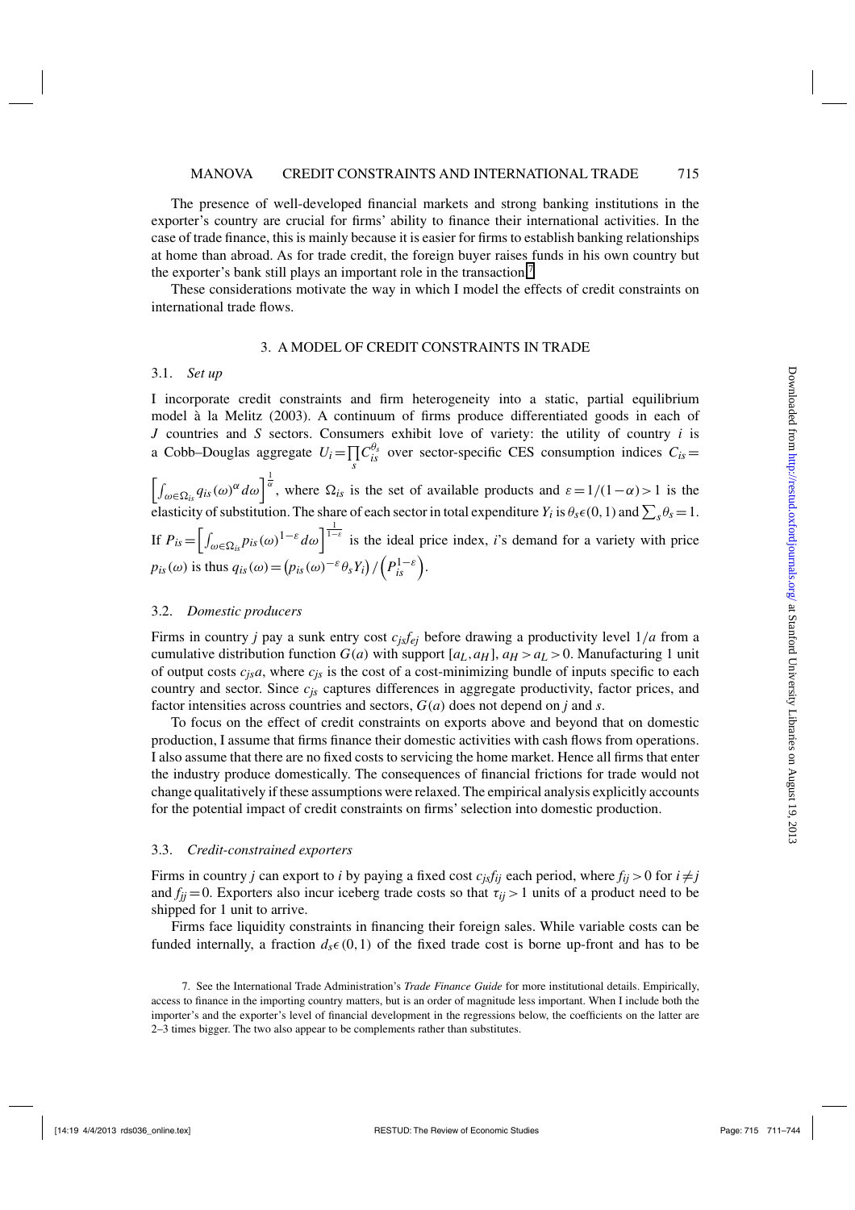The presence of well-developed financial markets and strong banking institutions in the exporter's country are crucial for firms' ability to finance their international activities. In the case of trade finance, this is mainly because it is easier for firms to establish banking relationships at home than abroad. As for trade credit, the foreign buyer raises funds in his own country but the exporter's bank still plays an important role in the transaction.[7]

These considerations motivate the way in which I model the effects of credit constraints on international trade flows.

## 3. A MODEL OF CREDIT CONSTRAINTS IN TRADE

### 3.1. *Set up*

I incorporate credit constraints and firm heterogeneity into a static, partial equilibrium model à la Melitz (2003). A continuum of firms produce differentiated goods in each of $J$ countries and $S$ sectors. Consumers exhibit love of variety: the utility of country $i$ is a Cobb–Douglas aggregate $U_i = \prod_s C_{is}^{\theta_s}$ over sector-specific CES consumption indices $C_{is} = \left[\int_{\omega \in \Omega_{is}} q_{is}(\omega)^{\alpha} d\omega\right]^{\frac{1}{\alpha}}$, where $\Omega_{is}$ is the set of available products and $\varepsilon = 1/(1-\alpha) > 1$ is the elasticity of substitution. The share of each sector in total expenditure $Y_i$ is $\theta_s \epsilon (0,1)$ and $\sum_s \theta_s = 1$. If $P_{is} = \left[\int_{\omega \in \Omega_{is}} p_{is}(\omega)^{1-\varepsilon} d\omega\right]^{\frac{1}{1-\varepsilon}}$ is the ideal price index, $i$'s demand for a variety with price $p_{is}(\omega)$ is thus $q_{is}(\omega) = \left(p_{is}(\omega)^{-\varepsilon}\theta_s Y_i\right) / \left(P_{is}^{1-\varepsilon}\right)$.

### 3.2. *Domestic producers*

Firms in country $j$ pay a sunk entry cost $c_{js}f_{ej}$ before drawing a productivity level $1/a$ from a cumulative distribution function $G(a)$ with support $[a_L, a_H]$, $a_H > a_L > 0$. Manufacturing 1 unit of output costs $c_{js}a$, where $c_{js}$ is the cost of a cost-minimizing bundle of inputs specific to each country and sector. Since $c_{js}$ captures differences in aggregate productivity, factor prices, and factor intensities across countries and sectors, $G(a)$ does not depend on $j$ and $s$.

To focus on the effect of credit constraints on exports above and beyond that on domestic production, I assume that firms finance their domestic activities with cash flows from operations. I also assume that there are no fixed costs to servicing the home market. Hence all firms that enter the industry produce domestically. The consequences of financial frictions for trade would not change qualitatively if these assumptions were relaxed. The empirical analysis explicitly accounts for the potential impact of credit constraints on firms' selection into domestic production.

### 3.3. *Credit-constrained exporters*

Firms in country $j$ can export to $i$ by paying a fixed cost $c_{js}f_{ij}$ each period, where $f_{ij} > 0$ for $i \neq j$ and $f_{jj} = 0$. Exporters also incur iceberg trade costs so that $\tau_{ij} > 1$ units of a product need to be shipped for 1 unit to arrive.

Firms face liquidity constraints in financing their foreign sales. While variable costs can be funded internally, a fraction $d_s \epsilon (0,1)$ of the fixed trade cost is borne up-front and has to be

7. See the International Trade Administration's *Trade Finance Guide* for more institutional details. Empirically, access to finance in the importing country matters, but is an order of magnitude less important. When I include both the importer's and the exporter's level of financial development in the regressions below, the coefficients on the latter are 2–3 times bigger. The two also appear to be complements rather than substitutes.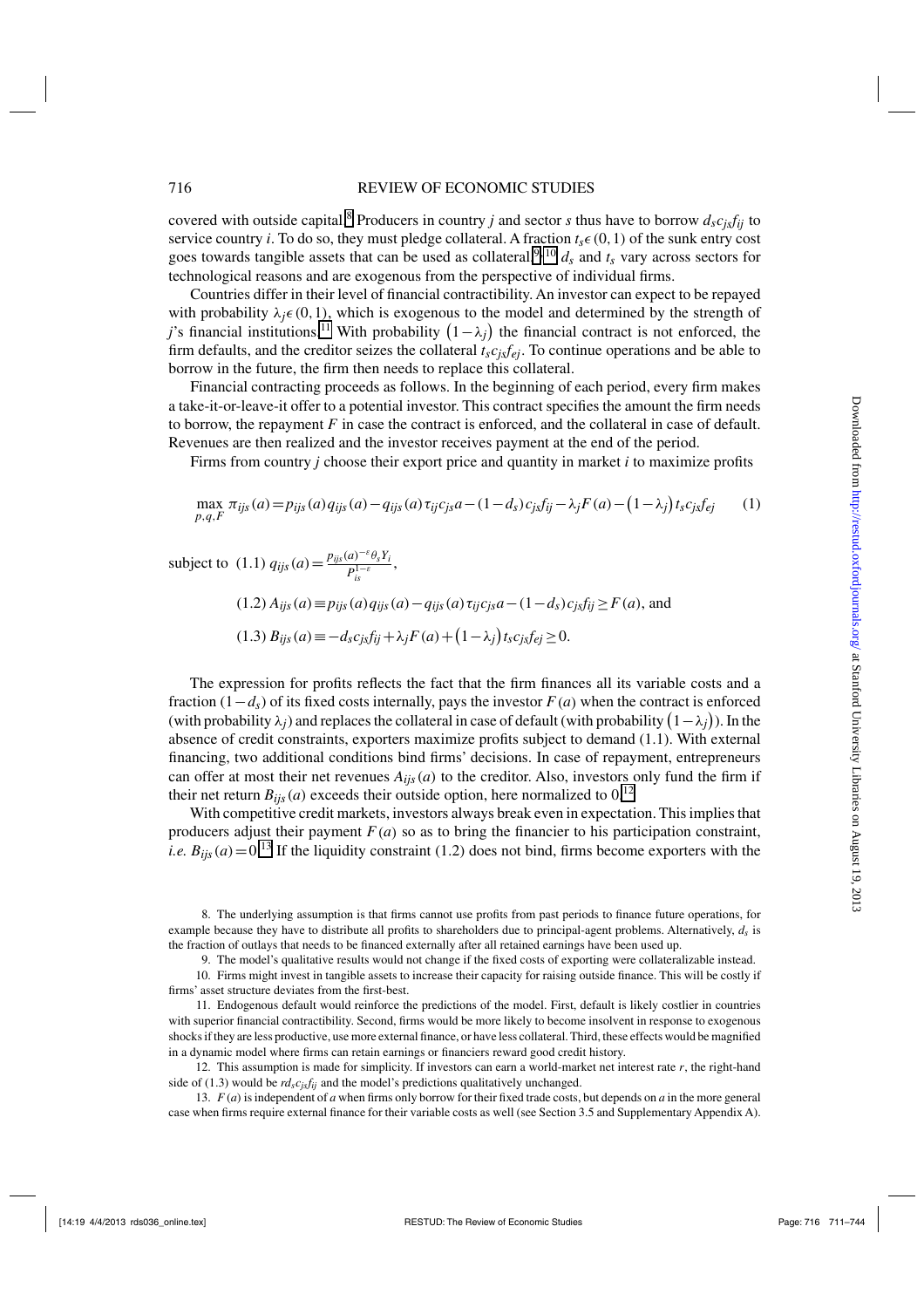covered with outside capital.[8] Producers in country $j$ and sector $s$ thus have to borrow $d_s c_{js} f_{ij}$ to service country $i$. To do so, they must pledge collateral. A fraction $t_s \epsilon (0,1)$ of the sunk entry cost goes towards tangible assets that can be used as collateral.[9,10] $d_s$ and $t_s$ vary across sectors for technological reasons and are exogenous from the perspective of individual firms.

Countries differ in their level of financial contractibility. An investor can expect to be repayed with probability $\lambda_j \epsilon (0,1)$, which is exogenous to the model and determined by the strength of $j$'s financial institutions.[11] With probability $(1-\lambda_j)$ the financial contract is not enforced, the firm defaults, and the creditor seizes the collateral $t_s c_{js} f_{ej}$. To continue operations and be able to borrow in the future, the firm then needs to replace this collateral.

Financial contracting proceeds as follows. In the beginning of each period, every firm makes a take-it-or-leave-it offer to a potential investor. This contract specifies the amount the firm needs to borrow, the repayment $F$ in case the contract is enforced, and the collateral in case of default. Revenues are then realized and the investor receives payment at the end of the period.

Firms from country $j$ choose their export price and quantity in market $i$ to maximize profits

$$\max_{p,q,F} \pi_{ijs}(a) = p_{ijs}(a) q_{ijs}(a) - q_{ijs}(a) \tau_{ij} c_{js} a - (1-d_s) c_{js} f_{ij} - \lambda_j F(a) - (1-\lambda_j) t_s c_{js} f_{ej} \tag{1}$$

subject to (1.1) $q_{ijs}(a) = \frac{p_{ijs}(a)^{-\varepsilon} \theta_s Y_i}{P_{is}^{1-\varepsilon}}$,

(1.2) $A_{ijs}(a) \equiv p_{ijs}(a) q_{ijs}(a) - q_{ijs}(a) \tau_{ij} c_{js} a - (1-d_s) c_{js} f_{ij} \geq F(a)$, and

(1.3) $B_{ijs}(a) \equiv -d_s c_{js} f_{ij} + \lambda_j F(a) + (1-\lambda_j) t_s c_{js} f_{ej} \geq 0$.

The expression for profits reflects the fact that the firm finances all its variable costs and a fraction $(1-d_s)$ of its fixed costs internally, pays the investor $F(a)$ when the contract is enforced (with probability $\lambda_j$) and replaces the collateral in case of default (with probability $(1-\lambda_j)$). In the absence of credit constraints, exporters maximize profits subject to demand (1.1). With external financing, two additional conditions bind firms' decisions. In case of repayment, entrepreneurs can offer at most their net revenues $A_{ijs}(a)$ to the creditor. Also, investors only fund the firm if their net return $B_{ijs}(a)$ exceeds their outside option, here normalized to 0.[12]

With competitive credit markets, investors always break even in expectation. This implies that producers adjust their payment $F(a)$ so as to bring the financier to his participation constraint, *i.e.* $B_{ijs}(a) = 0$.[13] If the liquidity constraint (1.2) does not bind, firms become exporters with the

8. The underlying assumption is that firms cannot use profits from past periods to finance future operations, for example because they have to distribute all profits to shareholders due to principal-agent problems. Alternatively, $d_s$ is the fraction of outlays that needs to be financed externally after all retained earnings have been used up.

9. The model's qualitative results would not change if the fixed costs of exporting were collateralizable instead.

10. Firms might invest in tangible assets to increase their capacity for raising outside finance. This will be costly if firms' asset structure deviates from the first-best.

11. Endogenous default would reinforce the predictions of the model. First, default is likely costlier in countries with superior financial contractibility. Second, firms would be more likely to become insolvent in response to exogenous shocks if they are less productive, use more external finance, or have less collateral. Third, these effects would be magnified in a dynamic model where firms can retain earnings or financiers reward good credit history.

12. This assumption is made for simplicity. If investors can earn a world-market net interest rate $r$, the right-hand side of (1.3) would be $r d_s c_{js} f_{ij}$ and the model's predictions qualitatively unchanged.

13. $F(a)$ is independent of $a$ when firms only borrow for their fixed trade costs, but depends on $a$ in the more general case when firms require external finance for their variable costs as well (see Section 3.5 and Supplementary Appendix A).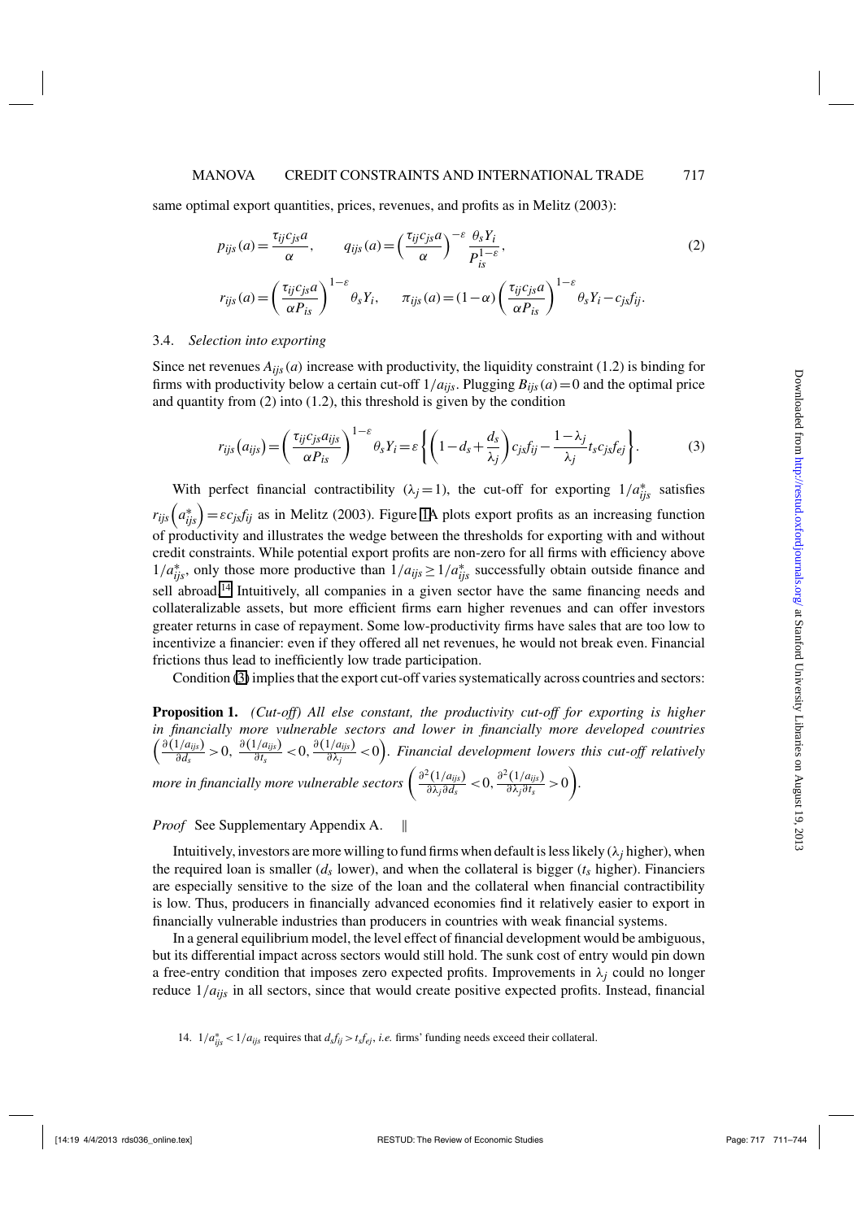same optimal export quantities, prices, revenues, and profits as in Melitz (2003):

$$p_{ijs}(a) = \frac{\tau_{ij} c_{js} a}{\alpha}, \qquad q_{ijs}(a) = \left(\frac{\tau_{ij} c_{js} a}{\alpha}\right)^{-\varepsilon} \frac{\theta_s Y_i}{P_{is}^{1-\varepsilon}}, \tag{2}$$

$$r_{ijs}(a) = \left(\frac{\tau_{ij} c_{js} a}{\alpha P_{is}}\right)^{1-\varepsilon} \theta_s Y_i, \qquad \pi_{ijs}(a) = (1-\alpha)\left(\frac{\tau_{ij} c_{js} a}{\alpha P_{is}}\right)^{1-\varepsilon} \theta_s Y_i - c_{js} f_{ij}.$$

### 3.4. *Selection into exporting*

Since net revenues $A_{ijs}(a)$ increase with productivity, the liquidity constraint (1.2) is binding for firms with productivity below a certain cut-off $1/a_{ijs}$. Plugging $B_{ijs}(a) = 0$ and the optimal price and quantity from (2) into (1.2), this threshold is given by the condition

$$r_{ijs}(a_{ijs}) = \left(\frac{\tau_{ij} c_{js} a_{ijs}}{\alpha P_{is}}\right)^{1-\varepsilon} \theta_s Y_i = \varepsilon \left\{ \left(1 - d_s + \frac{d_s}{\lambda_j}\right) c_{js} f_{ij} - \frac{1-\lambda_j}{\lambda_j} t_s c_{js} f_{ej} \right\}. \tag{3}$$

With perfect financial contractibility ($\lambda_j = 1$), the cut-off for exporting $1/a^*_{ijs}$ satisfies $r_{ijs}\left(a^*_{ijs}\right) = \varepsilon c_{js} f_{ij}$ as in Melitz (2003). Figure 1A plots export profits as an increasing function of productivity and illustrates the wedge between the thresholds for exporting with and without credit constraints. While potential export profits are non-zero for all firms with efficiency above $1/a^*_{ijs}$, only those more productive than $1/a_{ijs} \geq 1/a^*_{ijs}$ successfully obtain outside finance and sell abroad.[14] Intuitively, all companies in a given sector have the same financing needs and collateralizable assets, but more efficient firms earn higher revenues and can offer investors greater returns in case of repayment. Some low-productivity firms have sales that are too low to incentivize a financier: even if they offered all net revenues, he would not break even. Financial frictions thus lead to inefficiently low trade participation.

Condition (3) implies that the export cut-off varies systematically across countries and sectors:

**Proposition 1.** *(Cut-off) All else constant, the productivity cut-off for exporting is higher in financially more vulnerable sectors and lower in financially more developed countries* $\left(\frac{\partial(1/a_{ijs})}{\partial d_s} > 0,\ \frac{\partial(1/a_{ijs})}{\partial t_s} < 0,\ \frac{\partial(1/a_{ijs})}{\partial \lambda_j} < 0\right)$*. Financial development lowers this cut-off relatively more in financially more vulnerable sectors* $\left(\frac{\partial^2(1/a_{ijs})}{\partial \lambda_j \partial d_s} < 0,\ \frac{\partial^2(1/a_{ijs})}{\partial \lambda_j \partial t_s} > 0\right)$.

*Proof* See Supplementary Appendix A. ‖

Intuitively, investors are more willing to fund firms when default is less likely ($\lambda_j$ higher), when the required loan is smaller ($d_s$ lower), and when the collateral is bigger ($t_s$ higher). Financiers are especially sensitive to the size of the loan and the collateral when financial contractibility is low. Thus, producers in financially advanced economies find it relatively easier to export in financially vulnerable industries than producers in countries with weak financial systems.

In a general equilibrium model, the level effect of financial development would be ambiguous, but its differential impact across sectors would still hold. The sunk cost of entry would pin down a free-entry condition that imposes zero expected profits. Improvements in $\lambda_j$ could no longer reduce $1/a_{ijs}$ in all sectors, since that would create positive expected profits. Instead, financial

14. $1/a^*_{ijs} < 1/a_{ijs}$ requires that $d_s f_{ij} > t_s f_{ej}$, *i.e.* firms' funding needs exceed their collateral.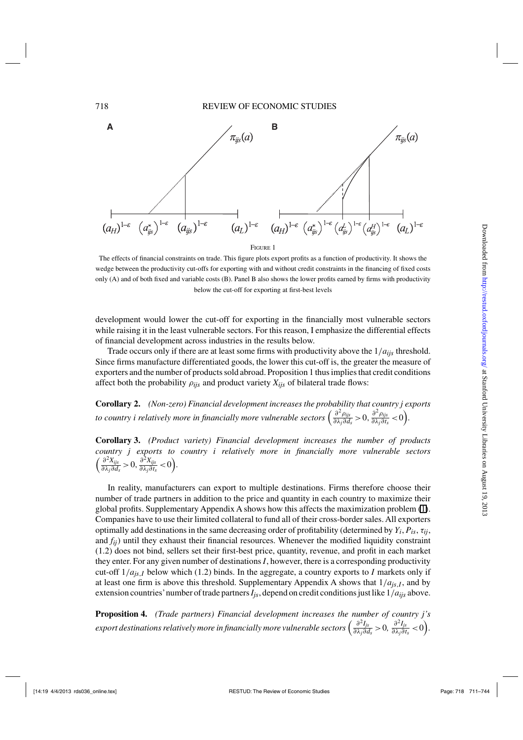FIGURE 1

The effects of financial constraints on trade. This figure plots export profits as a function of productivity. It shows the wedge between the productivity cut-offs for exporting with and without credit constraints in the financing of fixed costs only (A) and of both fixed and variable costs (B). Panel B also shows the lower profits earned by firms with productivity below the cut-off for exporting at first-best levels

development would lower the cut-off for exporting in the financially most vulnerable sectors while raising it in the least vulnerable sectors. For this reason, I emphasize the differential effects of financial development across industries in the results below.

Trade occurs only if there are at least some firms with productivity above the $1/a_{ijs}$ threshold. Since firms manufacture differentiated goods, the lower this cut-off is, the greater the measure of exporters and the number of products sold abroad. Proposition 1 thus implies that credit conditions affect both the probability $\rho_{ijs}$ and product variety $X_{ijs}$ of bilateral trade flows:

**Corollary 2.** *(Non-zero) Financial development increases the probability that country j exports to country i relatively more in financially more vulnerable sectors* $\left(\frac{\partial^2 \rho_{ijs}}{\partial \lambda_j \partial d_s} > 0, \frac{\partial^2 \rho_{ijs}}{\partial \lambda_j \partial t_s} < 0\right)$.

**Corollary 3.** *(Product variety) Financial development increases the number of products country j exports to country i relatively more in financially more vulnerable sectors* $\left(\frac{\partial^2 X_{ijs}}{\partial \lambda_j \partial d_s} > 0, \frac{\partial^2 X_{ijs}}{\partial \lambda_j \partial t_s} < 0\right)$.

In reality, manufacturers can export to multiple destinations. Firms therefore choose their number of trade partners in addition to the price and quantity in each country to maximize their global profits. Supplementary Appendix A shows how this affects the maximization problem (1). Companies have to use their limited collateral to fund all of their cross-border sales. All exporters optimally add destinations in the same decreasing order of profitability (determined by $Y_i$, $P_{is}$, $\tau_{ij}$, and $f_{ij}$) until they exhaust their financial resources. Whenever the modified liquidity constraint (1.2) does not bind, sellers set their first-best price, quantity, revenue, and profit in each market they enter. For any given number of destinations $I$, however, there is a corresponding productivity cut-off $1/a_{js,I}$ below which (1.2) binds. In the aggregate, a country exports to $I$ markets only if at least one firm is above this threshold. Supplementary Appendix A shows that $1/a_{js,I}$, and by extension countries' number of trade partners $I_{js}$, depend on credit conditions just like $1/a_{ijs}$ above.

**Proposition 4.** *(Trade partners) Financial development increases the number of country j's export destinations relatively more in financially more vulnerable sectors* $\left(\frac{\partial^2 I_{js}}{\partial \lambda_j \partial d_s} > 0, \frac{\partial^2 I_{js}}{\partial \lambda_j \partial t_s} < 0\right)$.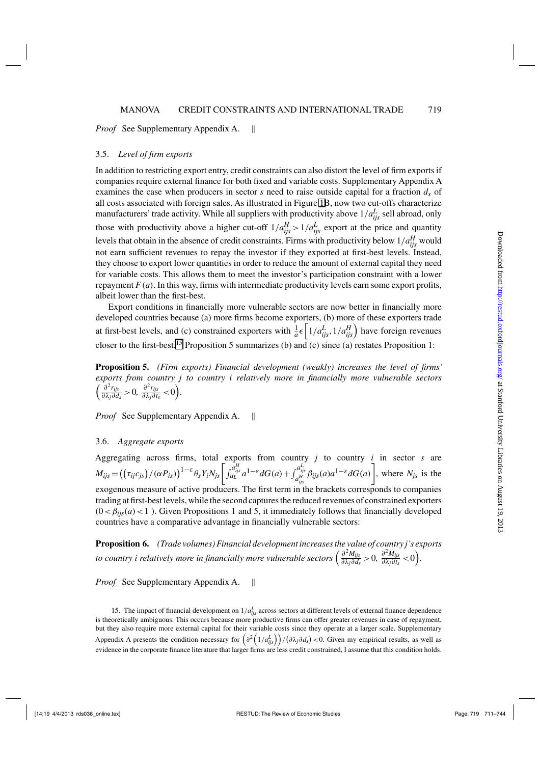*Proof* See Supplementary Appendix A. ‖

### 3.5. *Level of firm exports*

In addition to restricting export entry, credit constraints can also distort the level of firm exports if companies require external finance for both fixed and variable costs. Supplementary Appendix A examines the case when producers in sector $s$ need to raise outside capital for a fraction $d_s$ of all costs associated with foreign sales. As illustrated in Figure 1B, now two cut-offs characterize manufacturers' trade activity. While all suppliers with productivity above $1/a^L_{ijs}$ sell abroad, only those with productivity above a higher cut-off $1/a^H_{ijs} > 1/a^L_{ijs}$ export at the price and quantity levels that obtain in the absence of credit constraints. Firms with productivity below $1/a^H_{ijs}$ would not earn sufficient revenues to repay the investor if they exported at first-best levels. Instead, they choose to export lower quantities in order to reduce the amount of external capital they need for variable costs. This allows them to meet the investor's participation constraint with a lower repayment $F(a)$. In this way, firms with intermediate productivity levels earn some export profits, albeit lower than the first-best.

Export conditions in financially more vulnerable sectors are now better in financially more developed countries because (a) more firms become exporters, (b) more of these exporters trade at first-best levels, and (c) constrained exporters with $\frac{1}{a}\epsilon\left[1/a^L_{ijs}, 1/a^H_{ijs}\right)$ have foreign revenues closer to the first-best.[15] Proposition 5 summarizes (b) and (c) since (a) restates Proposition 1:

**Proposition 5.** *(Firm exports) Financial development (weakly) increases the level of firms' exports from country j to country i relatively more in financially more vulnerable sectors* $\left(\frac{\partial^2 r_{ijs}}{\partial \lambda_j \partial d_s} > 0,\ \frac{\partial^2 r_{ijs}}{\partial \lambda_j \partial t_s} < 0\right)$.

*Proof* See Supplementary Appendix A. ‖

### 3.6. *Aggregate exports*

Aggregating across firms, total exports from country $j$ to country $i$ in sector $s$ are $M_{ijs} = \left(\left(\tau_{ij} c_{js}\right)/(\alpha P_{is})\right)^{1-\varepsilon} \theta_s Y_i N_{js} \left[\int_{a_L}^{a^H_{ijs}} a^{1-\varepsilon} dG(a) + \int_{a^H_{ijs}}^{a^L_{ijs}} \beta_{ijs}(a) a^{1-\varepsilon} dG(a)\right]$, where $N_{js}$ is the exogenous measure of active producers. The first term in the brackets corresponds to companies trading at first-best levels, while the second captures the reduced revenues of constrained exporters $(0 < \beta_{ijs}(a) < 1)$. Given Propositions 1 and 5, it immediately follows that financially developed countries have a comparative advantage in financially vulnerable sectors:

**Proposition 6.** *(Trade volumes) Financial development increases the value of country j's exports to country i relatively more in financially more vulnerable sectors* $\left(\frac{\partial^2 M_{ijs}}{\partial \lambda_j \partial d_s} > 0,\ \frac{\partial^2 M_{ijs}}{\partial \lambda_j \partial t_s} < 0\right)$.

*Proof* See Supplementary Appendix A. ‖

15. The impact of financial development on $1/a^L_{ijs}$ across sectors at different levels of external finance dependence is theoretically ambiguous. This occurs because more productive firms can offer greater revenues in case of repayment, but they also require more external capital for their variable costs since they operate at a larger scale. Supplementary Appendix A presents the condition necessary for $\left(\partial^2\left(1/a^L_{ijs}\right)\right)/\left(\partial \lambda_j \partial d_s\right) < 0$. Given my empirical results, as well as evidence in the corporate finance literature that larger firms are less credit constrained, I assume that this condition holds.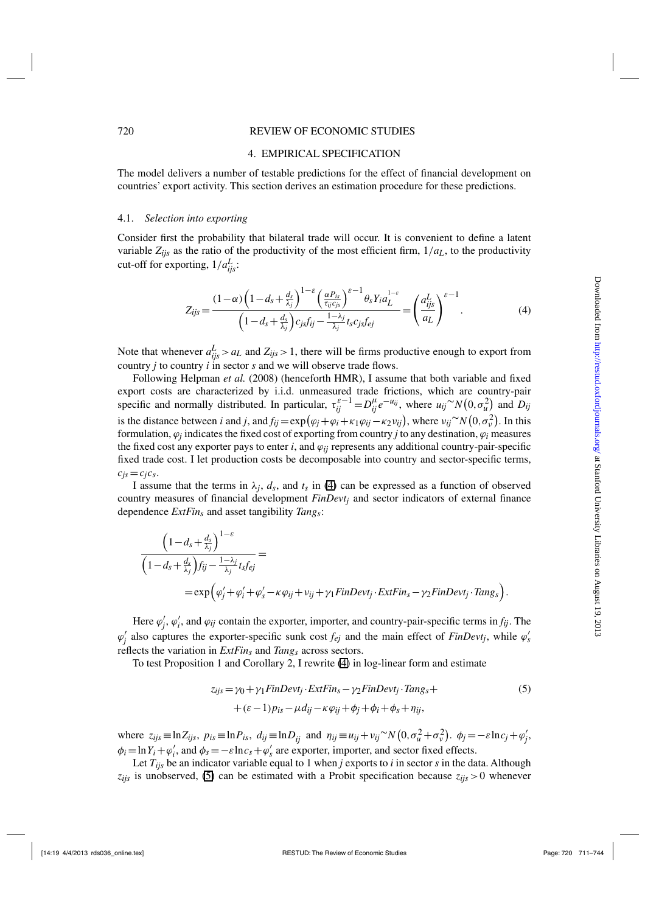## 4. EMPIRICAL SPECIFICATION

The model delivers a number of testable predictions for the effect of financial development on countries' export activity. This section derives an estimation procedure for these predictions.

### 4.1. *Selection into exporting*

Consider first the probability that bilateral trade will occur. It is convenient to define a latent variable $Z_{ijs}$ as the ratio of the productivity of the most efficient firm, $1/a_L$, to the productivity cut-off for exporting, $1/a_{ijs}^L$:

$$Z_{ijs} = \frac{(1-\alpha)\left(1-d_s+\frac{d_s}{\lambda_j}\right)^{1-\varepsilon}\left(\frac{\alpha P_{is}}{\tau_{ij}c_{js}}\right)^{\varepsilon-1}\theta_s Y_i a_L^{1-\varepsilon}}{\left(1-d_s+\frac{d_s}{\lambda_j}\right)c_{js}f_{ij}-\frac{1-\lambda_j}{\lambda_j}t_s c_{js} f_{ej}} = \left(\frac{a_{ijs}^L}{a_L}\right)^{\varepsilon-1}. \tag{4}$$

Note that whenever $a_{ijs}^L > a_L$ and $Z_{ijs} > 1$, there will be firms productive enough to export from country $j$ to country $i$ in sector $s$ and we will observe trade flows.

Following Helpman *et al.* (2008) (henceforth HMR), I assume that both variable and fixed export costs are characterized by i.i.d. unmeasured trade frictions, which are country-pair specific and normally distributed. In particular, $\tau_{ij}^{\varepsilon-1} = D_{ij}^{\mu} e^{-u_{ij}}$, where $u_{ij} \sim N\left(0,\sigma_u^2\right)$ and $D_{ij}$ is the distance between $i$ and $j$, and $f_{ij} = \exp\left(\varphi_j + \varphi_i + \kappa_1\varphi_{ij} - \kappa_2 v_{ij}\right)$, where $v_{ij} \sim N\left(0,\sigma_v^2\right)$. In this formulation, $\varphi_j$ indicates the fixed cost of exporting from country $j$ to any destination, $\varphi_i$ measures the fixed cost any exporter pays to enter $i$, and $\varphi_{ij}$ represents any additional country-pair-specific fixed trade cost. I let production costs be decomposable into country and sector-specific terms, $c_{js} = c_j c_s$.

I assume that the terms in $\lambda_j$, $d_s$, and $t_s$ in (4) can be expressed as a function of observed country measures of financial development $FinDevt_j$ and sector indicators of external finance dependence $ExtFin_s$ and asset tangibility $Tang_s$:

$$\begin{aligned}
&\frac{\left(1-d_s+\frac{d_s}{\lambda_j}\right)^{1-\varepsilon}}{\left(1-d_s+\frac{d_s}{\lambda_j}\right)f_{ij}-\frac{1-\lambda_j}{\lambda_j}t_s f_{ej}} = \\
&\qquad = \exp\left(\varphi_j' + \varphi_i' + \varphi_s' - \kappa\varphi_{ij} + v_{ij} + \gamma_1 FinDevt_j \cdot ExtFin_s - \gamma_2 FinDevt_j \cdot Tang_s\right).
\end{aligned}$$

Here $\varphi_j'$, $\varphi_i'$, and $\varphi_{ij}$ contain the exporter, importer, and country-pair-specific terms in $f_{ij}$. The $\varphi_j'$ also captures the exporter-specific sunk cost $f_{ej}$ and the main effect of $FinDevt_j$, while $\varphi_s'$ reflects the variation in $ExtFin_s$ and $Tang_s$ across sectors.

To test Proposition 1 and Corollary 2, I rewrite (4) in log-linear form and estimate

$$\begin{aligned}
z_{ijs} = {} & \gamma_0 + \gamma_1 FinDevt_j \cdot ExtFin_s - \gamma_2 FinDevt_j \cdot Tang_s + \\
& + (\varepsilon-1)p_{is} - \mu d_{ij} - \kappa\varphi_{ij} + \phi_j + \phi_i + \phi_s + \eta_{ij},
\end{aligned} \tag{5}$$

where $z_{ijs} \equiv \ln Z_{ijs}$, $p_{is} \equiv \ln P_{is}$, $d_{ij} \equiv \ln D_{ij}$ and $\eta_{ij} \equiv u_{ij} + v_{ij} \sim N\left(0,\sigma_u^2+\sigma_v^2\right)$. $\phi_j = -\varepsilon \ln c_j + \varphi_j'$, $\phi_i = \ln Y_i + \varphi_i'$, and $\phi_s = -\varepsilon \ln c_s + \varphi_s'$ are exporter, importer, and sector fixed effects.

Let $T_{ijs}$ be an indicator variable equal to 1 when $j$ exports to $i$ in sector $s$ in the data. Although $z_{ijs}$ is unobserved, (5) can be estimated with a Probit specification because $z_{ijs} > 0$ whenever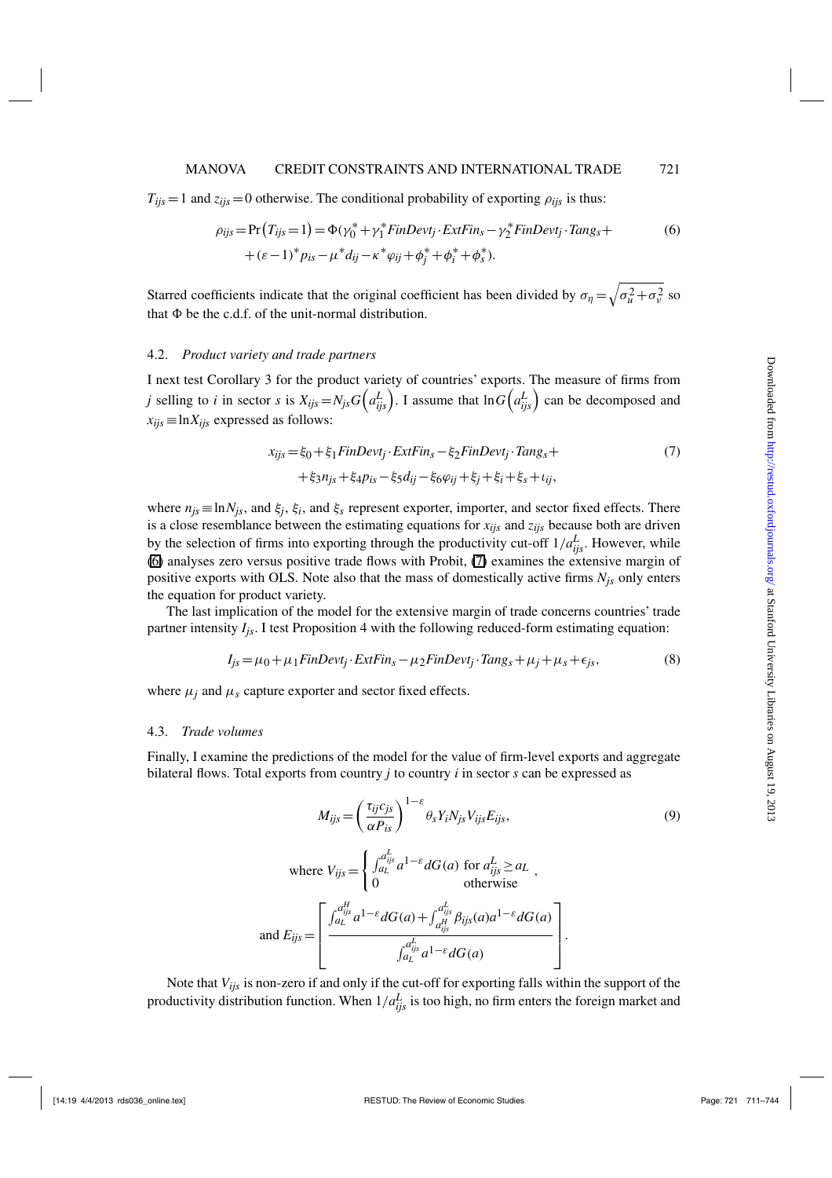$T_{ijs} = 1$ and $z_{ijs} = 0$ otherwise. The conditional probability of exporting $\rho_{ijs}$ is thus:

$$\rho_{ijs} = \Pr(T_{ijs} = 1) = \Phi(\gamma_0^* + \gamma_1^* FinDevt_j \cdot ExtFin_s - \gamma_2^* FinDevt_j \cdot Tang_s + + (\varepsilon - 1)^* p_{is} - \mu^* d_{ij} - \kappa^* \varphi_{ij} + \phi_j^* + \phi_i^* + \phi_s^*). \tag{6}$$

Starred coefficients indicate that the original coefficient has been divided by $\sigma_\eta = \sqrt{\sigma_u^2 + \sigma_v^2}$ so that $\Phi$ be the c.d.f. of the unit-normal distribution.

### 4.2. *Product variety and trade partners*

I next test Corollary 3 for the product variety of countries' exports. The measure of firms from $j$ selling to $i$ in sector $s$ is $X_{ijs} = N_{js} G\left(a_{ijs}^L\right)$. I assume that $\ln G\left(a_{ijs}^L\right)$ can be decomposed and $x_{ijs} \equiv \ln X_{ijs}$ expressed as follows:

$$x_{ijs} = \xi_0 + \xi_1 FinDevt_j \cdot ExtFin_s - \xi_2 FinDevt_j \cdot Tang_s + + \xi_3 n_{js} + \xi_4 p_{is} - \xi_5 d_{ij} - \xi_6 \varphi_{ij} + \xi_j + \xi_i + \xi_s + \iota_{ij}, \tag{7}$$

where $n_{js} \equiv \ln N_{js}$, and $\xi_j$, $\xi_i$, and $\xi_s$ represent exporter, importer, and sector fixed effects. There is a close resemblance between the estimating equations for $x_{ijs}$ and $z_{ijs}$ because both are driven by the selection of firms into exporting through the productivity cut-off $1/a_{ijs}^L$. However, while (6) analyses zero versus positive trade flows with Probit, (7) examines the extensive margin of positive exports with OLS. Note also that the mass of domestically active firms $N_{js}$ only enters the equation for product variety.

The last implication of the model for the extensive margin of trade concerns countries' trade partner intensity $I_{js}$. I test Proposition 4 with the following reduced-form estimating equation:

$$I_{js} = \mu_0 + \mu_1 FinDevt_j \cdot ExtFin_s - \mu_2 FinDevt_j \cdot Tang_s + \mu_j + \mu_s + \epsilon_{js}, \tag{8}$$

where $\mu_j$ and $\mu_s$ capture exporter and sector fixed effects.

### 4.3. *Trade volumes*

Finally, I examine the predictions of the model for the value of firm-level exports and aggregate bilateral flows. Total exports from country $j$ to country $i$ in sector $s$ can be expressed as

$$M_{ijs} = \left(\frac{\tau_{ij} c_{js}}{\alpha P_{is}}\right)^{1-\varepsilon} \theta_s Y_i N_{js} V_{ijs} E_{ijs}, \tag{9}$$

$$\text{where } V_{ijs} = \begin{cases} \int_{a_L}^{a_{ijs}^L} a^{1-\varepsilon} dG(a) & \text{for } a_{ijs}^L \geq a_L \\ 0 & \text{otherwise} \end{cases},$$

$$\text{and } E_{ijs} = \left[\frac{\int_{a_L}^{a_{ijs}^H} a^{1-\varepsilon} dG(a) + \int_{a_{ijs}^H}^{a_{ijs}^L} \beta_{ijs}(a) a^{1-\varepsilon} dG(a)}{\int_{a_L}^{a_{ijs}^L} a^{1-\varepsilon} dG(a)}\right].$$

Note that $V_{ijs}$ is non-zero if and only if the cut-off for exporting falls within the support of the productivity distribution function. When $1/a_{ijs}^L$ is too high, no firm enters the foreign market and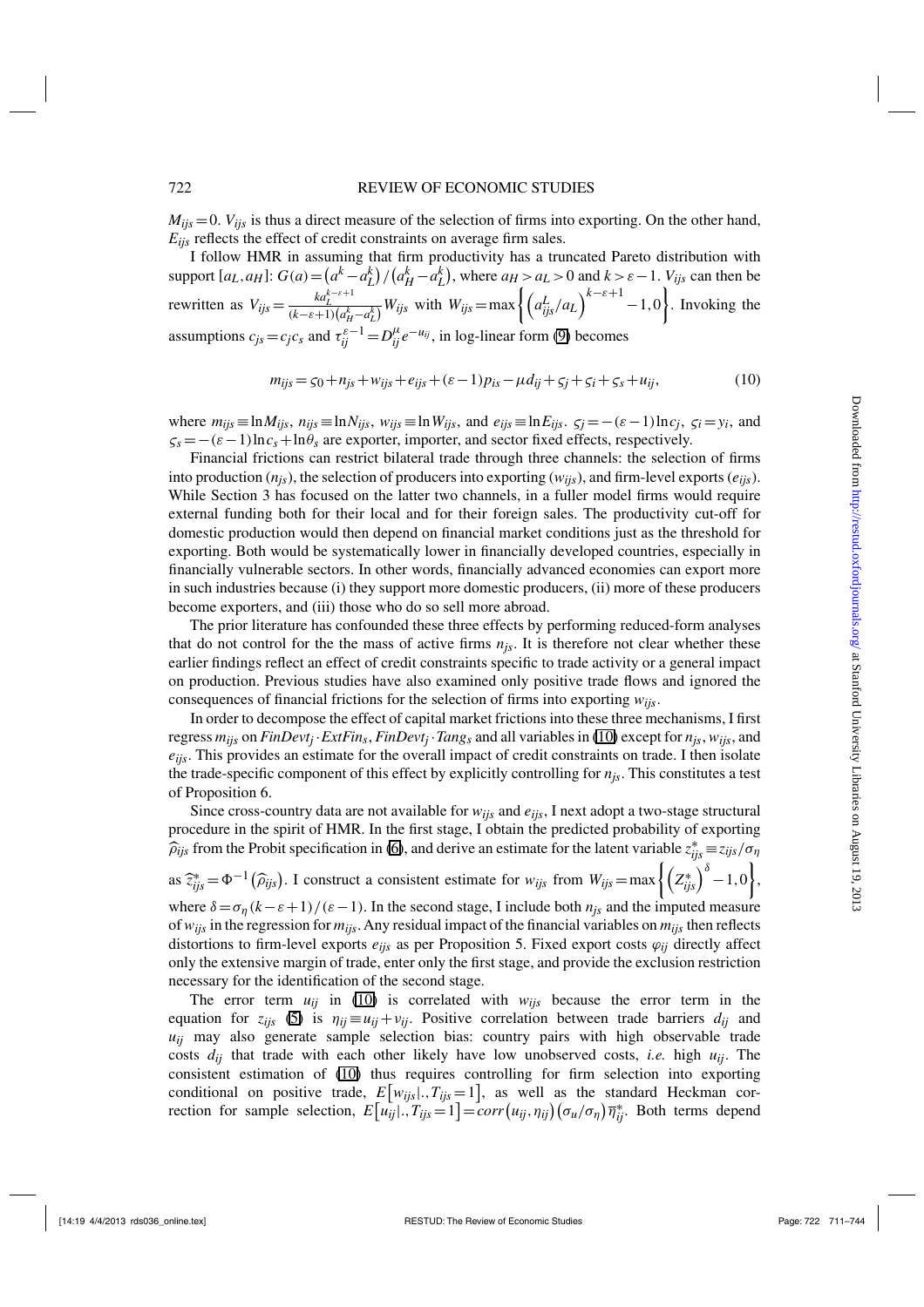$M_{ijs} = 0$. $V_{ijs}$ is thus a direct measure of the selection of firms into exporting. On the other hand, $E_{ijs}$ reflects the effect of credit constraints on average firm sales.

I follow HMR in assuming that firm productivity has a truncated Pareto distribution with support $[a_L, a_H]$: $G(a) = \left(a^k - a_L^k\right)/\left(a_H^k - a_L^k\right)$, where $a_H > a_L > 0$ and $k > \varepsilon - 1$. $V_{ijs}$ can then be rewritten as $V_{ijs} = \frac{k a_L^{k-\varepsilon+1}}{(k-\varepsilon+1)\left(a_H^k - a_L^k\right)} W_{ijs}$ with $W_{ijs} = \max\left\{ \left(a_{ijs}^L / a_L\right)^{k-\varepsilon+1} - 1, 0 \right\}$. Invoking the assumptions $c_{js} = c_j c_s$ and $\tau_{ij}^{\varepsilon-1} = D_{ij}^{\mu} e^{-u_{ij}}$, in log-linear form (9) becomes

$$m_{ijs} = \varsigma_0 + n_{js} + w_{ijs} + e_{ijs} + (\varepsilon - 1) p_{is} - \mu d_{ij} + \varsigma_j + \varsigma_i + \varsigma_s + u_{ij}, \tag{10}$$

where $m_{ijs} \equiv \ln M_{ijs}$, $n_{js} \equiv \ln N_{js}$, $w_{ijs} \equiv \ln W_{ijs}$, and $e_{ijs} \equiv \ln E_{ijs}$. $\varsigma_j = -(\varepsilon - 1)\ln c_j$, $\varsigma_i = y_i$, and $\varsigma_s = -(\varepsilon - 1)\ln c_s + \ln \theta_s$ are exporter, importer, and sector fixed effects, respectively.

Financial frictions can restrict bilateral trade through three channels: the selection of firms into production ($n_{js}$), the selection of producers into exporting ($w_{ijs}$), and firm-level exports ($e_{ijs}$). While Section 3 has focused on the latter two channels, in a fuller model firms would require external funding both for their local and for their foreign sales. The productivity cut-off for domestic production would then depend on financial market conditions just as the threshold for exporting. Both would be systematically lower in financially developed countries, especially in financially vulnerable sectors. In other words, financially advanced economies can export more in such industries because (i) they support more domestic producers, (ii) more of these producers become exporters, and (iii) those who do so sell more abroad.

The prior literature has confounded these three effects by performing reduced-form analyses that do not control for the the mass of active firms $n_{js}$. It is therefore not clear whether these earlier findings reflect an effect of credit constraints specific to trade activity or a general impact on production. Previous studies have also examined only positive trade flows and ignored the consequences of financial frictions for the selection of firms into exporting $w_{ijs}$.

In order to decompose the effect of capital market frictions into these three mechanisms, I first regress $m_{ijs}$ on $FinDevt_j \cdot ExtFin_s$, $FinDevt_j \cdot Tang_s$ and all variables in (10) except for $n_{js}$, $w_{ijs}$, and $e_{ijs}$. This provides an estimate for the overall impact of credit constraints on trade. I then isolate the trade-specific component of this effect by explicitly controlling for $n_{js}$. This constitutes a test of Proposition 6.

Since cross-country data are not available for $w_{ijs}$ and $e_{ijs}$, I next adopt a two-stage structural procedure in the spirit of HMR. In the first stage, I obtain the predicted probability of exporting $\widehat{\rho}_{ijs}$ from the Probit specification in (6), and derive an estimate for the latent variable $z_{ijs}^* \equiv z_{ijs}/\sigma_\eta$ as $\widehat{z}_{ijs}^* = \Phi^{-1}\left(\widehat{\rho}_{ijs}\right)$. I construct a consistent estimate for $w_{ijs}$ from $W_{ijs} = \max\left\{ \left(Z_{ijs}^*\right)^{\delta} - 1, 0 \right\}$, where $\delta = \sigma_\eta (k - \varepsilon + 1)/(\varepsilon - 1)$. In the second stage, I include both $n_{js}$ and the imputed measure of $w_{ijs}$ in the regression for $m_{ijs}$. Any residual impact of the financial variables on $m_{ijs}$ then reflects distortions to firm-level exports $e_{ijs}$ as per Proposition 5. Fixed export costs $\varphi_{ij}$ directly affect only the extensive margin of trade, enter only the first stage, and provide the exclusion restriction necessary for the identification of the second stage.

The error term $u_{ij}$ in (10) is correlated with $w_{ijs}$ because the error term in the equation for $z_{ijs}$ (5) is $\eta_{ij} \equiv u_{ij} + v_{ij}$. Positive correlation between trade barriers $d_{ij}$ and $u_{ij}$ may also generate sample selection bias: country pairs with high observable trade costs $d_{ij}$ that trade with each other likely have low unobserved costs, *i.e.* high $u_{ij}$. The consistent estimation of (10) thus requires controlling for firm selection into exporting conditional on positive trade, $E\left[w_{ijs}|., T_{ijs} = 1\right]$, as well as the standard Heckman correction for sample selection, $E\left[u_{ij}|., T_{ijs} = 1\right] = corr\left(u_{ij}, \eta_{ij}\right)\left(\sigma_u/\sigma_\eta\right)\overline{\eta}_{ij}^*$. Both terms depend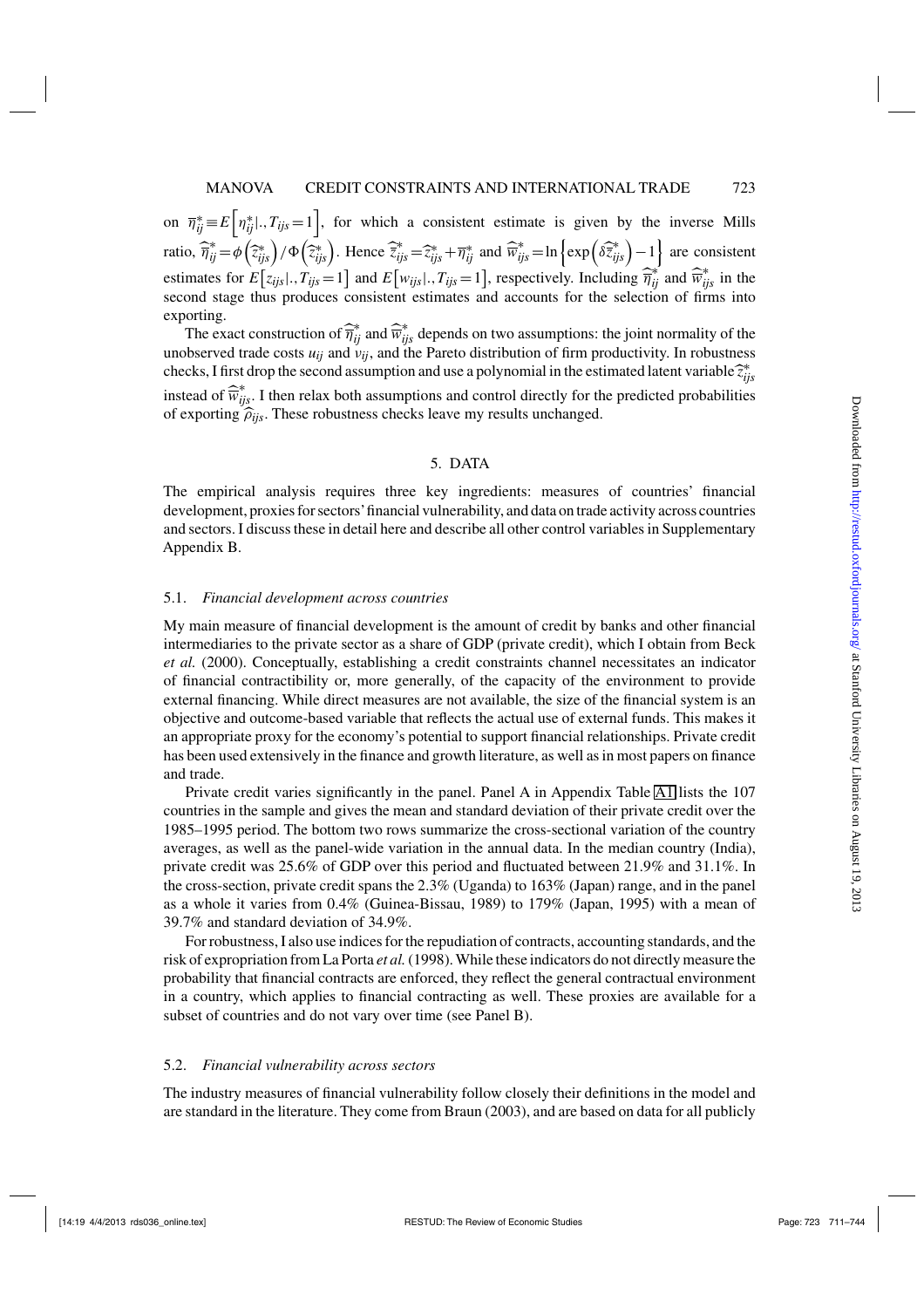on $\overline{\eta}^*_{ij} \equiv E\left[\eta^*_{ij}|., T_{ijs}=1\right]$, for which a consistent estimate is given by the inverse Mills ratio, $\widehat{\overline{\eta}}^*_{ij} = \phi\left(\widehat{z}^*_{ijs}\right)/\Phi\left(\widehat{z}^*_{ijs}\right)$. Hence $\widehat{\overline{z}}^*_{ijs} = \widehat{z}^*_{ijs} + \overline{\eta}^*_{ij}$ and $\widehat{\overline{w}}^*_{ijs} = \ln\left\{\exp\left(\delta \widehat{\overline{z}}^*_{ijs}\right) - 1\right\}$ are consistent estimates for $E\left[z_{ijs}|., T_{ijs}=1\right]$ and $E\left[w_{ijs}|., T_{ijs}=1\right]$, respectively. Including $\widehat{\overline{\eta}}^*_{ij}$ and $\widehat{\overline{w}}^*_{ijs}$ in the second stage thus produces consistent estimates and accounts for the selection of firms into exporting.

The exact construction of $\widehat{\overline{\eta}}^*_{ij}$ and $\widehat{\overline{w}}^*_{ijs}$ depends on two assumptions: the joint normality of the unobserved trade costs $u_{ij}$ and $v_{ij}$, and the Pareto distribution of firm productivity. In robustness checks, I first drop the second assumption and use a polynomial in the estimated latent variable $\widehat{\overline{z}}^*_{ijs}$ instead of $\widehat{\overline{w}}^*_{ijs}$. I then relax both assumptions and control directly for the predicted probabilities of exporting $\widehat{\rho}_{ijs}$. These robustness checks leave my results unchanged.

## 5. DATA

The empirical analysis requires three key ingredients: measures of countries' financial development, proxies for sectors' financial vulnerability, and data on trade activity across countries and sectors. I discuss these in detail here and describe all other control variables in Supplementary Appendix B.

### 5.1. *Financial development across countries*

My main measure of financial development is the amount of credit by banks and other financial intermediaries to the private sector as a share of GDP (private credit), which I obtain from Beck *et al.* (2000). Conceptually, establishing a credit constraints channel necessitates an indicator of financial contractibility or, more generally, of the capacity of the environment to provide external financing. While direct measures are not available, the size of the financial system is an objective and outcome-based variable that reflects the actual use of external funds. This makes it an appropriate proxy for the economy's potential to support financial relationships. Private credit has been used extensively in the finance and growth literature, as well as in most papers on finance and trade.

Private credit varies significantly in the panel. Panel A in Appendix Table A1 lists the 107 countries in the sample and gives the mean and standard deviation of their private credit over the 1985–1995 period. The bottom two rows summarize the cross-sectional variation of the country averages, as well as the panel-wide variation in the annual data. In the median country (India), private credit was 25.6% of GDP over this period and fluctuated between 21.9% and 31.1%. In the cross-section, private credit spans the 2.3% (Uganda) to 163% (Japan) range, and in the panel as a whole it varies from 0.4% (Guinea-Bissau, 1989) to 179% (Japan, 1995) with a mean of 39.7% and standard deviation of 34.9%.

For robustness, I also use indices for the repudiation of contracts, accounting standards, and the risk of expropriation from La Porta *et al.* (1998). While these indicators do not directly measure the probability that financial contracts are enforced, they reflect the general contractual environment in a country, which applies to financial contracting as well. These proxies are available for a subset of countries and do not vary over time (see Panel B).

### 5.2. *Financial vulnerability across sectors*

The industry measures of financial vulnerability follow closely their definitions in the model and are standard in the literature. They come from Braun (2003), and are based on data for all publicly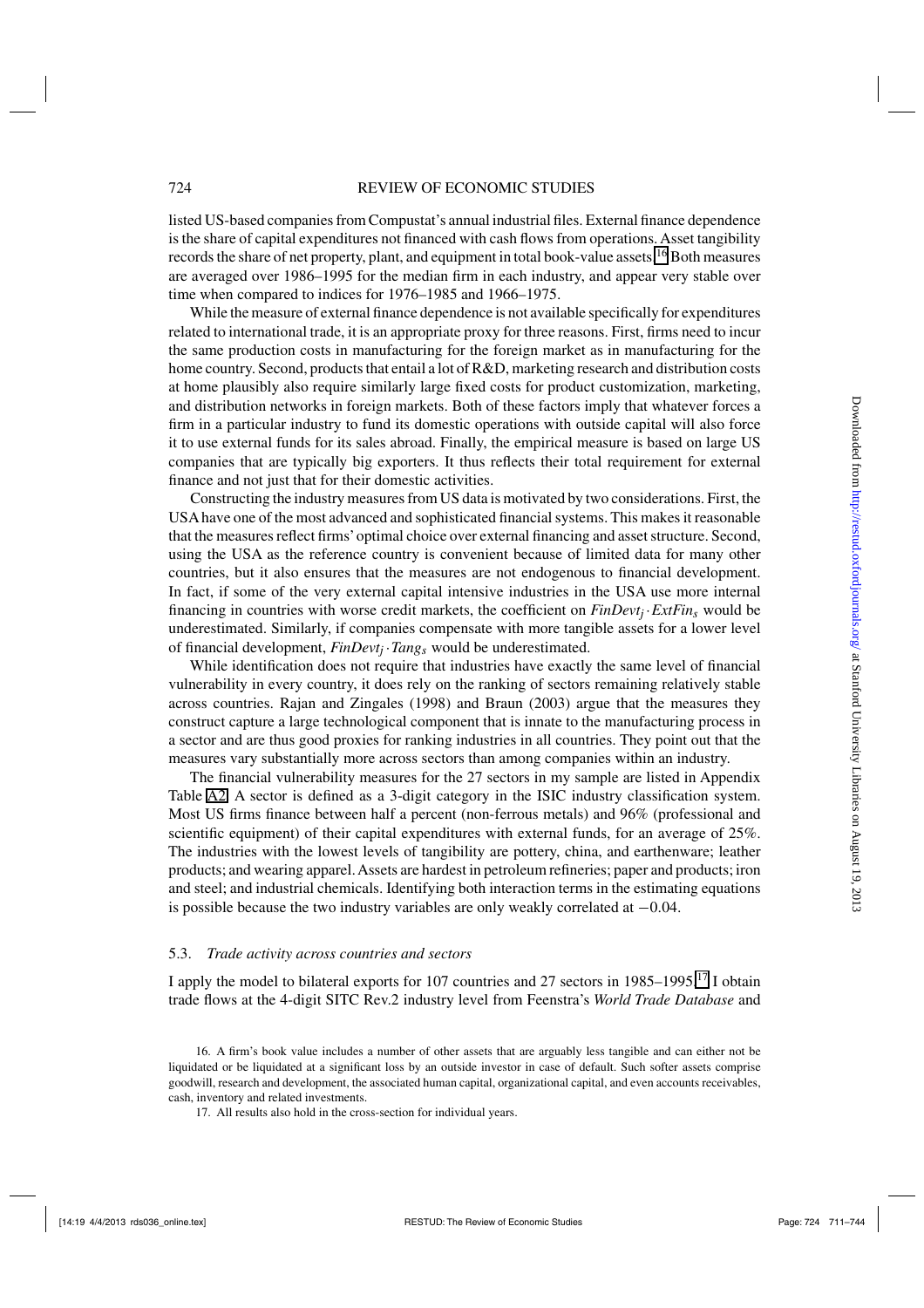listed US-based companies from Compustat's annual industrial files. External finance dependence is the share of capital expenditures not financed with cash flows from operations. Asset tangibility records the share of net property, plant, and equipment in total book-value assets.[16] Both measures are averaged over 1986–1995 for the median firm in each industry, and appear very stable over time when compared to indices for 1976–1985 and 1966–1975.

While the measure of external finance dependence is not available specifically for expenditures related to international trade, it is an appropriate proxy for three reasons. First, firms need to incur the same production costs in manufacturing for the foreign market as in manufacturing for the home country. Second, products that entail a lot of R&D, marketing research and distribution costs at home plausibly also require similarly large fixed costs for product customization, marketing, and distribution networks in foreign markets. Both of these factors imply that whatever forces a firm in a particular industry to fund its domestic operations with outside capital will also force it to use external funds for its sales abroad. Finally, the empirical measure is based on large US companies that are typically big exporters. It thus reflects their total requirement for external finance and not just that for their domestic activities.

Constructing the industry measures from US data is motivated by two considerations. First, the USA have one of the most advanced and sophisticated financial systems. This makes it reasonable that the measures reflect firms' optimal choice over external financing and asset structure. Second, using the USA as the reference country is convenient because of limited data for many other countries, but it also ensures that the measures are not endogenous to financial development. In fact, if some of the very external capital intensive industries in the USA use more internal financing in countries with worse credit markets, the coefficient on $FinDevt_j \cdot ExtFin_s$ would be underestimated. Similarly, if companies compensate with more tangible assets for a lower level of financial development, $FinDevt_j \cdot Tang_s$ would be underestimated.

While identification does not require that industries have exactly the same level of financial vulnerability in every country, it does rely on the ranking of sectors remaining relatively stable across countries. Rajan and Zingales (1998) and Braun (2003) argue that the measures they construct capture a large technological component that is innate to the manufacturing process in a sector and are thus good proxies for ranking industries in all countries. They point out that the measures vary substantially more across sectors than among companies within an industry.

The financial vulnerability measures for the 27 sectors in my sample are listed in Appendix Table A2. A sector is defined as a 3-digit category in the ISIC industry classification system. Most US firms finance between half a percent (non-ferrous metals) and 96% (professional and scientific equipment) of their capital expenditures with external funds, for an average of 25%. The industries with the lowest levels of tangibility are pottery, china, and earthenware; leather products; and wearing apparel. Assets are hardest in petroleum refineries; paper and products; iron and steel; and industrial chemicals. Identifying both interaction terms in the estimating equations is possible because the two industry variables are only weakly correlated at $-0.04$.

### 5.3. *Trade activity across countries and sectors*

I apply the model to bilateral exports for 107 countries and 27 sectors in 1985–1995.[17] I obtain trade flows at the 4-digit SITC Rev.2 industry level from Feenstra's *World Trade Database* and

16. A firm's book value includes a number of other assets that are arguably less tangible and can either not be liquidated or be liquidated at a significant loss by an outside investor in case of default. Such softer assets comprise goodwill, research and development, the associated human capital, organizational capital, and even accounts receivables, cash, inventory and related investments.

17. All results also hold in the cross-section for individual years.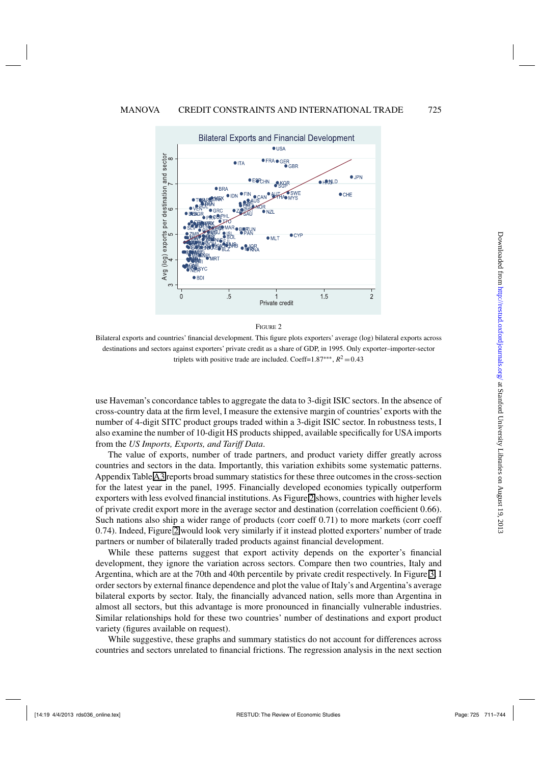Figure 2

Bilateral exports and countries' financial development. This figure plots exporters' average (log) bilateral exports across destinations and sectors against exporters' private credit as a share of GDP, in 1995. Only exporter–importer-sector triplets with positive trade are included. Coeff=1.87***, $R^2=0.43$

use Haveman's concordance tables to aggregate the data to 3-digit ISIC sectors. In the absence of cross-country data at the firm level, I measure the extensive margin of countries' exports with the number of 4-digit SITC product groups traded within a 3-digit ISIC sector. In robustness tests, I also examine the number of 10-digit HS products shipped, available specifically for USA imports from the *US Imports, Exports, and Tariff Data*.

The value of exports, number of trade partners, and product variety differ greatly across countries and sectors in the data. Importantly, this variation exhibits some systematic patterns. Appendix Table A3 reports broad summary statistics for these three outcomes in the cross-section for the latest year in the panel, 1995. Financially developed economies typically outperform exporters with less evolved financial institutions. As Figure 2 shows, countries with higher levels of private credit export more in the average sector and destination (correlation coefficient 0.66). Such nations also ship a wider range of products (corr coeff 0.71) to more markets (corr coeff 0.74). Indeed, Figure 2 would look very similarly if it instead plotted exporters' number of trade partners or number of bilaterally traded products against financial development.

While these patterns suggest that export activity depends on the exporter's financial development, they ignore the variation across sectors. Compare then two countries, Italy and Argentina, which are at the 70th and 40th percentile by private credit respectively. In Figure 3, I order sectors by external finance dependence and plot the value of Italy's and Argentina's average bilateral exports by sector. Italy, the financially advanced nation, sells more than Argentina in almost all sectors, but this advantage is more pronounced in financially vulnerable industries. Similar relationships hold for these two countries' number of destinations and export product variety (figures available on request).

While suggestive, these graphs and summary statistics do not account for differences across countries and sectors unrelated to financial frictions. The regression analysis in the next section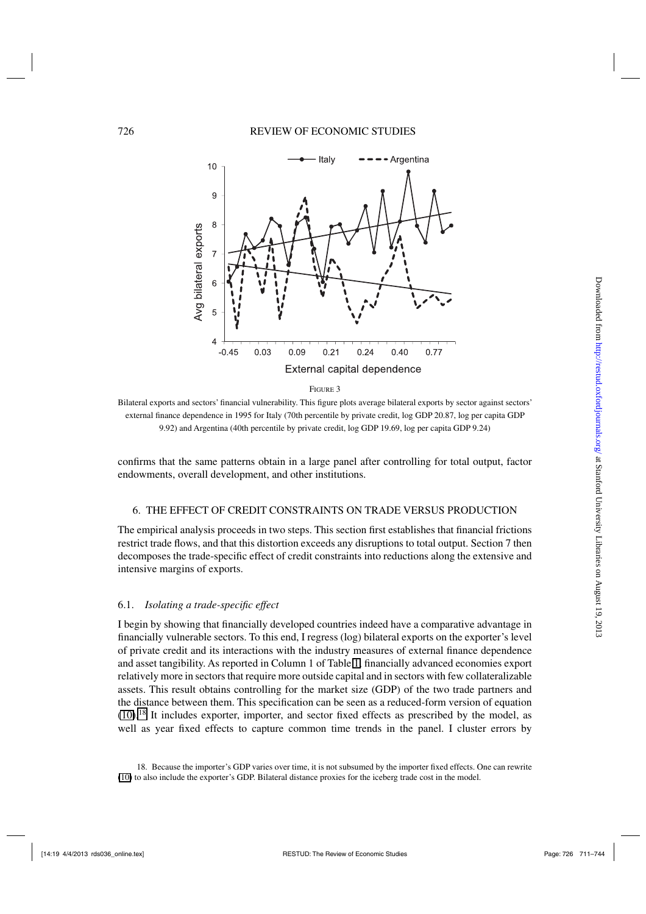FIGURE 3

Bilateral exports and sectors' financial vulnerability. This figure plots average bilateral exports by sector against sectors' external finance dependence in 1995 for Italy (70th percentile by private credit, log GDP 20.87, log per capita GDP 9.92) and Argentina (40th percentile by private credit, log GDP 19.69, log per capita GDP 9.24)

confirms that the same patterns obtain in a large panel after controlling for total output, factor endowments, overall development, and other institutions.

## 6. THE EFFECT OF CREDIT CONSTRAINTS ON TRADE VERSUS PRODUCTION

The empirical analysis proceeds in two steps. This section first establishes that financial frictions restrict trade flows, and that this distortion exceeds any disruptions to total output. Section 7 then decomposes the trade-specific effect of credit constraints into reductions along the extensive and intensive margins of exports.

### 6.1. *Isolating a trade-specific effect*

I begin by showing that financially developed countries indeed have a comparative advantage in financially vulnerable sectors. To this end, I regress (log) bilateral exports on the exporter's level of private credit and its interactions with the industry measures of external finance dependence and asset tangibility. As reported in Column 1 of Table 1, financially advanced economies export relatively more in sectors that require more outside capital and in sectors with few collateralizable assets. This result obtains controlling for the market size (GDP) of the two trade partners and the distance between them. This specification can be seen as a reduced-form version of equation (10).[18] It includes exporter, importer, and sector fixed effects as prescribed by the model, as well as year fixed effects to capture common time trends in the panel. I cluster errors by

18. Because the importer's GDP varies over time, it is not subsumed by the importer fixed effects. One can rewrite (10) to also include the exporter's GDP. Bilateral distance proxies for the iceberg trade cost in the model.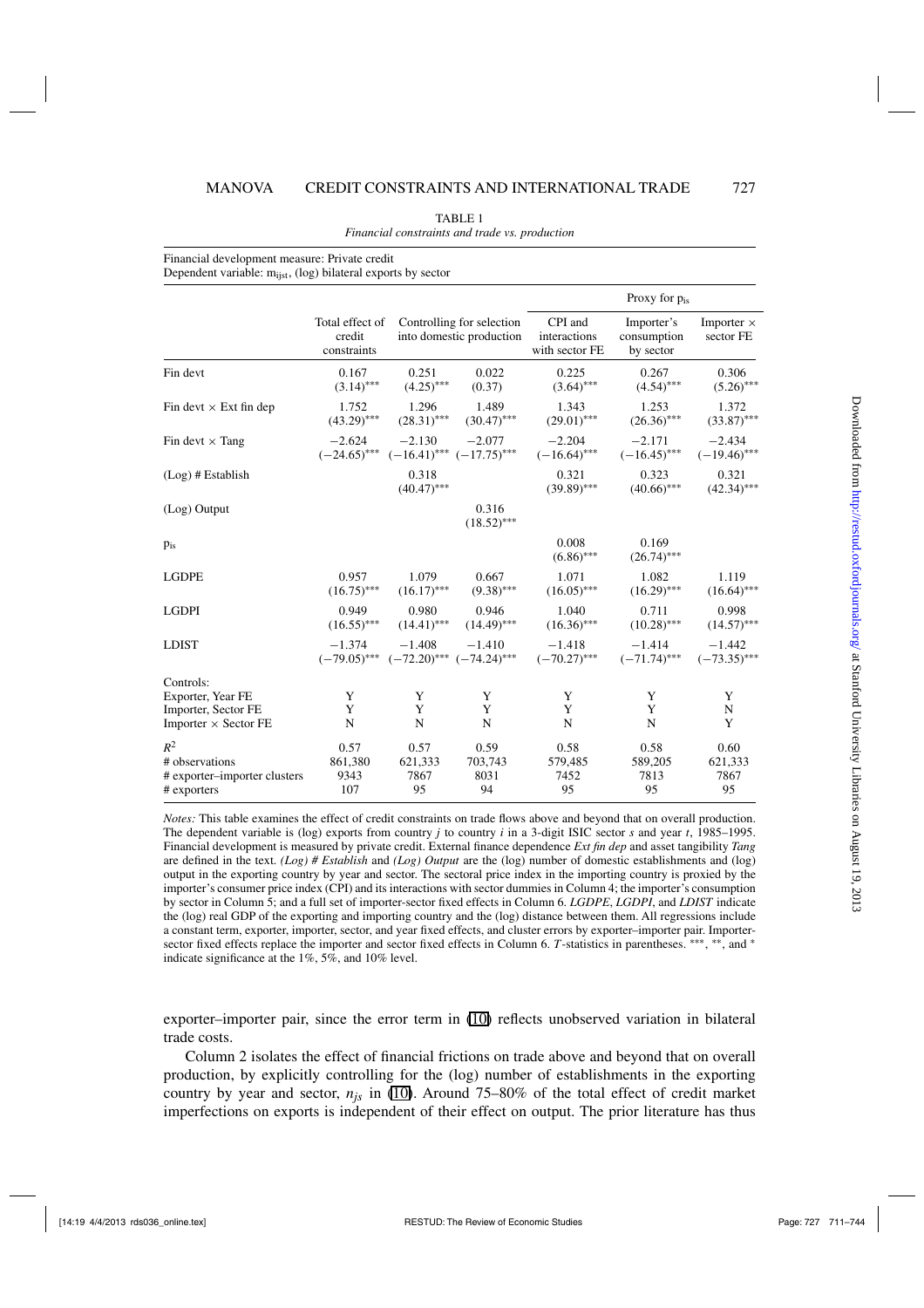TABLE 1
*Financial constraints and trade vs. production*

Financial development measure: Private credit
Dependent variable: $m_{ijst}$, (log) bilateral exports by sector

| | Total effect of credit constraints | Controlling for selection into domestic production | | Proxy for $p_{is}$ | | |
|---|---|---|---|---|---|---|
| | | | | CPI and interactions with sector FE | Importer's consumption by sector | Importer × sector FE |
| Fin devt | 0.167<br>(3.14)*** | 0.251<br>(4.25)*** | 0.022<br>(0.37) | 0.225<br>(3.64)*** | 0.267<br>(4.54)*** | 0.306<br>(5.26)*** |
| Fin devt × Ext fin dep | 1.752<br>(43.29)*** | 1.296<br>(28.31)*** | 1.489<br>(30.47)*** | 1.343<br>(29.01)*** | 1.253<br>(26.36)*** | 1.372<br>(33.87)*** |
| Fin devt × Tang | −2.624<br>(−24.65)*** | −2.130<br>(−16.41)*** | −2.077<br>(−17.75)*** | −2.204<br>(−16.64)*** | −2.171<br>(−16.45)*** | −2.434<br>(−19.46)*** |
| (Log) # Establish | | 0.318<br>(40.47)*** | | 0.321<br>(39.89)*** | 0.323<br>(40.66)*** | 0.321<br>(42.34)*** |
| (Log) Output | | | 0.316<br>(18.52)*** | | | |
| $p_{is}$ | | | | 0.008<br>(6.86)*** | 0.169<br>(26.74)*** | |
| LGDPE | 0.957<br>(16.75)*** | 1.079<br>(16.17)*** | 0.667<br>(9.38)*** | 1.071<br>(16.05)*** | 1.082<br>(16.29)*** | 1.119<br>(16.64)*** |
| LGDPI | 0.949<br>(16.55)*** | 0.980<br>(14.41)*** | 0.946<br>(14.49)*** | 1.040<br>(16.36)*** | 0.711<br>(10.28)*** | 0.998<br>(14.57)*** |
| LDIST | −1.374<br>(−79.05)*** | −1.408<br>(−72.20)*** | −1.410<br>(−74.24)*** | −1.418<br>(−70.27)*** | −1.414<br>(−71.74)*** | −1.442<br>(−73.35)*** |
| Controls: | | | | | | |
| Exporter, Year FE | Y | Y | Y | Y | Y | Y |
| Importer, Sector FE | Y | Y | Y | Y | Y | N |
| Importer × Sector FE | N | N | N | N | N | Y |
| $R^2$ | 0.57 | 0.57 | 0.59 | 0.58 | 0.58 | 0.60 |
| # observations | 861,380 | 621,333 | 703,743 | 579,485 | 589,205 | 621,333 |
| # exporter–importer clusters | 9343 | 7867 | 8031 | 7452 | 7813 | 7867 |
| # exporters | 107 | 95 | 94 | 95 | 95 | 95 |

*Notes:* This table examines the effect of credit constraints on trade flows above and beyond that on overall production. The dependent variable is (log) exports from country *j* to country *i* in a 3-digit ISIC sector *s* and year *t*, 1985–1995. Financial development is measured by private credit. External finance dependence *Ext fin dep* and asset tangibility *Tang* are defined in the text. *(Log) # Establish* and *(Log) Output* are the (log) number of domestic establishments and (log) output in the exporting country by year and sector. The sectoral price index in the importing country is proxied by the importer's consumer price index (CPI) and its interactions with sector dummies in Column 4; the importer's consumption by sector in Column 5; and a full set of importer-sector fixed effects in Column 6. *LGDPE*, *LGDPI*, and *LDIST* indicate the (log) real GDP of the exporting and importing country and the (log) distance between them. All regressions include a constant term, exporter, importer, sector, and year fixed effects, and cluster errors by exporter–importer pair. Importer-sector fixed effects replace the importer and sector fixed effects in Column 6. *T*-statistics in parentheses. ***, **, and * indicate significance at the 1%, 5%, and 10% level.

exporter–importer pair, since the error term in (10) reflects unobserved variation in bilateral trade costs.

Column 2 isolates the effect of financial frictions on trade above and beyond that on overall production, by explicitly controlling for the (log) number of establishments in the exporting country by year and sector, $n_{js}$ in (10). Around 75–80% of the total effect of credit market imperfections on exports is independent of their effect on output. The prior literature has thus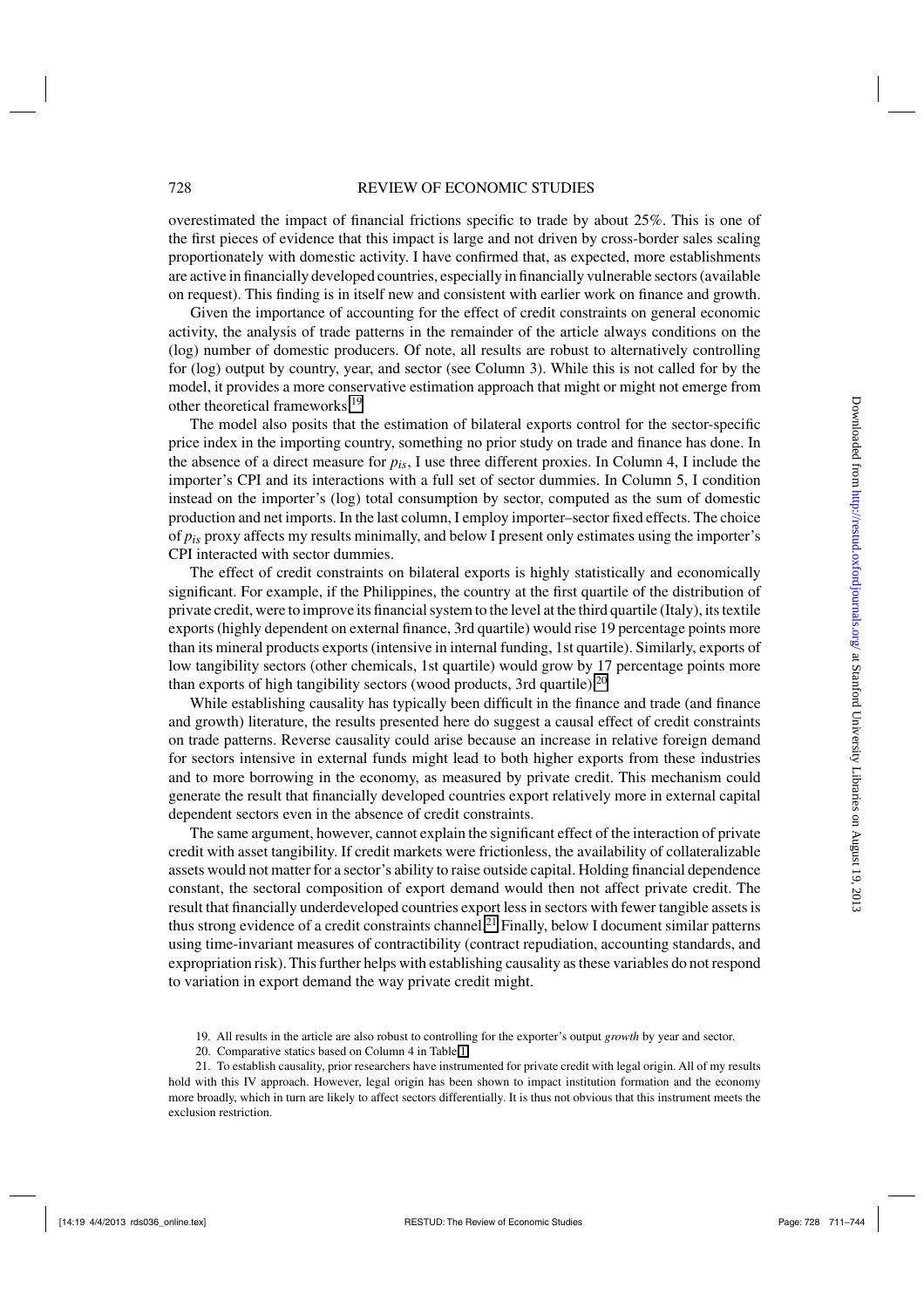overestimated the impact of financial frictions specific to trade by about 25%. This is one of the first pieces of evidence that this impact is large and not driven by cross-border sales scaling proportionately with domestic activity. I have confirmed that, as expected, more establishments are active in financially developed countries, especially in financially vulnerable sectors (available on request). This finding is in itself new and consistent with earlier work on finance and growth.

Given the importance of accounting for the effect of credit constraints on general economic activity, the analysis of trade patterns in the remainder of the article always conditions on the (log) number of domestic producers. Of note, all results are robust to alternatively controlling for (log) output by country, year, and sector (see Column 3). While this is not called for by the model, it provides a more conservative estimation approach that might or might not emerge from other theoretical frameworks.[19]

The model also posits that the estimation of bilateral exports control for the sector-specific price index in the importing country, something no prior study on trade and finance has done. In the absence of a direct measure for $p_{is}$, I use three different proxies. In Column 4, I include the importer's CPI and its interactions with a full set of sector dummies. In Column 5, I condition instead on the importer's (log) total consumption by sector, computed as the sum of domestic production and net imports. In the last column, I employ importer–sector fixed effects. The choice of $p_{is}$ proxy affects my results minimally, and below I present only estimates using the importer's CPI interacted with sector dummies.

The effect of credit constraints on bilateral exports is highly statistically and economically significant. For example, if the Philippines, the country at the first quartile of the distribution of private credit, were to improve its financial system to the level at the third quartile (Italy), its textile exports (highly dependent on external finance, 3rd quartile) would rise 19 percentage points more than its mineral products exports (intensive in internal funding, 1st quartile). Similarly, exports of low tangibility sectors (other chemicals, 1st quartile) would grow by 17 percentage points more than exports of high tangibility sectors (wood products, 3rd quartile).[20]

While establishing causality has typically been difficult in the finance and trade (and finance and growth) literature, the results presented here do suggest a causal effect of credit constraints on trade patterns. Reverse causality could arise because an increase in relative foreign demand for sectors intensive in external funds might lead to both higher exports from these industries and to more borrowing in the economy, as measured by private credit. This mechanism could generate the result that financially developed countries export relatively more in external capital dependent sectors even in the absence of credit constraints.

The same argument, however, cannot explain the significant effect of the interaction of private credit with asset tangibility. If credit markets were frictionless, the availability of collateralizable assets would not matter for a sector's ability to raise outside capital. Holding financial dependence constant, the sectoral composition of export demand would then not affect private credit. The result that financially underdeveloped countries export less in sectors with fewer tangible assets is thus strong evidence of a credit constraints channel.[21] Finally, below I document similar patterns using time-invariant measures of contractibility (contract repudiation, accounting standards, and expropriation risk). This further helps with establishing causality as these variables do not respond to variation in export demand the way private credit might.

19. All results in the article are also robust to controlling for the exporter's output *growth* by year and sector.

20. Comparative statics based on Column 4 in Table 1.

21. To establish causality, prior researchers have instrumented for private credit with legal origin. All of my results hold with this IV approach. However, legal origin has been shown to impact institution formation and the economy more broadly, which in turn are likely to affect sectors differentially. It is thus not obvious that this instrument meets the exclusion restriction.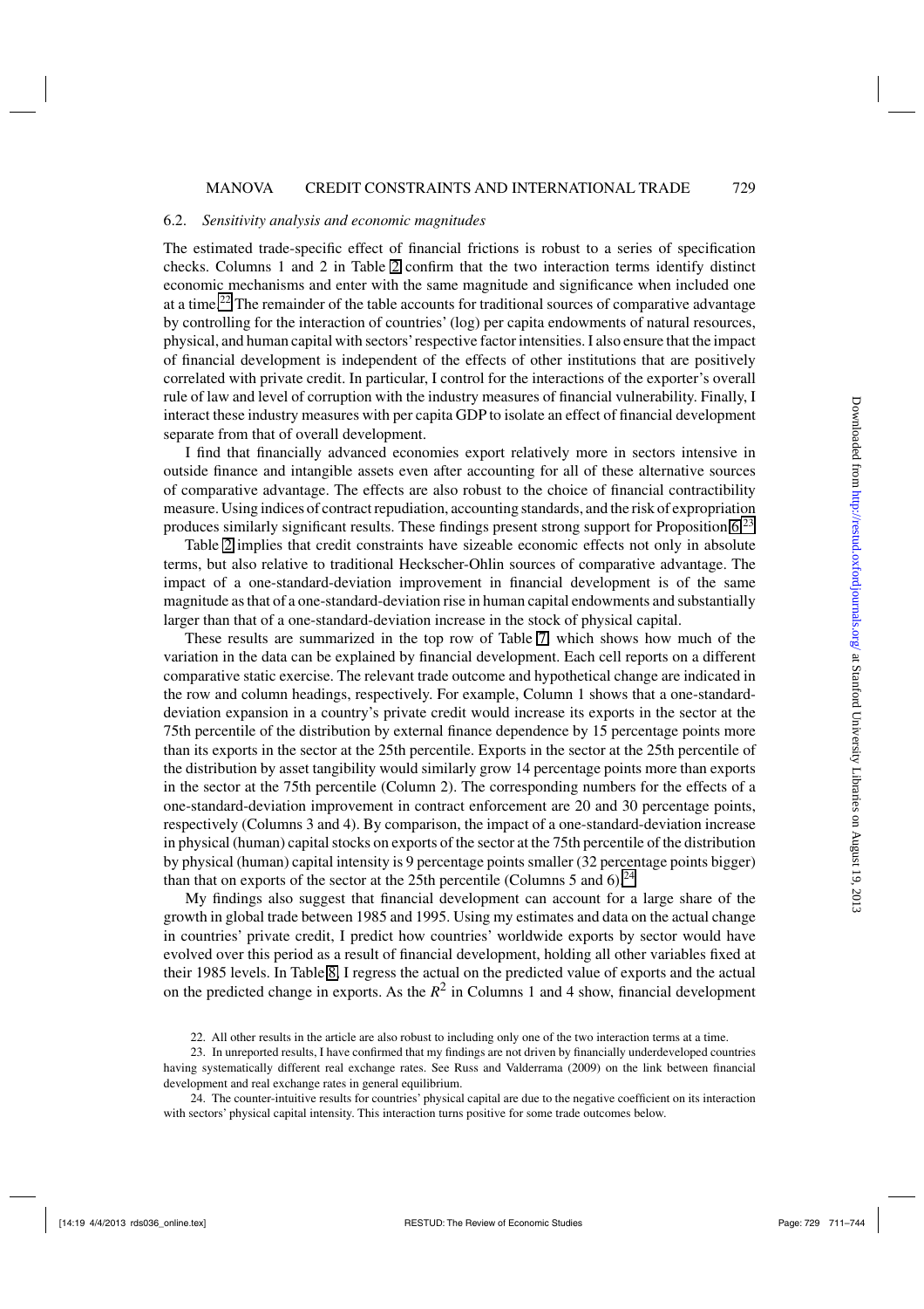### 6.2. *Sensitivity analysis and economic magnitudes*

The estimated trade-specific effect of financial frictions is robust to a series of specification checks. Columns 1 and 2 in Table 2 confirm that the two interaction terms identify distinct economic mechanisms and enter with the same magnitude and significance when included one at a time.[22] The remainder of the table accounts for traditional sources of comparative advantage by controlling for the interaction of countries' (log) per capita endowments of natural resources, physical, and human capital with sectors' respective factor intensities. I also ensure that the impact of financial development is independent of the effects of other institutions that are positively correlated with private credit. In particular, I control for the interactions of the exporter's overall rule of law and level of corruption with the industry measures of financial vulnerability. Finally, I interact these industry measures with per capita GDP to isolate an effect of financial development separate from that of overall development.

I find that financially advanced economies export relatively more in sectors intensive in outside finance and intangible assets even after accounting for all of these alternative sources of comparative advantage. The effects are also robust to the choice of financial contractibility measure. Using indices of contract repudiation, accounting standards, and the risk of expropriation produces similarly significant results. These findings present strong support for Proposition 6.[23]

Table 2 implies that credit constraints have sizeable economic effects not only in absolute terms, but also relative to traditional Heckscher-Ohlin sources of comparative advantage. The impact of a one-standard-deviation improvement in financial development is of the same magnitude as that of a one-standard-deviation rise in human capital endowments and substantially larger than that of a one-standard-deviation increase in the stock of physical capital.

These results are summarized in the top row of Table 7, which shows how much of the variation in the data can be explained by financial development. Each cell reports on a different comparative static exercise. The relevant trade outcome and hypothetical change are indicated in the row and column headings, respectively. For example, Column 1 shows that a one-standard-deviation expansion in a country's private credit would increase its exports in the sector at the 75th percentile of the distribution by external finance dependence by 15 percentage points more than its exports in the sector at the 25th percentile. Exports in the sector at the 25th percentile of the distribution by asset tangibility would similarly grow 14 percentage points more than exports in the sector at the 75th percentile (Column 2). The corresponding numbers for the effects of a one-standard-deviation improvement in contract enforcement are 20 and 30 percentage points, respectively (Columns 3 and 4). By comparison, the impact of a one-standard-deviation increase in physical (human) capital stocks on exports of the sector at the 75th percentile of the distribution by physical (human) capital intensity is 9 percentage points smaller (32 percentage points bigger) than that on exports of the sector at the 25th percentile (Columns 5 and 6).[24]

My findings also suggest that financial development can account for a large share of the growth in global trade between 1985 and 1995. Using my estimates and data on the actual change in countries' private credit, I predict how countries' worldwide exports by sector would have evolved over this period as a result of financial development, holding all other variables fixed at their 1985 levels. In Table 8, I regress the actual on the predicted value of exports and the actual on the predicted change in exports. As the $R^2$ in Columns 1 and 4 show, financial development

22. All other results in the article are also robust to including only one of the two interaction terms at a time.

23. In unreported results, I have confirmed that my findings are not driven by financially underdeveloped countries having systematically different real exchange rates. See Russ and Valderrama (2009) on the link between financial development and real exchange rates in general equilibrium.

24. The counter-intuitive results for countries' physical capital are due to the negative coefficient on its interaction with sectors' physical capital intensity. This interaction turns positive for some trade outcomes below.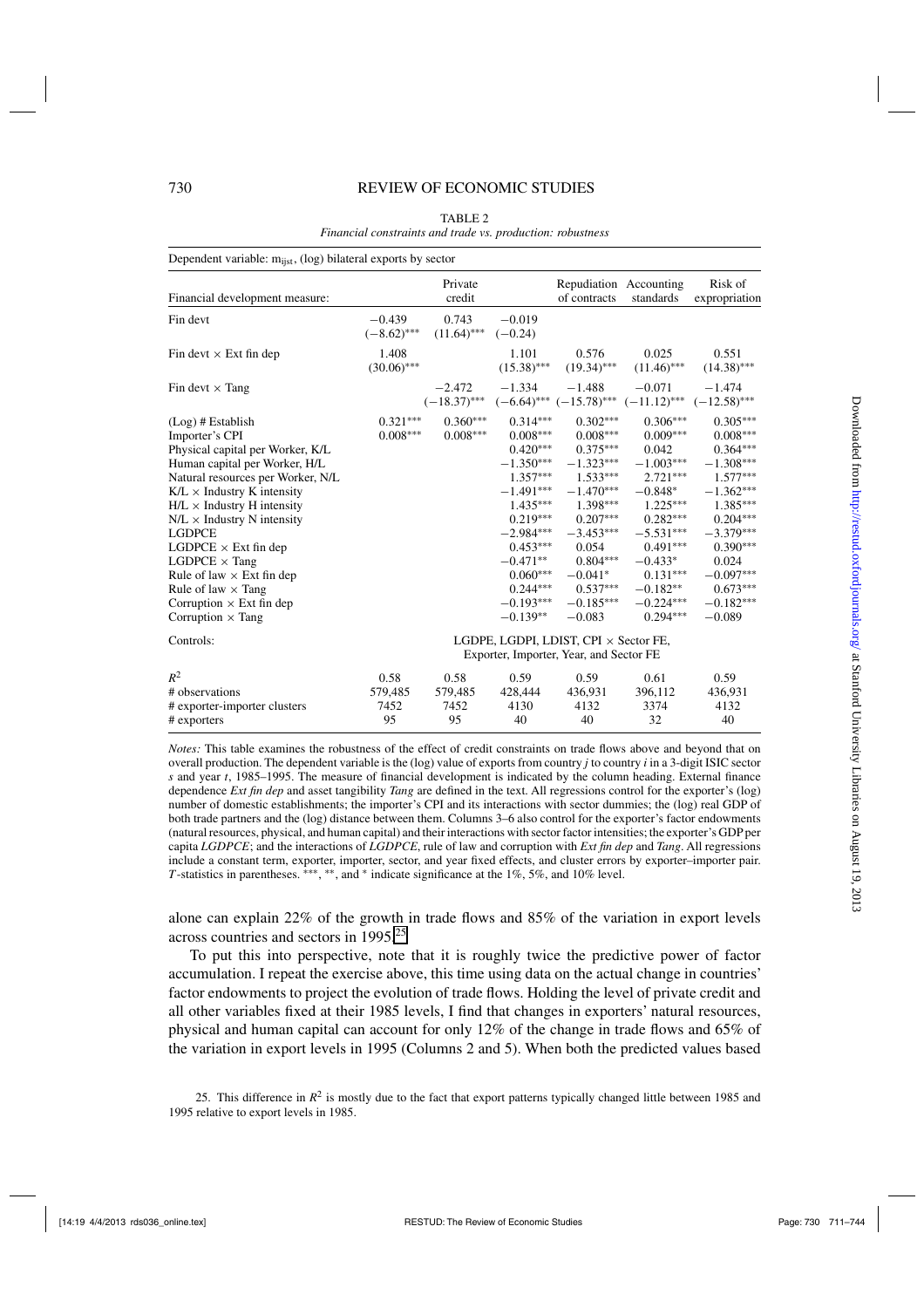TABLE 2

*Financial constraints and trade vs. production: robustness*

| Dependent variable: $m_{ijst}$, (log) bilateral exports by sector | | | | | | |
|---|---|---|---|---|---|---|
| Financial development measure: | | Private credit | | Repudiation of contracts | Accounting standards | Risk of expropriation |
| Fin devt | −0.439 (−8.62)*** | 0.743 (11.64)*** | −0.019 (−0.24) | | | |
| Fin devt × Ext fin dep | 1.408 (30.06)*** | | 1.101 (15.38)*** | 0.576 (19.34)*** | 0.025 (11.46)*** | 0.551 (14.38)*** |
| Fin devt × Tang | | −2.472 (−18.37)*** | −1.334 (−6.64)*** | −1.488 (−15.78)*** | −0.071 (−11.12)*** | −1.474 (−12.58)*** |
| (Log) # Establish | 0.321*** | 0.360*** | 0.314*** | 0.302*** | 0.306*** | 0.305*** |
| Importer's CPI | 0.008*** | 0.008*** | 0.008*** | 0.008*** | 0.009*** | 0.008*** |
| Physical capital per Worker, K/L | | | 0.420*** | 0.375*** | 0.042 | 0.364*** |
| Human capital per Worker, H/L | | | −1.350*** | −1.323*** | −1.003*** | −1.308*** |
| Natural resources per Worker, N/L | | | 1.357*** | 1.533*** | 2.721*** | 1.577*** |
| K/L × Industry K intensity | | | −1.491*** | −1.470*** | −0.848* | −1.362*** |
| H/L × Industry H intensity | | | 1.435*** | 1.398*** | 1.225*** | 1.385*** |
| N/L × Industry N intensity | | | 0.219*** | 0.207*** | 0.282*** | 0.204*** |
| LGDPCE | | | −2.984*** | −3.453*** | −5.531*** | −3.379*** |
| LGDPCE × Ext fin dep | | | 0.453*** | 0.054 | 0.491*** | 0.390*** |
| LGDPCE × Tang | | | −0.471** | 0.804*** | −0.433* | 0.024 |
| Rule of law × Ext fin dep | | | 0.060*** | −0.041* | 0.131*** | −0.097*** |
| Rule of law × Tang | | | 0.244*** | 0.537*** | −0.182** | 0.673*** |
| Corruption × Ext fin dep | | | −0.193*** | −0.185*** | −0.224*** | −0.182*** |
| Corruption × Tang | | | −0.139** | −0.083 | 0.294*** | −0.089 |
| Controls: | LGDPE, LGDPI, LDIST, CPI × Sector FE, Exporter, Importer, Year, and Sector FE | | | | | |
| $R^2$ | 0.58 | 0.58 | 0.59 | 0.59 | 0.61 | 0.59 |
| # observations | 579,485 | 579,485 | 428,444 | 436,931 | 396,112 | 436,931 |
| # exporter-importer clusters | 7452 | 7452 | 4130 | 4132 | 3374 | 4132 |
| # exporters | 95 | 95 | 40 | 40 | 32 | 40 |

*Notes:* This table examines the robustness of the effect of credit constraints on trade flows above and beyond that on overall production. The dependent variable is the (log) value of exports from country *j* to country *i* in a 3-digit ISIC sector *s* and year *t*, 1985–1995. The measure of financial development is indicated by the column heading. External finance dependence *Ext fin dep* and asset tangibility *Tang* are defined in the text. All regressions control for the exporter's (log) number of domestic establishments; the importer's CPI and its interactions with sector dummies; the (log) real GDP of both trade partners and the (log) distance between them. Columns 3–6 also control for the exporter's factor endowments (natural resources, physical, and human capital) and their interactions with sector factor intensities; the exporter's GDP per capita *LGDPCE*; and the interactions of *LGDPCE*, rule of law and corruption with *Ext fin dep* and *Tang*. All regressions include a constant term, exporter, importer, sector, and year fixed effects, and cluster errors by exporter–importer pair. *T*-statistics in parentheses. ***, **, and * indicate significance at the 1%, 5%, and 10% level.

alone can explain 22% of the growth in trade flows and 85% of the variation in export levels across countries and sectors in 1995.[25]

To put this into perspective, note that it is roughly twice the predictive power of factor accumulation. I repeat the exercise above, this time using data on the actual change in countries' factor endowments to project the evolution of trade flows. Holding the level of private credit and all other variables fixed at their 1985 levels, I find that changes in exporters' natural resources, physical and human capital can account for only 12% of the change in trade flows and 65% of the variation in export levels in 1995 (Columns 2 and 5). When both the predicted values based

25. This difference in $R^2$ is mostly due to the fact that export patterns typically changed little between 1985 and 1995 relative to export levels in 1985.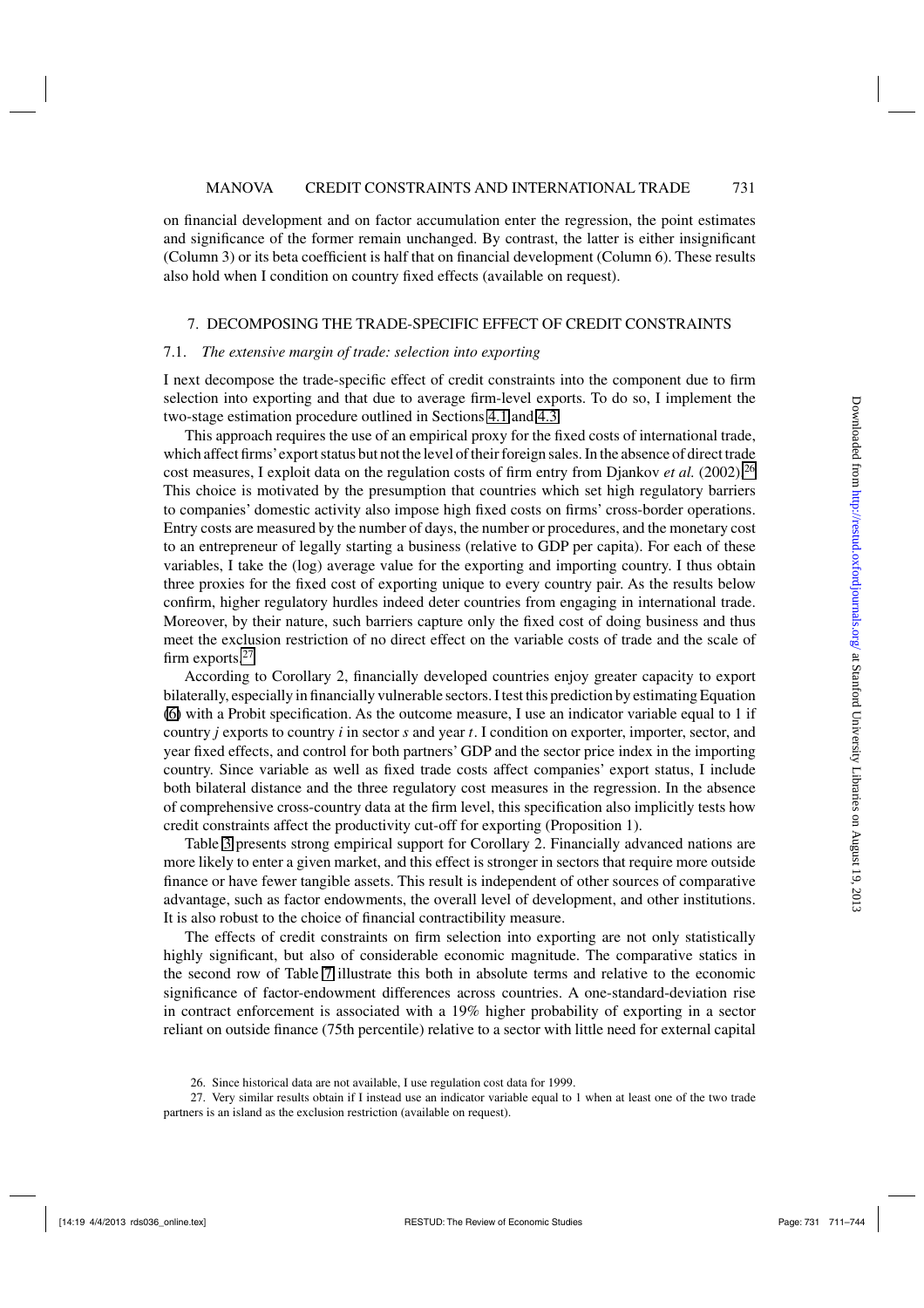on financial development and on factor accumulation enter the regression, the point estimates and significance of the former remain unchanged. By contrast, the latter is either insignificant (Column 3) or its beta coefficient is half that on financial development (Column 6). These results also hold when I condition on country fixed effects (available on request).

## 7. DECOMPOSING THE TRADE-SPECIFIC EFFECT OF CREDIT CONSTRAINTS

### 7.1. *The extensive margin of trade: selection into exporting*

I next decompose the trade-specific effect of credit constraints into the component due to firm selection into exporting and that due to average firm-level exports. To do so, I implement the two-stage estimation procedure outlined in Sections 4.1 and 4.3.

This approach requires the use of an empirical proxy for the fixed costs of international trade, which affect firms' export status but not the level of their foreign sales. In the absence of direct trade cost measures, I exploit data on the regulation costs of firm entry from Djankov *et al.* (2002).[26] This choice is motivated by the presumption that countries which set high regulatory barriers to companies' domestic activity also impose high fixed costs on firms' cross-border operations. Entry costs are measured by the number of days, the number or procedures, and the monetary cost to an entrepreneur of legally starting a business (relative to GDP per capita). For each of these variables, I take the (log) average value for the exporting and importing country. I thus obtain three proxies for the fixed cost of exporting unique to every country pair. As the results below confirm, higher regulatory hurdles indeed deter countries from engaging in international trade. Moreover, by their nature, such barriers capture only the fixed cost of doing business and thus meet the exclusion restriction of no direct effect on the variable costs of trade and the scale of firm exports.[27]

According to Corollary 2, financially developed countries enjoy greater capacity to export bilaterally, especially in financially vulnerable sectors. I test this prediction by estimating Equation (6) with a Probit specification. As the outcome measure, I use an indicator variable equal to 1 if country $j$ exports to country $i$ in sector $s$ and year $t$. I condition on exporter, importer, sector, and year fixed effects, and control for both partners' GDP and the sector price index in the importing country. Since variable as well as fixed trade costs affect companies' export status, I include both bilateral distance and the three regulatory cost measures in the regression. In the absence of comprehensive cross-country data at the firm level, this specification also implicitly tests how credit constraints affect the productivity cut-off for exporting (Proposition 1).

Table 3 presents strong empirical support for Corollary 2. Financially advanced nations are more likely to enter a given market, and this effect is stronger in sectors that require more outside finance or have fewer tangible assets. This result is independent of other sources of comparative advantage, such as factor endowments, the overall level of development, and other institutions. It is also robust to the choice of financial contractibility measure.

The effects of credit constraints on firm selection into exporting are not only statistically highly significant, but also of considerable economic magnitude. The comparative statics in the second row of Table 7 illustrate this both in absolute terms and relative to the economic significance of factor-endowment differences across countries. A one-standard-deviation rise in contract enforcement is associated with a 19% higher probability of exporting in a sector reliant on outside finance (75th percentile) relative to a sector with little need for external capital

26. Since historical data are not available, I use regulation cost data for 1999.

27. Very similar results obtain if I instead use an indicator variable equal to 1 when at least one of the two trade partners is an island as the exclusion restriction (available on request).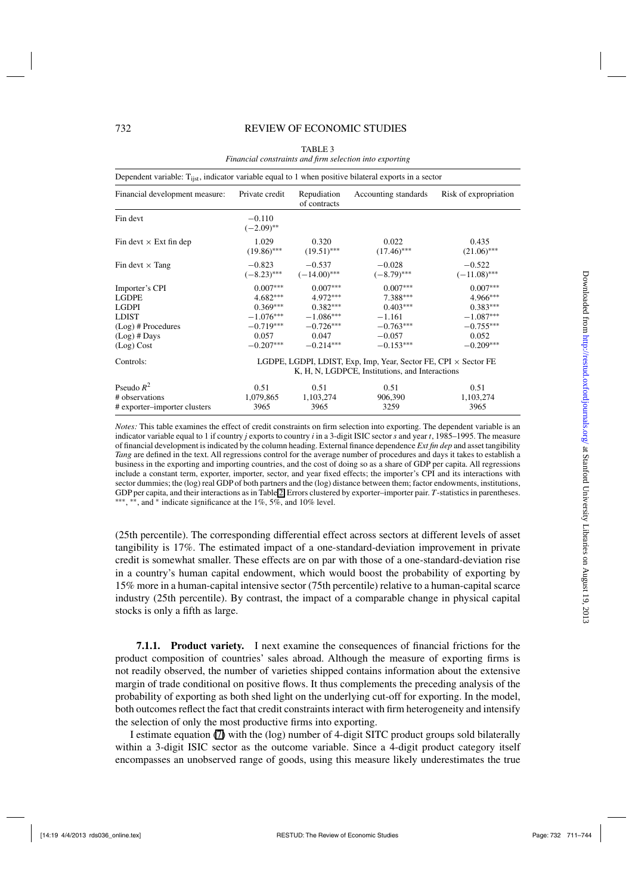TABLE 3
*Financial constraints and firm selection into exporting*

| Dependent variable: $T_{ijst}$, indicator variable equal to 1 when positive bilateral exports in a sector | | | | |
|---|---|---|---|---|
| Financial development measure: | Private credit | Repudiation of contracts | Accounting standards | Risk of expropriation |
| Fin devt | −0.110 (−2.09)** | | | |
| Fin devt × Ext fin dep | 1.029 (19.86)*** | 0.320 (19.51)*** | 0.022 (17.46)*** | 0.435 (21.06)*** |
| Fin devt × Tang | −0.823 (−8.23)*** | −0.537 (−14.00)*** | −0.028 (−8.79)*** | −0.522 (−11.08)*** |
| Importer's CPI | 0.007*** | 0.007*** | 0.007*** | 0.007*** |
| LGDPE | 4.682*** | 4.972*** | 7.388*** | 4.966*** |
| LGDPI | 0.369*** | 0.382*** | 0.403*** | 0.383*** |
| LDIST | −1.076*** | −1.086*** | −1.161 | −1.087*** |
| (Log) # Procedures | −0.719*** | −0.726*** | −0.763*** | −0.755*** |
| (Log) # Days | 0.057 | 0.047 | −0.057 | 0.052 |
| (Log) Cost | −0.207*** | −0.214*** | −0.153*** | −0.209*** |
| Controls: | LGDPE, LGDPI, LDIST, Exp, Imp, Year, Sector FE, CPI × Sector FE K, H, N, LGDPCE, Institutions, and Interactions | | | |
| Pseudo $R^2$ | 0.51 | 0.51 | 0.51 | 0.51 |
| # observations | 1,079,865 | 1,103,274 | 906,390 | 1,103,274 |
| # exporter–importer clusters | 3965 | 3965 | 3259 | 3965 |

*Notes:* This table examines the effect of credit constraints on firm selection into exporting. The dependent variable is an indicator variable equal to 1 if country *j* exports to country *i* in a 3-digit ISIC sector *s* and year *t*, 1985–1995. The measure of financial development is indicated by the column heading. External finance dependence *Ext fin dep* and asset tangibility *Tang* are defined in the text. All regressions control for the average number of procedures and days it takes to establish a business in the exporting and importing countries, and the cost of doing so as a share of GDP per capita. All regressions include a constant term, exporter, importer, sector, and year fixed effects; the importer's CPI and its interactions with sector dummies; the (log) real GDP of both partners and the (log) distance between them; factor endowments, institutions, GDP per capita, and their interactions as in Table 2. Errors clustered by exporter–importer pair. *T*-statistics in parentheses. ***, **, and * indicate significance at the 1%, 5%, and 10% level.

(25th percentile). The corresponding differential effect across sectors at different levels of asset tangibility is 17%. The estimated impact of a one-standard-deviation improvement in private credit is somewhat smaller. These effects are on par with those of a one-standard-deviation rise in a country's human capital endowment, which would boost the probability of exporting by 15% more in a human-capital intensive sector (75th percentile) relative to a human-capital scarce industry (25th percentile). By contrast, the impact of a comparable change in physical capital stocks is only a fifth as large.

**7.1.1. Product variety.** I next examine the consequences of financial frictions for the product composition of countries' sales abroad. Although the measure of exporting firms is not readily observed, the number of varieties shipped contains information about the extensive margin of trade conditional on positive flows. It thus complements the preceding analysis of the probability of exporting as both shed light on the underlying cut-off for exporting. In the model, both outcomes reflect the fact that credit constraints interact with firm heterogeneity and intensify the selection of only the most productive firms into exporting.

I estimate equation (7) with the (log) number of 4-digit SITC product groups sold bilaterally within a 3-digit ISIC sector as the outcome variable. Since a 4-digit product category itself encompasses an unobserved range of goods, using this measure likely underestimates the true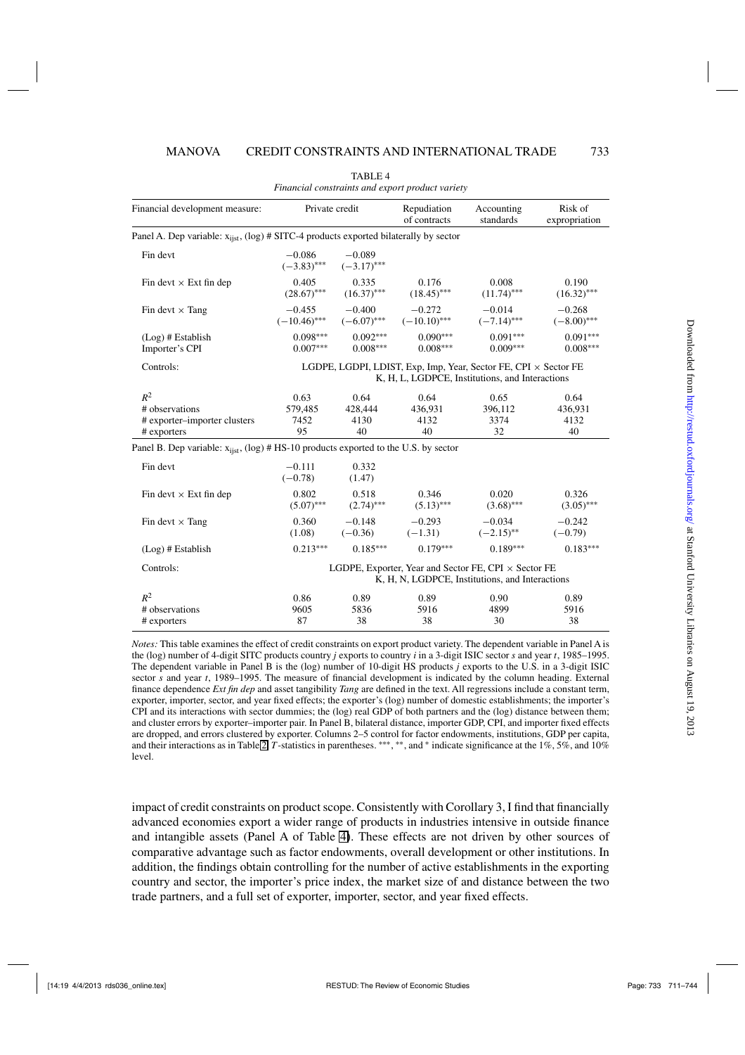TABLE 4

*Financial constraints and export product variety*

| Financial development measure: | Private credit | | Repudiation of contracts | Accounting standards | Risk of expropriation |
|---|---|---|---|---|---|
| Panel A. Dep variable: $x_{ijst}$, (log) # SITC-4 products exported bilaterally by sector | | | | | |
| Fin devt | −0.086 | −0.089 | | | |
| | (−3.83)*** | (−3.17)*** | | | |
| Fin devt × Ext fin dep | 0.405 | 0.335 | 0.176 | 0.008 | 0.190 |
| | (28.67)*** | (16.37)*** | (18.45)*** | (11.74)*** | (16.32)*** |
| Fin devt × Tang | −0.455 | −0.400 | −0.272 | −0.014 | −0.268 |
| | (−10.46)*** | (−6.07)*** | (−10.10)*** | (−7.14)*** | (−8.00)*** |
| (Log) # Establish | 0.098*** | 0.092*** | 0.090*** | 0.091*** | 0.091*** |
| Importer's CPI | 0.007*** | 0.008*** | 0.008*** | 0.009*** | 0.008*** |
| Controls: | LGDPE, LGDPI, LDIST, Exp, Imp, Year, Sector FE, CPI × Sector FE; K, H, L, LGDPCE, Institutions, and Interactions | | | | |
| $R^2$ | 0.63 | 0.64 | 0.64 | 0.65 | 0.64 |
| # observations | 579,485 | 428,444 | 436,931 | 396,112 | 436,931 |
| # exporter–importer clusters | 7452 | 4130 | 4132 | 3374 | 4132 |
| # exporters | 95 | 40 | 40 | 32 | 40 |
| Panel B. Dep variable: $x_{ijst}$, (log) # HS-10 products exported to the U.S. by sector | | | | | |
| Fin devt | −0.111 | 0.332 | | | |
| | (−0.78) | (1.47) | | | |
| Fin devt × Ext fin dep | 0.802 | 0.518 | 0.346 | 0.020 | 0.326 |
| | (5.07)*** | (2.74)*** | (5.13)*** | (3.68)*** | (3.05)*** |
| Fin devt × Tang | 0.360 | −0.148 | −0.293 | −0.034 | −0.242 |
| | (1.08) | (−0.36) | (−1.31) | (−2.15)** | (−0.79) |
| (Log) # Establish | 0.213*** | 0.185*** | 0.179*** | 0.189*** | 0.183*** |
| Controls: | LGDPE, Exporter, Year and Sector FE, CPI × Sector FE; K, H, N, LGDPCE, Institutions, and Interactions | | | | |
| $R^2$ | 0.86 | 0.89 | 0.89 | 0.90 | 0.89 |
| # observations | 9605 | 5836 | 5916 | 4899 | 5916 |
| # exporters | 87 | 38 | 38 | 30 | 38 |

*Notes:* This table examines the effect of credit constraints on export product variety. The dependent variable in Panel A is the (log) number of 4-digit SITC products country *j* exports to country *i* in a 3-digit ISIC sector *s* and year *t*, 1985–1995. The dependent variable in Panel B is the (log) number of 10-digit HS products *j* exports to the U.S. in a 3-digit ISIC sector *s* and year *t*, 1989–1995. The measure of financial development is indicated by the column heading. External finance dependence *Ext fin dep* and asset tangibility *Tang* are defined in the text. All regressions include a constant term, exporter, importer, sector, and year fixed effects; the exporter's (log) number of domestic establishments; the importer's CPI and its interactions with sector dummies; the (log) real GDP of both partners and the (log) distance between them; and cluster errors by exporter–importer pair. In Panel B, bilateral distance, importer GDP, CPI, and importer fixed effects are dropped, and errors clustered by exporter. Columns 2–5 control for factor endowments, institutions, GDP per capita, and their interactions as in Table 2. *T*-statistics in parentheses. ***, **, and * indicate significance at the 1%, 5%, and 10% level.

impact of credit constraints on product scope. Consistently with Corollary 3, I find that financially advanced economies export a wider range of products in industries intensive in outside finance and intangible assets (Panel A of Table 4). These effects are not driven by other sources of comparative advantage such as factor endowments, overall development or other institutions. In addition, the findings obtain controlling for the number of active establishments in the exporting country and sector, the importer's price index, the market size of and distance between the two trade partners, and a full set of exporter, importer, sector, and year fixed effects.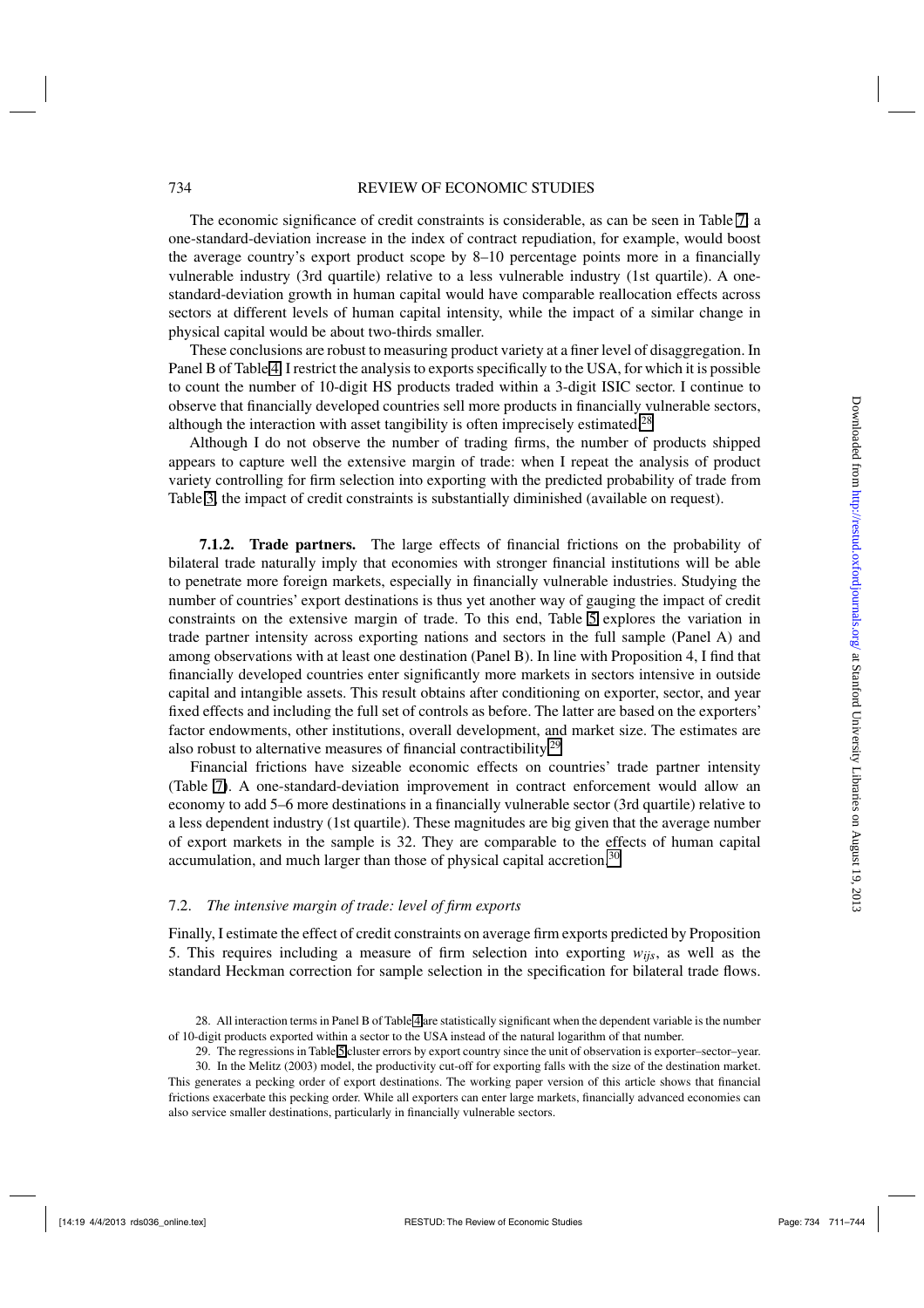The economic significance of credit constraints is considerable, as can be seen in Table 7: a one-standard-deviation increase in the index of contract repudiation, for example, would boost the average country's export product scope by 8–10 percentage points more in a financially vulnerable industry (3rd quartile) relative to a less vulnerable industry (1st quartile). A one-standard-deviation growth in human capital would have comparable reallocation effects across sectors at different levels of human capital intensity, while the impact of a similar change in physical capital would be about two-thirds smaller.

These conclusions are robust to measuring product variety at a finer level of disaggregation. In Panel B of Table 4, I restrict the analysis to exports specifically to the USA, for which it is possible to count the number of 10-digit HS products traded within a 3-digit ISIC sector. I continue to observe that financially developed countries sell more products in financially vulnerable sectors, although the interaction with asset tangibility is often imprecisely estimated.[28]

Although I do not observe the number of trading firms, the number of products shipped appears to capture well the extensive margin of trade: when I repeat the analysis of product variety controlling for firm selection into exporting with the predicted probability of trade from Table 3, the impact of credit constraints is substantially diminished (available on request).

**7.1.2. Trade partners.** The large effects of financial frictions on the probability of bilateral trade naturally imply that economies with stronger financial institutions will be able to penetrate more foreign markets, especially in financially vulnerable industries. Studying the number of countries' export destinations is thus yet another way of gauging the impact of credit constraints on the extensive margin of trade. To this end, Table 5 explores the variation in trade partner intensity across exporting nations and sectors in the full sample (Panel A) and among observations with at least one destination (Panel B). In line with Proposition 4, I find that financially developed countries enter significantly more markets in sectors intensive in outside capital and intangible assets. This result obtains after conditioning on exporter, sector, and year fixed effects and including the full set of controls as before. The latter are based on the exporters' factor endowments, other institutions, overall development, and market size. The estimates are also robust to alternative measures of financial contractibility.[29]

Financial frictions have sizeable economic effects on countries' trade partner intensity (Table 7). A one-standard-deviation improvement in contract enforcement would allow an economy to add 5–6 more destinations in a financially vulnerable sector (3rd quartile) relative to a less dependent industry (1st quartile). These magnitudes are big given that the average number of export markets in the sample is 32. They are comparable to the effects of human capital accumulation, and much larger than those of physical capital accretion.[30]

### 7.2. *The intensive margin of trade: level of firm exports*

Finally, I estimate the effect of credit constraints on average firm exports predicted by Proposition 5. This requires including a measure of firm selection into exporting $w_{ijs}$, as well as the standard Heckman correction for sample selection in the specification for bilateral trade flows.

28. All interaction terms in Panel B of Table 4 are statistically significant when the dependent variable is the number of 10-digit products exported within a sector to the USA instead of the natural logarithm of that number.

29. The regressions in Table 5 cluster errors by export country since the unit of observation is exporter–sector–year.

30. In the Melitz (2003) model, the productivity cut-off for exporting falls with the size of the destination market. This generates a pecking order of export destinations. The working paper version of this article shows that financial frictions exacerbate this pecking order. While all exporters can enter large markets, financially advanced economies can also service smaller destinations, particularly in financially vulnerable sectors.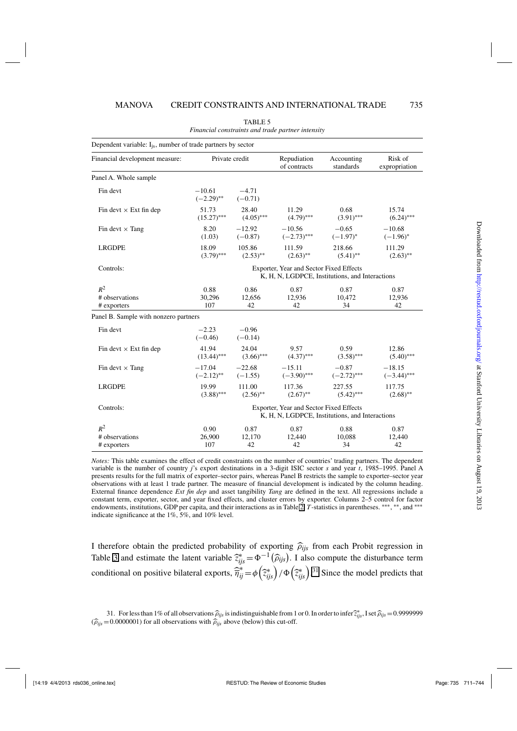TABLE 5

*Financial constraints and trade partner intensity*

| Dependent variable: $I_{js}$, number of trade partners by sector | | | | | |
|---|---|---|---|---|---|
| Financial development measure: | Private credit | | Repudiation of contracts | Accounting standards | Risk of expropriation |
| **Panel A. Whole sample** | | | | | |
| Fin devt | −10.61 | −4.71 | | | |
| | (−2.29)** | (−0.71) | | | |
| Fin devt × Ext fin dep | 51.73 | 28.40 | 11.29 | 0.68 | 15.74 |
| | (15.27)*** | (4.05)*** | (4.79)*** | (3.91)*** | (6.24)*** |
| Fin devt × Tang | 8.20 | −12.92 | −10.56 | −0.65 | −10.68 |
| | (1.03) | (−0.87) | (−2.73)*** | (−1.97)* | (−1.96)* |
| LRGDPE | 18.09 | 105.86 | 111.59 | 218.66 | 111.29 |
| | (3.79)*** | (2.53)** | (2.63)** | (5.41)** | (2.63)** |
| Controls: | Exporter, Year and Sector Fixed Effects; K, H, N, LGDPCE, Institutions, and Interactions | | | | |
| $R^2$ | 0.88 | 0.86 | 0.87 | 0.87 | 0.87 |
| # observations | 30,296 | 12,656 | 12,936 | 10,472 | 12,936 |
| # exporters | 107 | 42 | 42 | 34 | 42 |
| **Panel B. Sample with nonzero partners** | | | | | |
| Fin devt | −2.23 | −0.96 | | | |
| | (−0.46) | (−0.14) | | | |
| Fin devt × Ext fin dep | 41.94 | 24.04 | 9.57 | 0.59 | 12.86 |
| | (13.44)*** | (3.66)*** | (4.37)*** | (3.58)*** | (5.40)*** |
| Fin devt × Tang | −17.04 | −22.68 | −15.11 | −0.87 | −18.15 |
| | (−2.12)** | (−1.55) | (−3.90)*** | (−2.72)*** | (−3.44)*** |
| LRGDPE | 19.99 | 111.00 | 117.36 | 227.55 | 117.75 |
| | (3.88)*** | (2.56)** | (2.67)** | (5.42)*** | (2.68)** |
| Controls: | Exporter, Year and Sector Fixed Effects; K, H, N, LGDPCE, Institutions, and Interactions | | | | |
| $R^2$ | 0.90 | 0.87 | 0.87 | 0.88 | 0.87 |
| # observations | 26,900 | 12,170 | 12,440 | 10,088 | 12,440 |
| # exporters | 107 | 42 | 42 | 34 | 42 |

*Notes:* This table examines the effect of credit constraints on the number of countries' trading partners. The dependent variable is the number of country $j$'s export destinations in a 3-digit ISIC sector $s$ and year $t$, 1985–1995. Panel A presents results for the full matrix of exporter–sector pairs, whereas Panel B restricts the sample to exporter–sector year observations with at least 1 trade partner. The measure of financial development is indicated by the column heading. External finance dependence *Ext fin dep* and asset tangibility *Tang* are defined in the text. All regressions include a constant term, exporter, sector, and year fixed effects, and cluster errors by exporter. Columns 2–5 control for factor endowments, institutions, GDP per capita, and their interactions as in Table 2. $T$-statistics in parentheses. ***, **, and *** indicate significance at the 1%, 5%, and 10% level.

I therefore obtain the predicted probability of exporting $\widehat{\rho}_{ijs}$ from each Probit regression in Table 3 and estimate the latent variable $\widehat{z}^*_{ijs} = \Phi^{-1}(\widehat{\rho}_{ijs})$. I also compute the disturbance term conditional on positive bilateral exports, $\widehat{\overline{\eta}}^*_{ij} = \phi\left(\widehat{z}^*_{ijs}\right)/\Phi\left(\widehat{z}^*_{ijs}\right)$.[31] Since the model predicts that

31. For less than 1% of all observations $\widehat{\rho}_{ijs}$ is indistinguishable from 1 or 0. In order to infer $\widehat{z}^*_{ijs}$, I set $\widehat{\rho}_{ijs} = 0.9999999$ ($\widehat{\rho}_{ijs} = 0.0000001$) for all observations with $\widehat{\rho}_{ijs}$ above (below) this cut-off.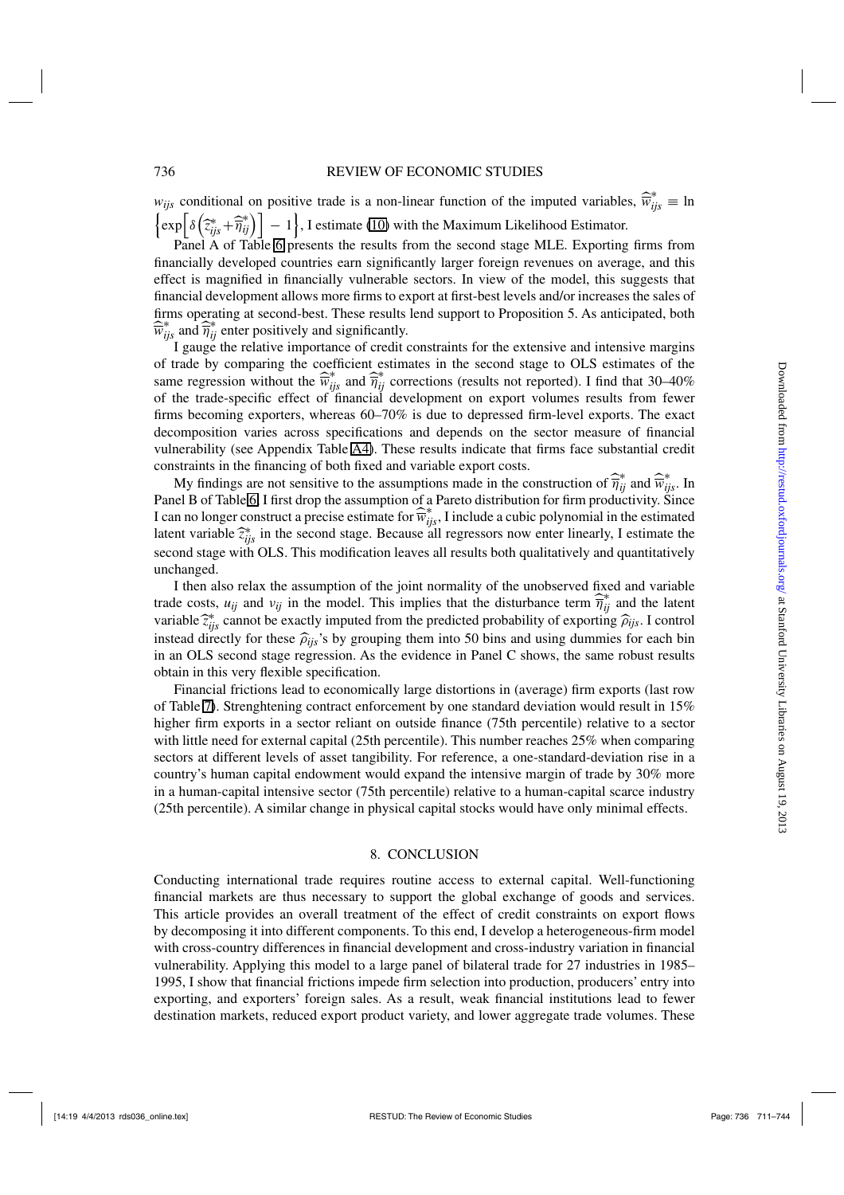$w_{ijs}$ conditional on positive trade is a non-linear function of the imputed variables, $\widehat{\overline{w}}^*_{ijs} \equiv \ln \left\{\exp\left[\delta\left(\widehat{z}^*_{ijs}+\widehat{\overline{\eta}}^*_{ij}\right)\right] - 1\right\}$, I estimate (10) with the Maximum Likelihood Estimator.

Panel A of Table 6 presents the results from the second stage MLE. Exporting firms from financially developed countries earn significantly larger foreign revenues on average, and this effect is magnified in financially vulnerable sectors. In view of the model, this suggests that financial development allows more firms to export at first-best levels and/or increases the sales of firms operating at second-best. These results lend support to Proposition 5. As anticipated, both $\widehat{\overline{w}}^*_{ijs}$ and $\widehat{\overline{\eta}}^*_{ij}$ enter positively and significantly.

I gauge the relative importance of credit constraints for the extensive and intensive margins of trade by comparing the coefficient estimates in the second stage to OLS estimates of the same regression without the $\widehat{\overline{w}}^*_{ijs}$ and $\widehat{\overline{\eta}}^*_{ij}$ corrections (results not reported). I find that 30–40% of the trade-specific effect of financial development on export volumes results from fewer firms becoming exporters, whereas 60–70% is due to depressed firm-level exports. The exact decomposition varies across specifications and depends on the sector measure of financial vulnerability (see Appendix Table A4). These results indicate that firms face substantial credit constraints in the financing of both fixed and variable export costs.

My findings are not sensitive to the assumptions made in the construction of $\widehat{\overline{\eta}}^*_{ij}$ and $\widehat{\overline{w}}^*_{ijs}$. In Panel B of Table 6, I first drop the assumption of a Pareto distribution for firm productivity. Since I can no longer construct a precise estimate for $\widehat{\overline{w}}^*_{ijs}$, I include a cubic polynomial in the estimated latent variable $\widehat{z}^*_{ijs}$ in the second stage. Because all regressors now enter linearly, I estimate the second stage with OLS. This modification leaves all results both qualitatively and quantitatively unchanged.

I then also relax the assumption of the joint normality of the unobserved fixed and variable trade costs, $u_{ij}$ and $v_{ij}$ in the model. This implies that the disturbance term $\widehat{\overline{\eta}}^*_{ij}$ and the latent variable $\widehat{z}^*_{ijs}$ cannot be exactly imputed from the predicted probability of exporting $\widehat{\rho}_{ijs}$. I control instead directly for these $\widehat{\rho}_{ijs}$'s by grouping them into 50 bins and using dummies for each bin in an OLS second stage regression. As the evidence in Panel C shows, the same robust results obtain in this very flexible specification.

Financial frictions lead to economically large distortions in (average) firm exports (last row of Table 7). Strenghtening contract enforcement by one standard deviation would result in 15% higher firm exports in a sector reliant on outside finance (75th percentile) relative to a sector with little need for external capital (25th percentile). This number reaches 25% when comparing sectors at different levels of asset tangibility. For reference, a one-standard-deviation rise in a country's human capital endowment would expand the intensive margin of trade by 30% more in a human-capital intensive sector (75th percentile) relative to a human-capital scarce industry (25th percentile). A similar change in physical capital stocks would have only minimal effects.

## 8. CONCLUSION

Conducting international trade requires routine access to external capital. Well-functioning financial markets are thus necessary to support the global exchange of goods and services. This article provides an overall treatment of the effect of credit constraints on export flows by decomposing it into different components. To this end, I develop a heterogeneous-firm model with cross-country differences in financial development and cross-industry variation in financial vulnerability. Applying this model to a large panel of bilateral trade for 27 industries in 1985–1995, I show that financial frictions impede firm selection into production, producers' entry into exporting, and exporters' foreign sales. As a result, weak financial institutions lead to fewer destination markets, reduced export product variety, and lower aggregate trade volumes. These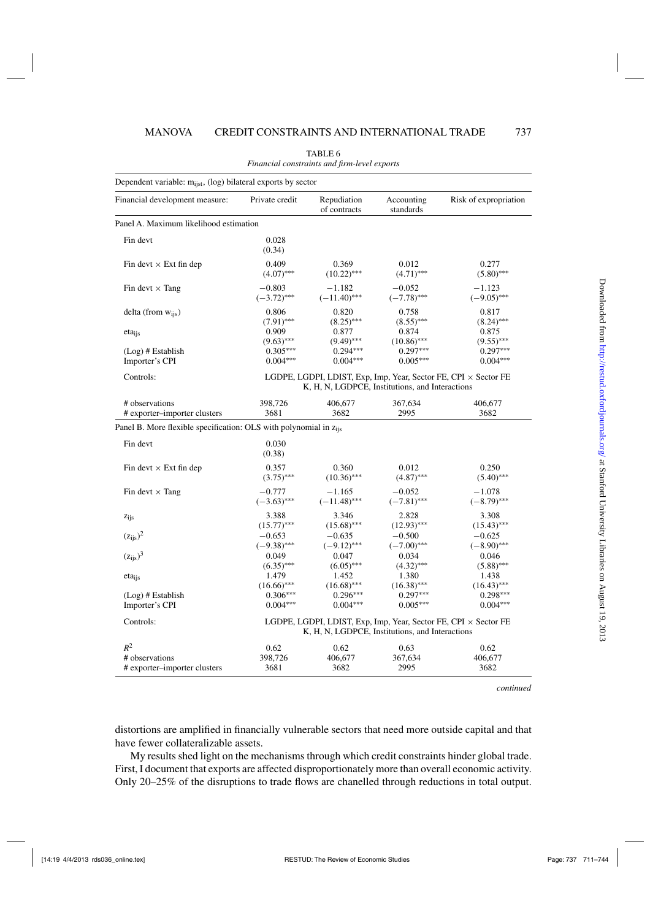TABLE 6

*Financial constraints and firm-level exports*

| Dependent variable: $m_{ijst}$, (log) bilateral exports by sector | | | | |
|---|---|---|---|---|
| Financial development measure: | Private credit | Repudiation of contracts | Accounting standards | Risk of expropriation |
| **Panel A. Maximum likelihood estimation** | | | | |
| Fin devt | 0.028 | | | |
| | (0.34) | | | |
| Fin devt × Ext fin dep | 0.409 | 0.369 | 0.012 | 0.277 |
| | (4.07)*** | (10.22)*** | (4.71)*** | (5.80)*** |
| Fin devt × Tang | −0.803 | −1.182 | −0.052 | −1.123 |
| | (−3.72)*** | (−11.40)*** | (−7.78)*** | (−9.05)*** |
| delta (from $w_{ijs}$) | 0.806 | 0.820 | 0.758 | 0.817 |
| | (7.91)*** | (8.25)*** | (8.55)*** | (8.24)*** |
| $eta_{ijs}$ | 0.909 | 0.877 | 0.874 | 0.875 |
| | (9.63)*** | (9.49)*** | (10.86)*** | (9.55)*** |
| (Log) # Establish | 0.305*** | 0.294*** | 0.297*** | 0.297*** |
| Importer's CPI | 0.004*** | 0.004*** | 0.005*** | 0.004*** |
| Controls: | LGDPE, LGDPI, LDIST, Exp, Imp, Year, Sector FE, CPI × Sector FE; K, H, N, LGDPCE, Institutions, and Interactions | | | |
| # observations | 398,726 | 406,677 | 367,634 | 406,677 |
| # exporter–importer clusters | 3681 | 3682 | 2995 | 3682 |
| **Panel B. More flexible specification: OLS with polynomial in $z_{ijs}$** | | | | |
| Fin devt | 0.030 | | | |
| | (0.38) | | | |
| Fin devt × Ext fin dep | 0.357 | 0.360 | 0.012 | 0.250 |
| | (3.75)*** | (10.36)*** | (4.87)*** | (5.40)*** |
| Fin devt × Tang | −0.777 | −1.165 | −0.052 | −1.078 |
| | (−3.63)*** | (−11.48)*** | (−7.81)*** | (−8.79)*** |
| $z_{ijs}$ | 3.388 | 3.346 | 2.828 | 3.308 |
| | (15.77)*** | (15.68)*** | (12.93)*** | (15.43)*** |
| $(z_{ijs})^2$ | −0.653 | −0.635 | −0.500 | −0.625 |
| | (−9.38)*** | (−9.12)*** | (−7.00)*** | (−8.90)*** |
| $(z_{ijs})^3$ | 0.049 | 0.047 | 0.034 | 0.046 |
| | (6.35)*** | (6.05)*** | (4.32)*** | (5.88)*** |
| $eta_{ijs}$ | 1.479 | 1.452 | 1.380 | 1.438 |
| | (16.66)*** | (16.68)*** | (16.38)*** | (16.43)*** |
| (Log) # Establish | 0.306*** | 0.296*** | 0.297*** | 0.298*** |
| Importer's CPI | 0.004*** | 0.004*** | 0.005*** | 0.004*** |
| Controls: | LGDPE, LGDPI, LDIST, Exp, Imp, Year, Sector FE, CPI × Sector FE; K, H, N, LGDPCE, Institutions, and Interactions | | | |
| $R^2$ | 0.62 | 0.62 | 0.63 | 0.62 |
| # observations | 398,726 | 406,677 | 367,634 | 406,677 |
| # exporter–importer clusters | 3681 | 3682 | 2995 | 3682 |

*continued*

distortions are amplified in financially vulnerable sectors that need more outside capital and that have fewer collateralizable assets.

My results shed light on the mechanisms through which credit constraints hinder global trade. First, I document that exports are affected disproportionately more than overall economic activity. Only 20–25% of the disruptions to trade flows are chanelled through reductions in total output.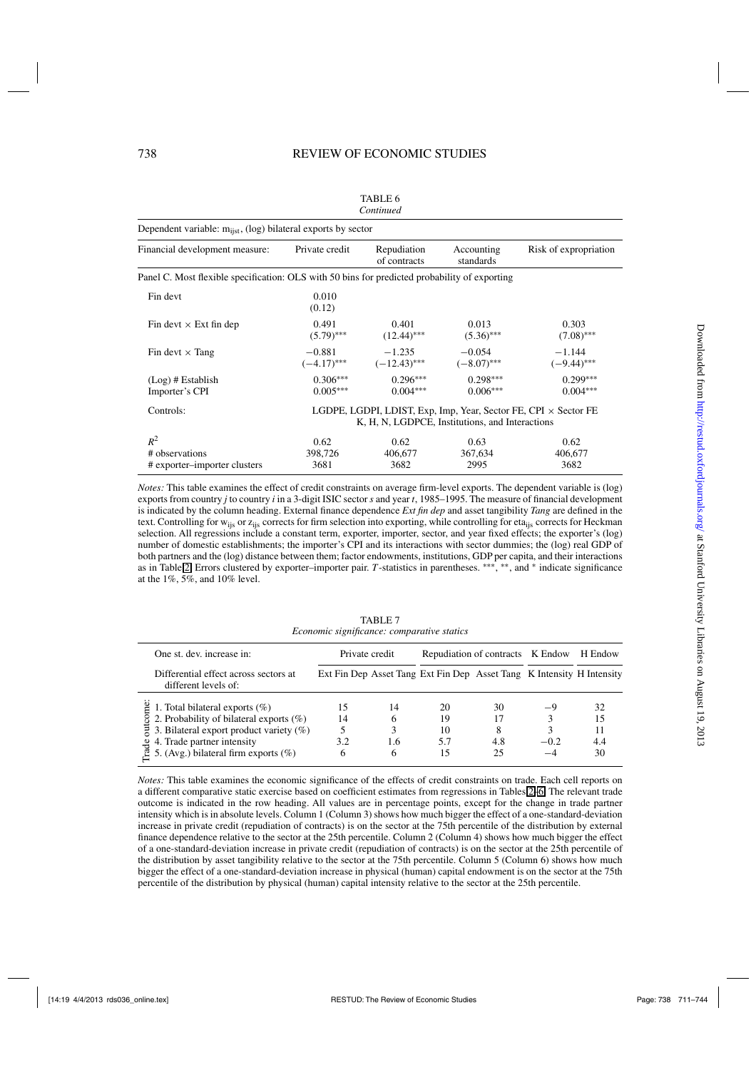TABLE 6
*Continued*

| Dependent variable: $m_{ijst}$, (log) bilateral exports by sector | | | | |
|---|---|---|---|---|
| Financial development measure: | Private credit | Repudiation of contracts | Accounting standards | Risk of expropriation |
| Panel C. Most flexible specification: OLS with 50 bins for predicted probability of exporting | | | | |
| Fin devt | 0.010 (0.12) | | | |
| Fin devt × Ext fin dep | 0.491 (5.79)*** | 0.401 (12.44)*** | 0.013 (5.36)*** | 0.303 (7.08)*** |
| Fin devt × Tang | −0.881 (−4.17)*** | −1.235 (−12.43)*** | −0.054 (−8.07)*** | −1.144 (−9.44)*** |
| (Log) # Establish | 0.306*** | 0.296*** | 0.298*** | 0.299*** |
| Importer's CPI | 0.005*** | 0.004*** | 0.006*** | 0.004*** |
| Controls: | LGDPE, LGDPI, LDIST, Exp, Imp, Year, Sector FE, CPI × Sector FE K, H, N, LGDPCE, Institutions, and Interactions | | | |
| $R^2$ | 0.62 | 0.62 | 0.63 | 0.62 |
| # observations | 398,726 | 406,677 | 367,634 | 406,677 |
| # exporter–importer clusters | 3681 | 3682 | 2995 | 3682 |

*Notes:* This table examines the effect of credit constraints on average firm-level exports. The dependent variable is (log) exports from country *j* to country *i* in a 3-digit ISIC sector *s* and year *t*, 1985–1995. The measure of financial development is indicated by the column heading. External finance dependence *Ext fin dep* and asset tangibility *Tang* are defined in the text. Controlling for $w_{ijs}$ or $z_{ijs}$ corrects for firm selection into exporting, while controlling for $eta_{ijs}$ corrects for Heckman selection. All regressions include a constant term, exporter, importer, sector, and year fixed effects; the exporter's (log) number of domestic establishments; the importer's CPI and its interactions with sector dummies; the (log) real GDP of both partners and the (log) distance between them; factor endowments, institutions, GDP per capita, and their interactions as in Table 2. Errors clustered by exporter–importer pair. *T*-statistics in parentheses. ***, **, and * indicate significance at the 1%, 5%, and 10% level.

TABLE 7
*Economic significance: comparative statics*

| One st. dev. increase in: | Private credit | | Repudiation of contracts | | K Endow | H Endow |
|---|---|---|---|---|---|---|
| Differential effect across sectors at different levels of: | Ext Fin Dep | Asset Tang | Ext Fin Dep | Asset Tang | K Intensity | H Intensity |
| Trade outcome: 1. Total bilateral exports (%) | 15 | 14 | 20 | 30 | −9 | 32 |
| 2. Probability of bilateral exports (%) | 14 | 6 | 19 | 17 | 3 | 15 |
| 3. Bilateral export product variety (%) | 5 | 3 | 10 | 8 | 3 | 11 |
| 4. Trade partner intensity | 3.2 | 1.6 | 5.7 | 4.8 | −0.2 | 4.4 |
| 5. (Avg.) bilateral firm exports (%) | 6 | 6 | 15 | 25 | −4 | 30 |

*Notes:* This table examines the economic significance of the effects of credit constraints on trade. Each cell reports on a different comparative static exercise based on coefficient estimates from regressions in Tables 2–6. The relevant trade outcome is indicated in the row heading. All values are in percentage points, except for the change in trade partner intensity which is in absolute levels. Column 1 (Column 3) shows how much bigger the effect of a one-standard-deviation increase in private credit (repudiation of contracts) is on the sector at the 75th percentile of the distribution by external finance dependence relative to the sector at the 25th percentile. Column 2 (Column 4) shows how much bigger the effect of a one-standard-deviation increase in private credit (repudiation of contracts) is on the sector at the 25th percentile of the distribution by asset tangibility relative to the sector at the 75th percentile. Column 5 (Column 6) shows how much bigger the effect of a one-standard-deviation increase in physical (human) capital endowment is on the sector at the 75th percentile of the distribution by physical (human) capital intensity relative to the sector at the 25th percentile.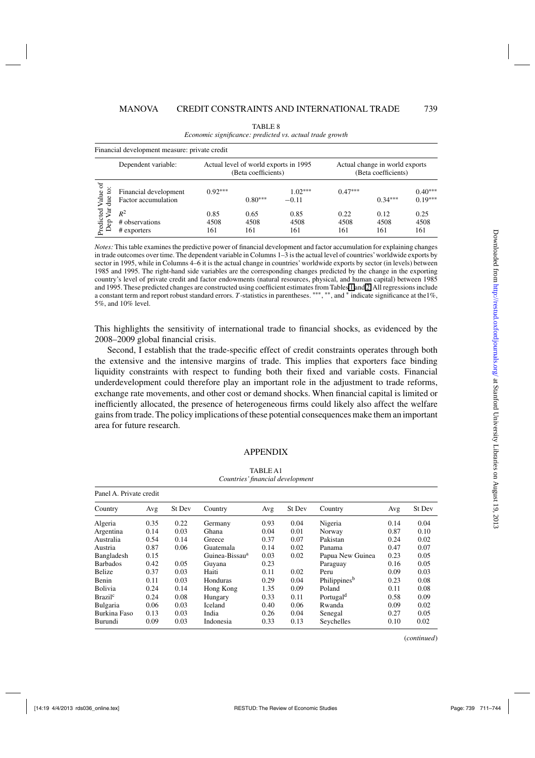TABLE 8
*Economic significance: predicted vs. actual trade growth*

Financial development measure: private credit

| | Dependent variable: | Actual level of world exports in 1995 (Beta coefficients) | | | Actual change in world exports (Beta coefficients) | | |
|---|---|---|---|---|---|---|---|
| Predicted Value of Dep Var due to: | Financial development | 0.92*** | | 1.02*** | 0.47*** | | 0.40*** |
| | Factor accumulation | | 0.80*** | −0.11 | | 0.34*** | 0.19*** |
| | $R^2$ | 0.85 | 0.65 | 0.85 | 0.22 | 0.12 | 0.25 |
| | # observations | 4508 | 4508 | 4508 | 4508 | 4508 | 4508 |
| | # exporters | 161 | 161 | 161 | 161 | 161 | 161 |

*Notes:* This table examines the predictive power of financial development and factor accumulation for explaining changes in trade outcomes over time. The dependent variable in Columns 1–3 is the actual level of countries' worldwide exports by sector in 1995, while in Columns 4–6 it is the actual change in countries' worldwide exports by sector (in levels) between 1985 and 1995. The right-hand side variables are the corresponding changes predicted by the change in the exporting country's level of private credit and factor endowments (natural resources, physical, and human capital) between 1985 and 1995. These predicted changes are constructed using coefficient estimates from Tables 1 and 2. All regressions include a constant term and report robust standard errors. $T$-statistics in parentheses. ***, **, and * indicate significance at the1%, 5%, and 10% level.

This highlights the sensitivity of international trade to financial shocks, as evidenced by the 2008–2009 global financial crisis.

Second, I establish that the trade-specific effect of credit constraints operates through both the extensive and the intensive margins of trade. This implies that exporters face binding liquidity constraints with respect to funding both their fixed and variable costs. Financial underdevelopment could therefore play an important role in the adjustment to trade reforms, exchange rate movements, and other cost or demand shocks. When financial capital is limited or inefficiently allocated, the presence of heterogeneous firms could likely also affect the welfare gains from trade. The policy implications of these potential consequences make them an important area for future research.

## APPENDIX

TABLE A1
*Countries' financial development*

Panel A. Private credit

| Country | Avg | St Dev | Country | Avg | St Dev | Country | Avg | St Dev |
|---|---|---|---|---|---|---|---|---|
| Algeria | 0.35 | 0.22 | Germany | 0.93 | 0.04 | Nigeria | 0.14 | 0.04 |
| Argentina | 0.14 | 0.03 | Ghana | 0.04 | 0.01 | Norway | 0.87 | 0.10 |
| Australia | 0.54 | 0.14 | Greece | 0.37 | 0.07 | Pakistan | 0.24 | 0.02 |
| Austria | 0.87 | 0.06 | Guatemala | 0.14 | 0.02 | Panama | 0.47 | 0.07 |
| Bangladesh | 0.15 | | Guinea-Bissau[a] | 0.03 | 0.02 | Papua New Guinea | 0.23 | 0.05 |
| Barbados | 0.42 | 0.05 | Guyana | 0.23 | | Paraguay | 0.16 | 0.05 |
| Belize | 0.37 | 0.03 | Haiti | 0.11 | 0.02 | Peru | 0.09 | 0.03 |
| Benin | 0.11 | 0.03 | Honduras | 0.29 | 0.04 | Philippines[b] | 0.23 | 0.08 |
| Bolivia | 0.24 | 0.14 | Hong Kong | 1.35 | 0.09 | Poland | 0.11 | 0.08 |
| Brazil[c] | 0.24 | 0.08 | Hungary | 0.33 | 0.11 | Portugal[d] | 0.58 | 0.09 |
| Bulgaria | 0.06 | 0.03 | Iceland | 0.40 | 0.06 | Rwanda | 0.09 | 0.02 |
| Burkina Faso | 0.13 | 0.03 | India | 0.26 | 0.04 | Senegal | 0.27 | 0.05 |
| Burundi | 0.09 | 0.03 | Indonesia | 0.33 | 0.13 | Seychelles | 0.10 | 0.02 |

(*continued*)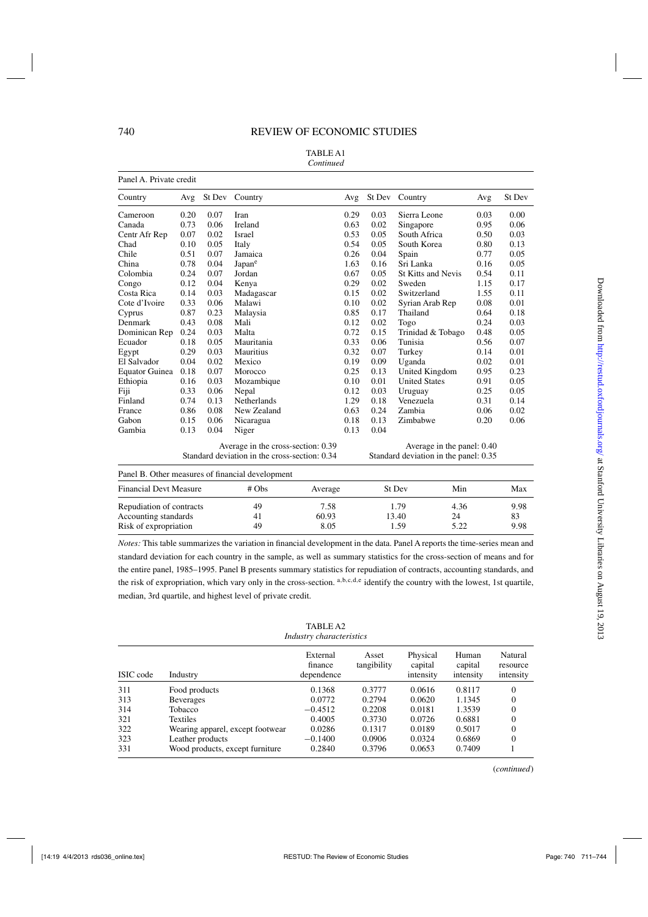TABLE A1

*Continued*

Panel A. Private credit

| Country | Avg | St Dev | Country | Avg | St Dev | Country | Avg | St Dev |
|---|---|---|---|---|---|---|---|---|
| Cameroon | 0.20 | 0.07 | Iran | 0.29 | 0.03 | Sierra Leone | 0.03 | 0.00 |
| Canada | 0.73 | 0.06 | Ireland | 0.63 | 0.02 | Singapore | 0.95 | 0.06 |
| Centr Afr Rep | 0.07 | 0.02 | Israel | 0.53 | 0.05 | South Africa | 0.50 | 0.03 |
| Chad | 0.10 | 0.05 | Italy | 0.54 | 0.05 | South Korea | 0.80 | 0.13 |
| Chile | 0.51 | 0.07 | Jamaica | 0.26 | 0.04 | Spain | 0.77 | 0.05 |
| China | 0.78 | 0.04 | Japan[e] | 1.63 | 0.16 | Sri Lanka | 0.16 | 0.05 |
| Colombia | 0.24 | 0.07 | Jordan | 0.67 | 0.05 | St Kitts and Nevis | 0.54 | 0.11 |
| Congo | 0.12 | 0.04 | Kenya | 0.29 | 0.02 | Sweden | 1.15 | 0.17 |
| Costa Rica | 0.14 | 0.03 | Madagascar | 0.15 | 0.02 | Switzerland | 1.55 | 0.11 |
| Cote d'Ivoire | 0.33 | 0.06 | Malawi | 0.10 | 0.02 | Syrian Arab Rep | 0.08 | 0.01 |
| Cyprus | 0.87 | 0.23 | Malaysia | 0.85 | 0.17 | Thailand | 0.64 | 0.18 |
| Denmark | 0.43 | 0.08 | Mali | 0.12 | 0.02 | Togo | 0.24 | 0.03 |
| Dominican Rep | 0.24 | 0.03 | Malta | 0.72 | 0.15 | Trinidad & Tobago | 0.48 | 0.05 |
| Ecuador | 0.18 | 0.05 | Mauritania | 0.33 | 0.06 | Tunisia | 0.56 | 0.07 |
| Egypt | 0.29 | 0.03 | Mauritius | 0.32 | 0.07 | Turkey | 0.14 | 0.01 |
| El Salvador | 0.04 | 0.02 | Mexico | 0.19 | 0.09 | Uganda | 0.02 | 0.01 |
| Equator Guinea | 0.18 | 0.07 | Morocco | 0.25 | 0.13 | United Kingdom | 0.95 | 0.23 |
| Ethiopia | 0.16 | 0.03 | Mozambique | 0.10 | 0.01 | United States | 0.91 | 0.05 |
| Fiji | 0.33 | 0.06 | Nepal | 0.12 | 0.03 | Uruguay | 0.25 | 0.05 |
| Finland | 0.74 | 0.13 | Netherlands | 1.29 | 0.18 | Venezuela | 0.31 | 0.14 |
| France | 0.86 | 0.08 | New Zealand | 0.63 | 0.24 | Zambia | 0.06 | 0.02 |
| Gabon | 0.15 | 0.06 | Nicaragua | 0.18 | 0.13 | Zimbabwe | 0.20 | 0.06 |
| Gambia | 0.13 | 0.04 | Niger | 0.13 | 0.04 | | | |

Average in the cross-section: 0.39 — Standard deviation in the cross-section: 0.34

Average in the panel: 0.40 — Standard deviation in the panel: 0.35

Panel B. Other measures of financial development

| Financial Devt Measure | # Obs | Average | St Dev | Min | Max |
|---|---|---|---|---|---|
| Repudiation of contracts | 49 | 7.58 | 1.79 | 4.36 | 9.98 |
| Accounting standards | 41 | 60.93 | 13.40 | 24 | 83 |
| Risk of expropriation | 49 | 8.05 | 1.59 | 5.22 | 9.98 |

*Notes:* This table summarizes the variation in financial development in the data. Panel A reports the time-series mean and standard deviation for each country in the sample, as well as summary statistics for the cross-section of means and for the entire panel, 1985–1995. Panel B presents summary statistics for repudiation of contracts, accounting standards, and the risk of expropriation, which vary only in the cross-section. [a,b,c,d,e] identify the country with the lowest, 1st quartile, median, 3rd quartile, and highest level of private credit.

TABLE A2

*Industry characteristics*

| ISIC code | Industry | External finance dependence | Asset tangibility | Physical capital intensity | Human capital intensity | Natural resource intensity |
|---|---|---|---|---|---|---|
| 311 | Food products | 0.1368 | 0.3777 | 0.0616 | 0.8117 | 0 |
| 313 | Beverages | 0.0772 | 0.2794 | 0.0620 | 1.1345 | 0 |
| 314 | Tobacco | −0.4512 | 0.2208 | 0.0181 | 1.3539 | 0 |
| 321 | Textiles | 0.4005 | 0.3730 | 0.0726 | 0.6881 | 0 |
| 322 | Wearing apparel, except footwear | 0.0286 | 0.1317 | 0.0189 | 0.5017 | 0 |
| 323 | Leather products | −0.1400 | 0.0906 | 0.0324 | 0.6869 | 0 |
| 331 | Wood products, except furniture | 0.2840 | 0.3796 | 0.0653 | 0.7409 | 1 |

(*continued*)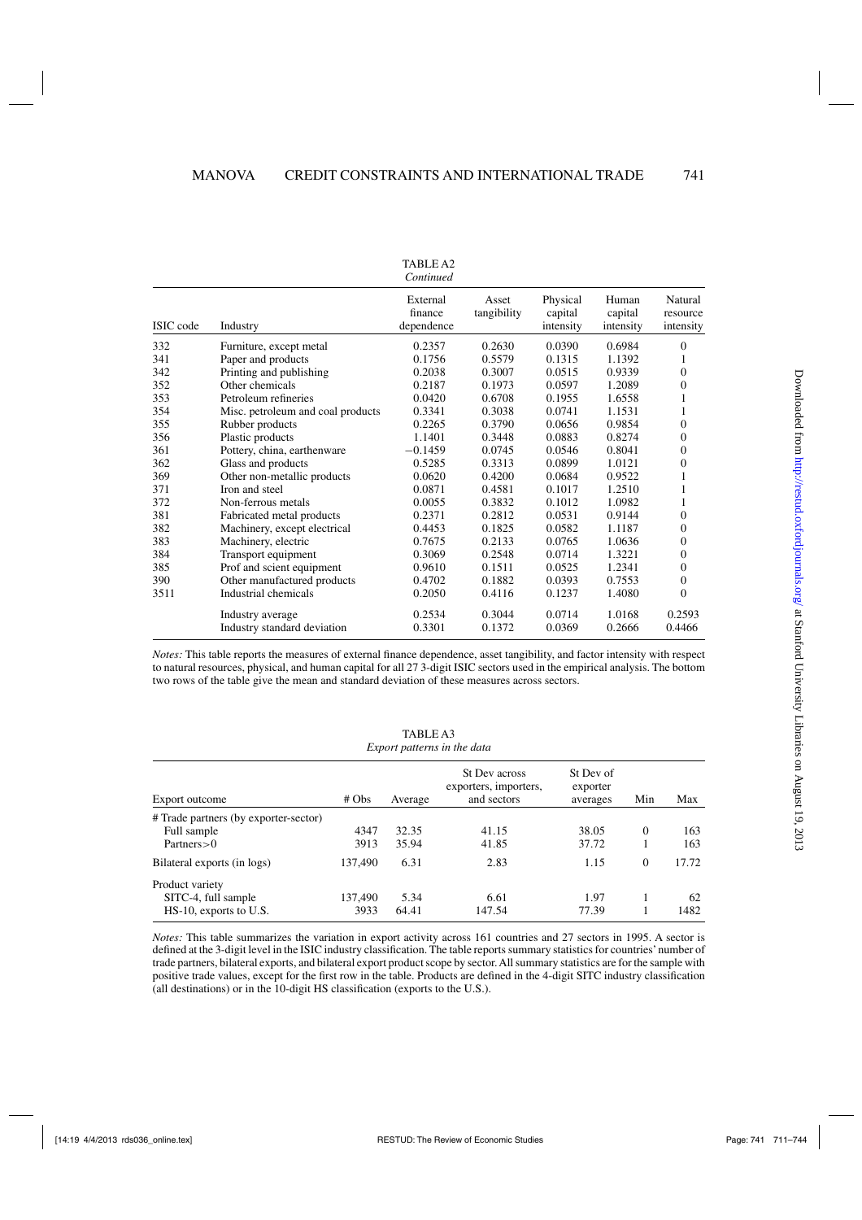TABLE A2
*Continued*

| ISIC code | Industry | External finance dependence | Asset tangibility | Physical capital intensity | Human capital intensity | Natural resource intensity |
|---|---|---|---|---|---|---|
| 332 | Furniture, except metal | 0.2357 | 0.2630 | 0.0390 | 0.6984 | 0 |
| 341 | Paper and products | 0.1756 | 0.5579 | 0.1315 | 1.1392 | 1 |
| 342 | Printing and publishing | 0.2038 | 0.3007 | 0.0515 | 0.9339 | 0 |
| 352 | Other chemicals | 0.2187 | 0.1973 | 0.0597 | 1.2089 | 0 |
| 353 | Petroleum refineries | 0.0420 | 0.6708 | 0.1955 | 1.6558 | 1 |
| 354 | Misc. petroleum and coal products | 0.3341 | 0.3038 | 0.0741 | 1.1531 | 1 |
| 355 | Rubber products | 0.2265 | 0.3790 | 0.0656 | 0.9854 | 0 |
| 356 | Plastic products | 1.1401 | 0.3448 | 0.0883 | 0.8274 | 0 |
| 361 | Pottery, china, earthenware | −0.1459 | 0.0745 | 0.0546 | 0.8041 | 0 |
| 362 | Glass and products | 0.5285 | 0.3313 | 0.0899 | 1.0121 | 0 |
| 369 | Other non-metallic products | 0.0620 | 0.4200 | 0.0684 | 0.9522 | 1 |
| 371 | Iron and steel | 0.0871 | 0.4581 | 0.1017 | 1.2510 | 1 |
| 372 | Non-ferrous metals | 0.0055 | 0.3832 | 0.1012 | 1.0982 | 1 |
| 381 | Fabricated metal products | 0.2371 | 0.2812 | 0.0531 | 0.9144 | 0 |
| 382 | Machinery, except electrical | 0.4453 | 0.1825 | 0.0582 | 1.1187 | 0 |
| 383 | Machinery, electric | 0.7675 | 0.2133 | 0.0765 | 1.0636 | 0 |
| 384 | Transport equipment | 0.3069 | 0.2548 | 0.0714 | 1.3221 | 0 |
| 385 | Prof and scient equipment | 0.9610 | 0.1511 | 0.0525 | 1.2341 | 0 |
| 390 | Other manufactured products | 0.4702 | 0.1882 | 0.0393 | 0.7553 | 0 |
| 3511 | Industrial chemicals | 0.2050 | 0.4116 | 0.1237 | 1.4080 | 0 |
| | Industry average | 0.2534 | 0.3044 | 0.0714 | 1.0168 | 0.2593 |
| | Industry standard deviation | 0.3301 | 0.1372 | 0.0369 | 0.2666 | 0.4466 |

*Notes:* This table reports the measures of external finance dependence, asset tangibility, and factor intensity with respect to natural resources, physical, and human capital for all 27 3-digit ISIC sectors used in the empirical analysis. The bottom two rows of the table give the mean and standard deviation of these measures across sectors.

TABLE A3
*Export patterns in the data*

| Export outcome | # Obs | Average | St Dev across exporters, importers, and sectors | St Dev of exporter averages | Min | Max |
|---|---|---|---|---|---|---|
| # Trade partners (by exporter-sector) | | | | | | |
| Full sample | 4347 | 32.35 | 41.15 | 38.05 | 0 | 163 |
| Partners>0 | 3913 | 35.94 | 41.85 | 37.72 | 1 | 163 |
| Bilateral exports (in logs) | 137,490 | 6.31 | 2.83 | 1.15 | 0 | 17.72 |
| Product variety | | | | | | |
| SITC-4, full sample | 137,490 | 5.34 | 6.61 | 1.97 | 1 | 62 |
| HS-10, exports to U.S. | 3933 | 64.41 | 147.54 | 77.39 | 1 | 1482 |

*Notes:* This table summarizes the variation in export activity across 161 countries and 27 sectors in 1995. A sector is defined at the 3-digit level in the ISIC industry classification. The table reports summary statistics for countries' number of trade partners, bilateral exports, and bilateral export product scope by sector. All summary statistics are for the sample with positive trade values, except for the first row in the table. Products are defined in the 4-digit SITC industry classification (all destinations) or in the 10-digit HS classification (exports to the U.S.).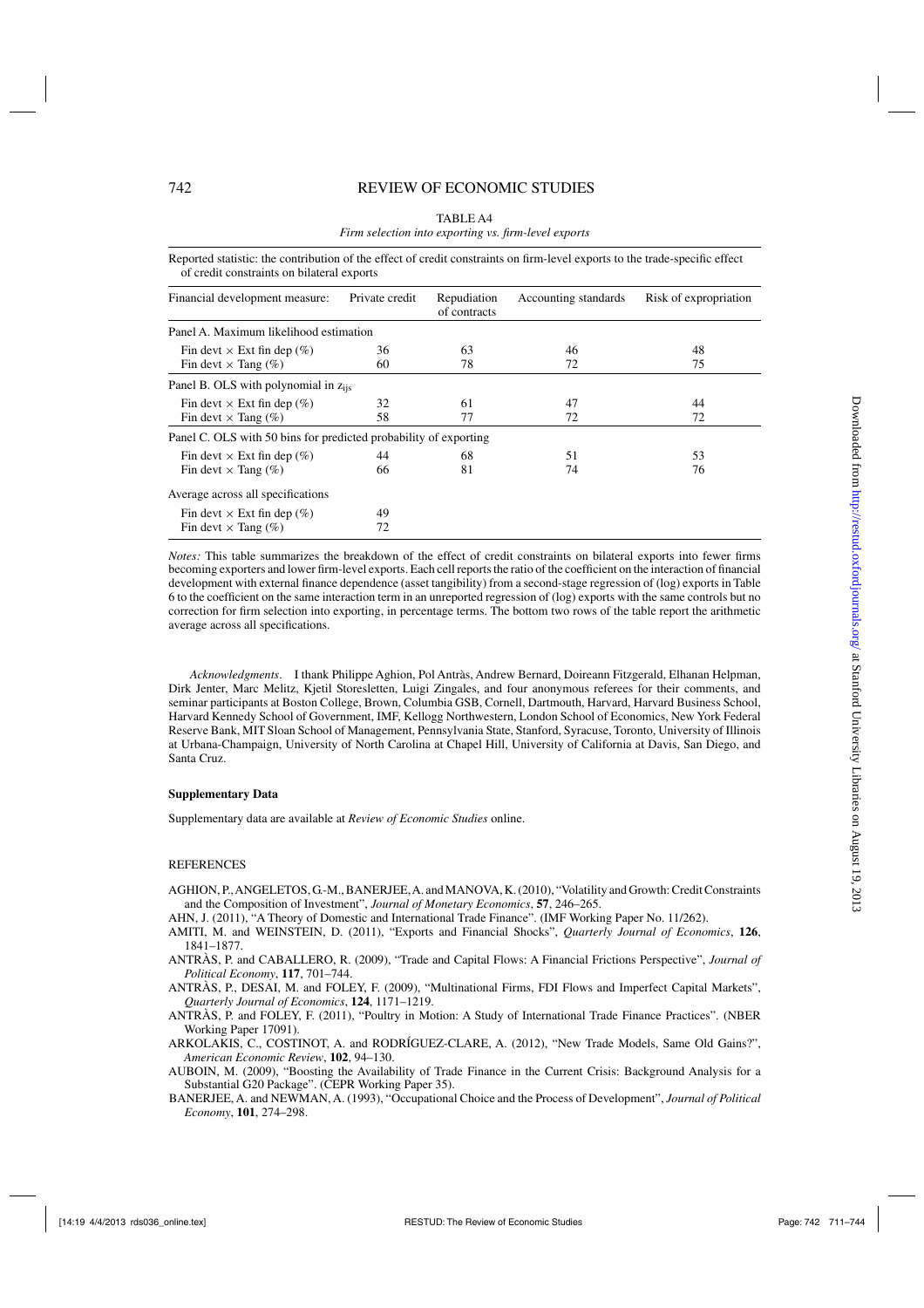TABLE A4

*Firm selection into exporting vs. firm-level exports*

Reported statistic: the contribution of the effect of credit constraints on firm-level exports to the trade-specific effect of credit constraints on bilateral exports

| Financial development measure: | Private credit | Repudiation of contracts | Accounting standards | Risk of expropriation |
|---|---|---|---|---|
| Panel A. Maximum likelihood estimation | | | | |
| Fin devt × Ext fin dep (%) | 36 | 63 | 46 | 48 |
| Fin devt × Tang (%) | 60 | 78 | 72 | 75 |
| Panel B. OLS with polynomial in $z_{ijs}$ | | | | |
| Fin devt × Ext fin dep (%) | 32 | 61 | 47 | 44 |
| Fin devt × Tang (%) | 58 | 77 | 72 | 72 |
| Panel C. OLS with 50 bins for predicted probability of exporting | | | | |
| Fin devt × Ext fin dep (%) | 44 | 68 | 51 | 53 |
| Fin devt × Tang (%) | 66 | 81 | 74 | 76 |
| Average across all specifications | | | | |
| Fin devt × Ext fin dep (%) | 49 | | | |
| Fin devt × Tang (%) | 72 | | | |

*Notes:* This table summarizes the breakdown of the effect of credit constraints on bilateral exports into fewer firms becoming exporters and lower firm-level exports. Each cell reports the ratio of the coefficient on the interaction of financial development with external finance dependence (asset tangibility) from a second-stage regression of (log) exports in Table 6 to the coefficient on the same interaction term in an unreported regression of (log) exports with the same controls but no correction for firm selection into exporting, in percentage terms. The bottom two rows of the table report the arithmetic average across all specifications.

*Acknowledgments*. I thank Philippe Aghion, Pol Antràs, Andrew Bernard, Doireann Fitzgerald, Elhanan Helpman, Dirk Jenter, Marc Melitz, Kjetil Storesletten, Luigi Zingales, and four anonymous referees for their comments, and seminar participants at Boston College, Brown, Columbia GSB, Cornell, Dartmouth, Harvard, Harvard Business School, Harvard Kennedy School of Government, IMF, Kellogg Northwestern, London School of Economics, New York Federal Reserve Bank, MIT Sloan School of Management, Pennsylvania State, Stanford, Syracuse, Toronto, University of Illinois at Urbana-Champaign, University of North Carolina at Chapel Hill, University of California at Davis, San Diego, and Santa Cruz.

**Supplementary Data**

Supplementary data are available at *Review of Economic Studies* online.

REFERENCES

AGHION, P., ANGELETOS, G.-M., BANERJEE, A. and MANOVA, K. (2010), "Volatility and Growth: Credit Constraints and the Composition of Investment", *Journal of Monetary Economics*, **57**, 246–265.

AHN, J. (2011), "A Theory of Domestic and International Trade Finance". (IMF Working Paper No. 11/262).

AMITI, M. and WEINSTEIN, D. (2011), "Exports and Financial Shocks", *Quarterly Journal of Economics*, **126**, 1841–1877.

ANTRÀS, P. and CABALLERO, R. (2009), "Trade and Capital Flows: A Financial Frictions Perspective", *Journal of Political Economy*, **117**, 701–744.

ANTRÀS, P., DESAI, M. and FOLEY, F. (2009), "Multinational Firms, FDI Flows and Imperfect Capital Markets", *Quarterly Journal of Economics*, **124**, 1171–1219.

ANTRÀS, P. and FOLEY, F. (2011), "Poultry in Motion: A Study of International Trade Finance Practices". (NBER Working Paper 17091).

ARKOLAKIS, C., COSTINOT, A. and RODRÍGUEZ-CLARE, A. (2012), "New Trade Models, Same Old Gains?", *American Economic Review*, **102**, 94–130.

AUBOIN, M. (2009), "Boosting the Availability of Trade Finance in the Current Crisis: Background Analysis for a Substantial G20 Package". (CEPR Working Paper 35).

BANERJEE, A. and NEWMAN, A. (1993), "Occupational Choice and the Process of Development", *Journal of Political Economy*, **101**, 274–298.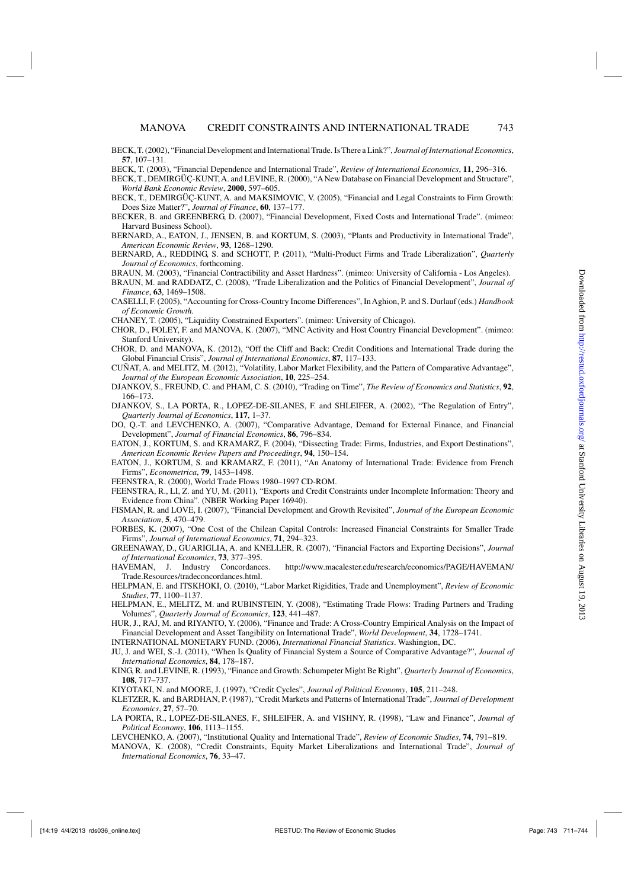BECK, T. (2002), "Financial Development and International Trade. Is There a Link?", *Journal of International Economics*, **57**, 107–131.

BECK, T. (2003), "Financial Dependence and International Trade", *Review of International Economics*, **11**, 296–316.

BECK, T., DEMIRGÜÇ-KUNT, A. and LEVINE, R. (2000), "A New Database on Financial Development and Structure", *World Bank Economic Review*, **2000**, 597–605.

BECK, T., DEMIRGÜÇ-KUNT, A. and MAKSIMOVIC, V. (2005), "Financial and Legal Constraints to Firm Growth: Does Size Matter?", *Journal of Finance*, **60**, 137–177.

BECKER, B. and GREENBERG, D. (2007), "Financial Development, Fixed Costs and International Trade". (mimeo: Harvard Business School).

BERNARD, A., EATON, J., JENSEN, B. and KORTUM, S. (2003), "Plants and Productivity in International Trade", *American Economic Review*, **93**, 1268–1290.

BERNARD, A., REDDING, S. and SCHOTT, P. (2011), "Multi-Product Firms and Trade Liberalization", *Quarterly Journal of Economics*, forthcoming.

BRAUN, M. (2003), "Financial Contractibility and Asset Hardness". (mimeo: University of California - Los Angeles).

BRAUN, M. and RADDATZ, C. (2008), "Trade Liberalization and the Politics of Financial Development", *Journal of Finance*, **63**, 1469–1508.

CASELLI, F. (2005), "Accounting for Cross-Country Income Differences", In Aghion, P. and S. Durlauf (eds.) *Handbook of Economic Growth*.

CHANEY, T. (2005), "Liquidity Constrained Exporters". (mimeo: University of Chicago).

CHOR, D., FOLEY, F. and MANOVA, K. (2007), "MNC Activity and Host Country Financial Development". (mimeo: Stanford University).

CHOR, D. and MANOVA, K. (2012), "Off the Cliff and Back: Credit Conditions and International Trade during the Global Financial Crisis", *Journal of International Economics*, **87**, 117–133.

CUÑAT, A. and MELITZ, M. (2012), "Volatility, Labor Market Flexibility, and the Pattern of Comparative Advantage", *Journal of the European Economic Association*, **10**, 225–254.

DJANKOV, S., FREUND, C. and PHAM, C. S. (2010), "Trading on Time", *The Review of Economics and Statistics*, **92**, 166–173.

DJANKOV, S., LA PORTA, R., LOPEZ-DE-SILANES, F. and SHLEIFER, A. (2002), "The Regulation of Entry", *Quarterly Journal of Economics*, **117**, 1–37.

DO, Q.-T. and LEVCHENKO, A. (2007), "Comparative Advantage, Demand for External Finance, and Financial Development", *Journal of Financial Economics*, **86**, 796–834.

EATON, J., KORTUM, S. and KRAMARZ, F. (2004), "Dissecting Trade: Firms, Industries, and Export Destinations", *American Economic Review Papers and Proceedings*, **94**, 150–154.

EATON, J., KORTUM, S. and KRAMARZ, F. (2011), "An Anatomy of International Trade: Evidence from French Firms", *Econometrica*, **79**, 1453–1498.

FEENSTRA, R. (2000), World Trade Flows 1980–1997 CD-ROM.

FEENSTRA, R., LI, Z. and YU, M. (2011), "Exports and Credit Constraints under Incomplete Information: Theory and Evidence from China". (NBER Working Paper 16940).

FISMAN, R. and LOVE, I. (2007), "Financial Development and Growth Revisited", *Journal of the European Economic Association*, **5**, 470–479.

FORBES, K. (2007), "One Cost of the Chilean Capital Controls: Increased Financial Constraints for Smaller Trade Firms", *Journal of International Economics*, **71**, 294–323.

GREENAWAY, D., GUARIGLIA, A. and KNELLER, R. (2007), "Financial Factors and Exporting Decisions", *Journal of International Economics*, **73**, 377–395.

HAVEMAN, J. Industry Concordances. http://www.macalester.edu/research/economics/PAGE/HAVEMAN/Trade.Resources/tradeconcordances.html.

HELPMAN, E. and ITSKHOKI, O. (2010), "Labor Market Rigidities, Trade and Unemployment", *Review of Economic Studies*, **77**, 1100–1137.

HELPMAN, E., MELITZ, M. and RUBINSTEIN, Y. (2008), "Estimating Trade Flows: Trading Partners and Trading Volumes", *Quarterly Journal of Economics*, **123**, 441–487.

HUR, J., RAJ, M. and RIYANTO, Y. (2006), "Finance and Trade: A Cross-Country Empirical Analysis on the Impact of Financial Development and Asset Tangibility on International Trade", *World Development*, **34**, 1728–1741.

INTERNATIONAL MONETARY FUND. (2006), *International Financial Statistics*. Washington, DC.

JU, J. and WEI, S.-J. (2011), "When Is Quality of Financial System a Source of Comparative Advantage?", *Journal of International Economics*, **84**, 178–187.

KING, R. and LEVINE, R. (1993), "Finance and Growth: Schumpeter Might Be Right", *Quarterly Journal of Economics*, **108**, 717–737.

KIYOTAKI, N. and MOORE, J. (1997), "Credit Cycles", *Journal of Political Economy*, **105**, 211–248.

KLETZER, K. and BARDHAN, P. (1987), "Credit Markets and Patterns of International Trade", *Journal of Development Economics*, **27**, 57–70.

LA PORTA, R., LOPEZ-DE-SILANES, F., SHLEIFER, A. and VISHNY, R. (1998), "Law and Finance", *Journal of Political Economy*, **106**, 1113–1155.

LEVCHENKO, A. (2007), "Institutional Quality and International Trade", *Review of Economic Studies*, **74**, 791–819.

MANOVA, K. (2008), "Credit Constraints, Equity Market Liberalizations and International Trade", *Journal of International Economics*, **76**, 33–47.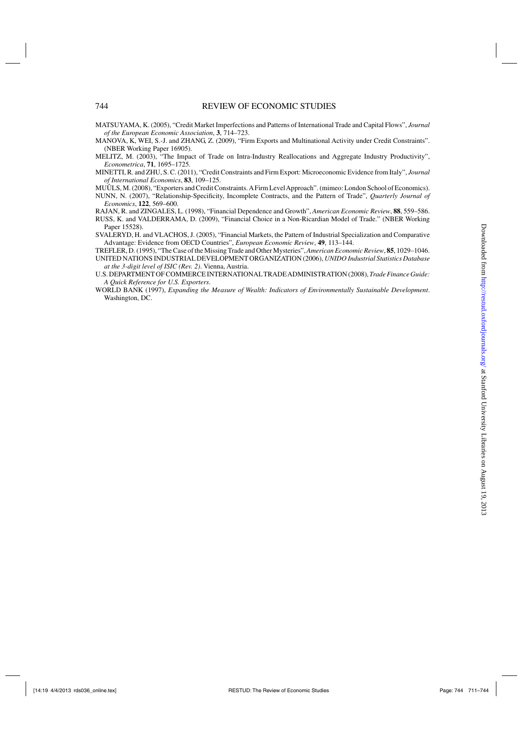MATSUYAMA, K. (2005), "Credit Market Imperfections and Patterns of International Trade and Capital Flows", *Journal of the European Economic Association*, **3**, 714–723.

MANOVA, K, WEI, S.-J. and ZHANG, Z. (2009), "Firm Exports and Multinational Activity under Credit Constraints". (NBER Working Paper 16905).

MELITZ, M. (2003), "The Impact of Trade on Intra-Industry Reallocations and Aggregate Industry Productivity", *Econometrica*, **71**, 1695–1725.

MINETTI, R. and ZHU, S. C. (2011), "Credit Constraints and Firm Export: Microeconomic Evidence from Italy", *Journal of International Economics*, **83**, 109–125.

MUÛLS, M. (2008), "Exporters and Credit Constraints. A Firm Level Approach". (mimeo: London School of Economics).

NUNN, N. (2007), "Relationship-Specificity, Incomplete Contracts, and the Pattern of Trade", *Quarterly Journal of Economics*, **122**, 569–600.

RAJAN, R. and ZINGALES, L. (1998), "Financial Dependence and Growth", *American Economic Review*, **88**, 559–586.

RUSS, K. and VALDERRAMA, D. (2009), "Financial Choice in a Non-Ricardian Model of Trade." (NBER Working Paper 15528).

SVALERYD, H. and VLACHOS, J. (2005), "Financial Markets, the Pattern of Industrial Specialization and Comparative Advantage: Evidence from OECD Countries", *European Economic Review*, **49**, 113–144.

TREFLER, D. (1995), "The Case of the Missing Trade and Other Mysteries", *American Economic Review*, **85**, 1029–1046.

UNITED NATIONS INDUSTRIAL DEVELOPMENT ORGANIZATION (2006), *UNIDO Industrial Statistics Database at the 3-digit level of ISIC (Rev. 2)*. Vienna, Austria.

U.S. DEPARTMENT OF COMMERCE INTERNATIONAL TRADE ADMINISTRATION (2008), *Trade Finance Guide: A Quick Reference for U.S. Exporters*.

WORLD BANK (1997), *Expanding the Measure of Wealth: Indicators of Environmentally Sustainable Development*. Washington, DC.